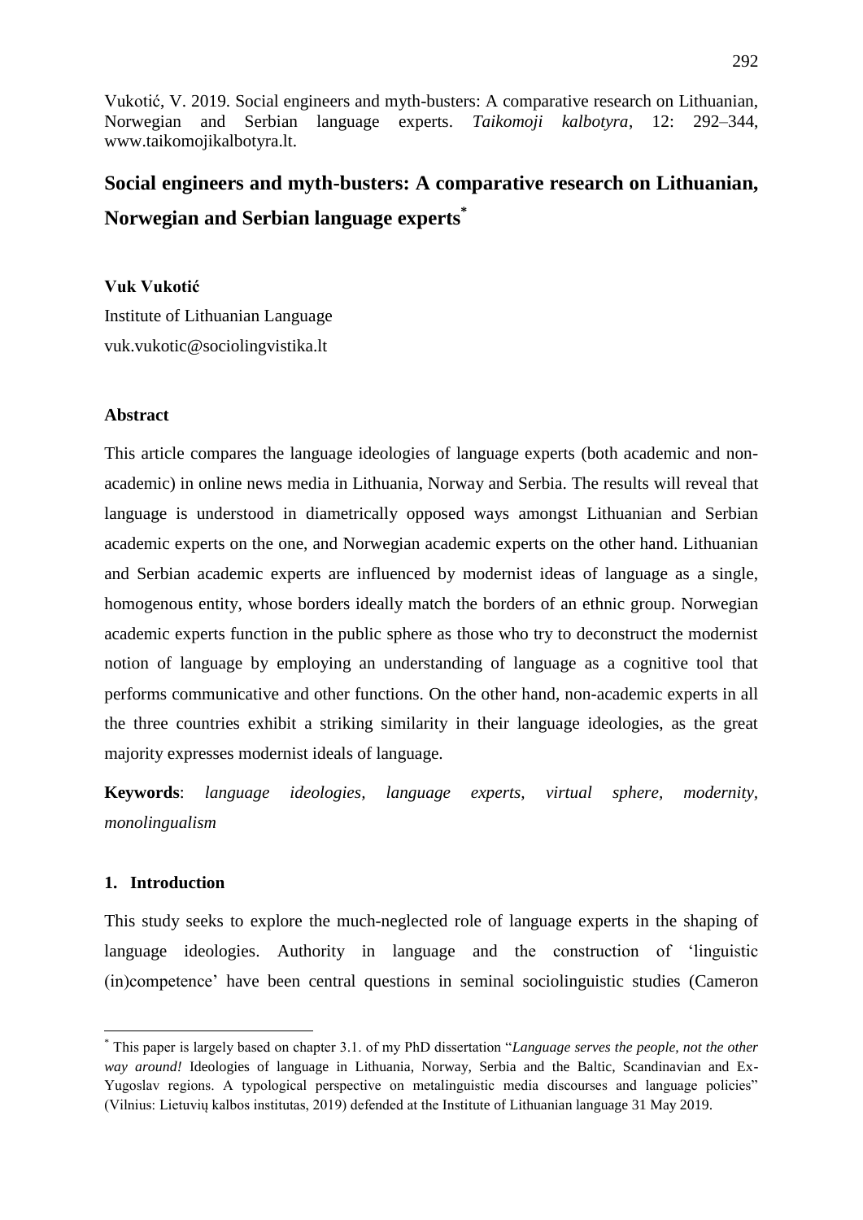Vukotić, V. 2019. Social engineers and myth-busters: A comparative research on Lithuanian, Norwegian and Serbian language experts. *Taikomoji kalbotyra*, 12: 292–344, www.taikomojikalbotyra.lt.

# Social engineers and myth-busters: A comparative research on Lithuanian, Norwegian and Serbian language experts[*]

**Vuk Vukotić**

Institute of Lithuanian Language

vuk.vukotic@sociolingvistika.lt

## Abstract

This article compares the language ideologies of language experts (both academic and non-academic) in online news media in Lithuania, Norway and Serbia. The results will reveal that language is understood in diametrically opposed ways amongst Lithuanian and Serbian academic experts on the one, and Norwegian academic experts on the other hand. Lithuanian and Serbian academic experts are influenced by modernist ideas of language as a single, homogenous entity, whose borders ideally match the borders of an ethnic group. Norwegian academic experts function in the public sphere as those who try to deconstruct the modernist notion of language by employing an understanding of language as a cognitive tool that performs communicative and other functions. On the other hand, non-academic experts in all the three countries exhibit a striking similarity in their language ideologies, as the great majority expresses modernist ideals of language.

**Keywords**: *language ideologies, language experts, virtual sphere, modernity, monolingualism*

## 1. Introduction

This study seeks to explore the much-neglected role of language experts in the shaping of language ideologies. Authority in language and the construction of 'linguistic (in)competence' have been central questions in seminal sociolinguistic studies (Cameron

---

[*] This paper is largely based on chapter 3.1. of my PhD dissertation "*Language serves the people, not the other way around!* Ideologies of language in Lithuania, Norway, Serbia and the Baltic, Scandinavian and Ex-Yugoslav regions. A typological perspective on metalinguistic media discourses and language policies" (Vilnius: Lietuvių kalbos institutas, 2019) defended at the Institute of Lithuanian language 31 May 2019.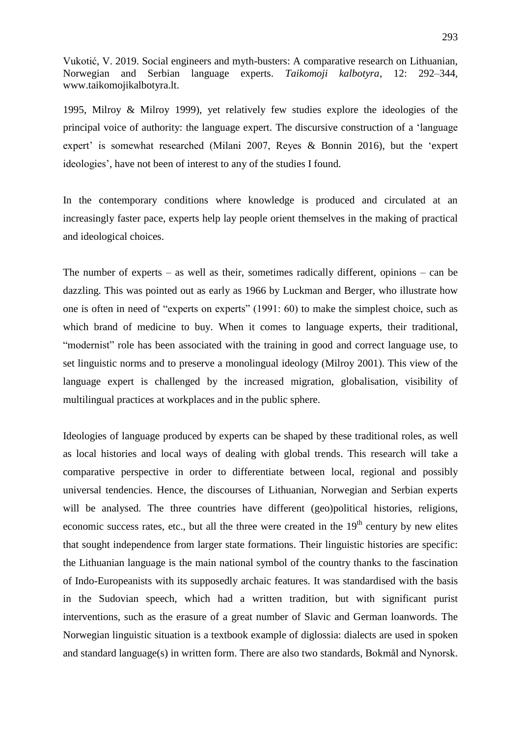1995, Milroy & Milroy 1999), yet relatively few studies explore the ideologies of the principal voice of authority: the language expert. The discursive construction of a 'language expert' is somewhat researched (Milani 2007, Reyes & Bonnin 2016), but the 'expert ideologies', have not been of interest to any of the studies I found.

In the contemporary conditions where knowledge is produced and circulated at an increasingly faster pace, experts help lay people orient themselves in the making of practical and ideological choices.

The number of experts – as well as their, sometimes radically different, opinions – can be dazzling. This was pointed out as early as 1966 by Luckman and Berger, who illustrate how one is often in need of "experts on experts" (1991: 60) to make the simplest choice, such as which brand of medicine to buy. When it comes to language experts, their traditional, "modernist" role has been associated with the training in good and correct language use, to set linguistic norms and to preserve a monolingual ideology (Milroy 2001). This view of the language expert is challenged by the increased migration, globalisation, visibility of multilingual practices at workplaces and in the public sphere.

Ideologies of language produced by experts can be shaped by these traditional roles, as well as local histories and local ways of dealing with global trends. This research will take a comparative perspective in order to differentiate between local, regional and possibly universal tendencies. Hence, the discourses of Lithuanian, Norwegian and Serbian experts will be analysed. The three countries have different (geo)political histories, religions, economic success rates, etc., but all the three were created in the 19th century by new elites that sought independence from larger state formations. Their linguistic histories are specific: the Lithuanian language is the main national symbol of the country thanks to the fascination of Indo-Europeanists with its supposedly archaic features. It was standardised with the basis in the Sudovian speech, which had a written tradition, but with significant purist interventions, such as the erasure of a great number of Slavic and German loanwords. The Norwegian linguistic situation is a textbook example of diglossia: dialects are used in spoken and standard language(s) in written form. There are also two standards, Bokmål and Nynorsk.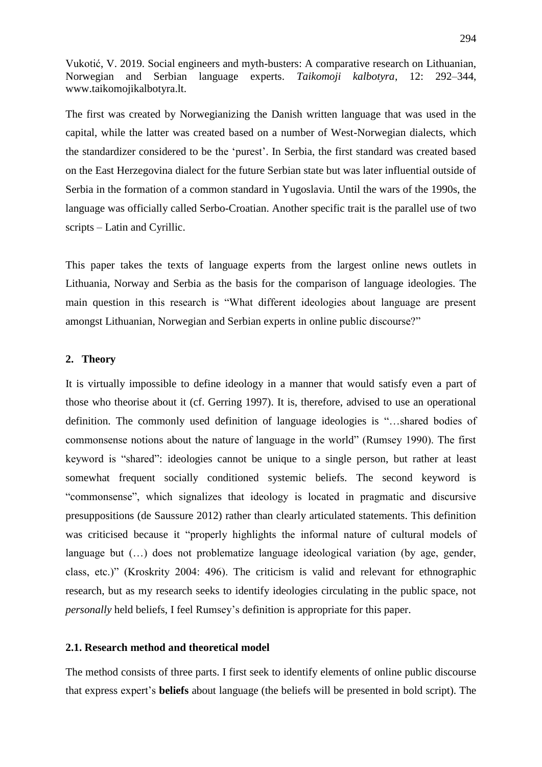The first was created by Norwegianizing the Danish written language that was used in the capital, while the latter was created based on a number of West-Norwegian dialects, which the standardizer considered to be the 'purest'. In Serbia, the first standard was created based on the East Herzegovina dialect for the future Serbian state but was later influential outside of Serbia in the formation of a common standard in Yugoslavia. Until the wars of the 1990s, the language was officially called Serbo-Croatian. Another specific trait is the parallel use of two scripts – Latin and Cyrillic.

This paper takes the texts of language experts from the largest online news outlets in Lithuania, Norway and Serbia as the basis for the comparison of language ideologies. The main question in this research is "What different ideologies about language are present amongst Lithuanian, Norwegian and Serbian experts in online public discourse?"

## 2. Theory

It is virtually impossible to define ideology in a manner that would satisfy even a part of those who theorise about it (cf. Gerring 1997). It is, therefore, advised to use an operational definition. The commonly used definition of language ideologies is "…shared bodies of commonsense notions about the nature of language in the world" (Rumsey 1990). The first keyword is "shared": ideologies cannot be unique to a single person, but rather at least somewhat frequent socially conditioned systemic beliefs. The second keyword is "commonsense", which signalizes that ideology is located in pragmatic and discursive presuppositions (de Saussure 2012) rather than clearly articulated statements. This definition was criticised because it "properly highlights the informal nature of cultural models of language but (…) does not problematize language ideological variation (by age, gender, class, etc.)" (Kroskrity 2004: 496). The criticism is valid and relevant for ethnographic research, but as my research seeks to identify ideologies circulating in the public space, not *personally* held beliefs, I feel Rumsey's definition is appropriate for this paper.

### 2.1. Research method and theoretical model

The method consists of three parts. I first seek to identify elements of online public discourse that express expert's **beliefs** about language (the beliefs will be presented in bold script). The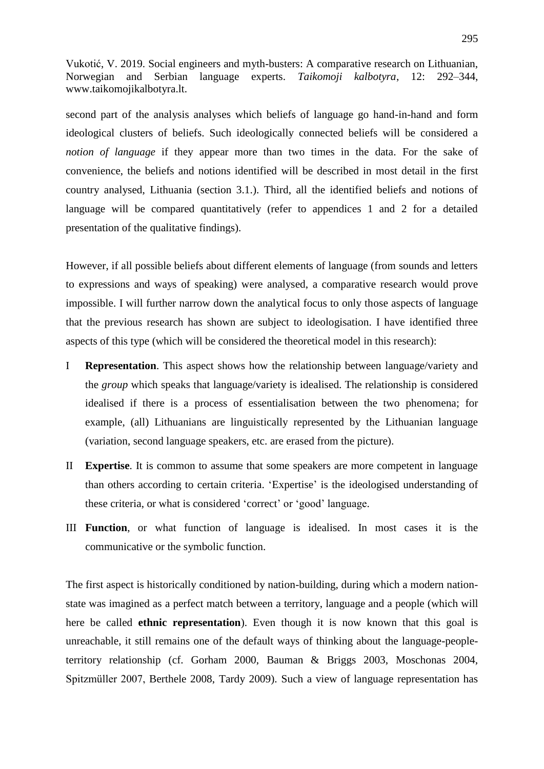second part of the analysis analyses which beliefs of language go hand-in-hand and form ideological clusters of beliefs. Such ideologically connected beliefs will be considered a *notion of language* if they appear more than two times in the data. For the sake of convenience, the beliefs and notions identified will be described in most detail in the first country analysed, Lithuania (section 3.1.). Third, all the identified beliefs and notions of language will be compared quantitatively (refer to appendices 1 and 2 for a detailed presentation of the qualitative findings).

However, if all possible beliefs about different elements of language (from sounds and letters to expressions and ways of speaking) were analysed, a comparative research would prove impossible. I will further narrow down the analytical focus to only those aspects of language that the previous research has shown are subject to ideologisation. I have identified three aspects of this type (which will be considered the theoretical model in this research):

I **Representation**. This aspect shows how the relationship between language/variety and the *group* which speaks that language/variety is idealised. The relationship is considered idealised if there is a process of essentialisation between the two phenomena; for example, (all) Lithuanians are linguistically represented by the Lithuanian language (variation, second language speakers, etc. are erased from the picture).

II **Expertise**. It is common to assume that some speakers are more competent in language than others according to certain criteria. 'Expertise' is the ideologised understanding of these criteria, or what is considered 'correct' or 'good' language.

III **Function**, or what function of language is idealised. In most cases it is the communicative or the symbolic function.

The first aspect is historically conditioned by nation-building, during which a modern nation-state was imagined as a perfect match between a territory, language and a people (which will here be called **ethnic representation**). Even though it is now known that this goal is unreachable, it still remains one of the default ways of thinking about the language-people-territory relationship (cf. Gorham 2000, Bauman & Briggs 2003, Moschonas 2004, Spitzmüller 2007, Berthele 2008, Tardy 2009). Such a view of language representation has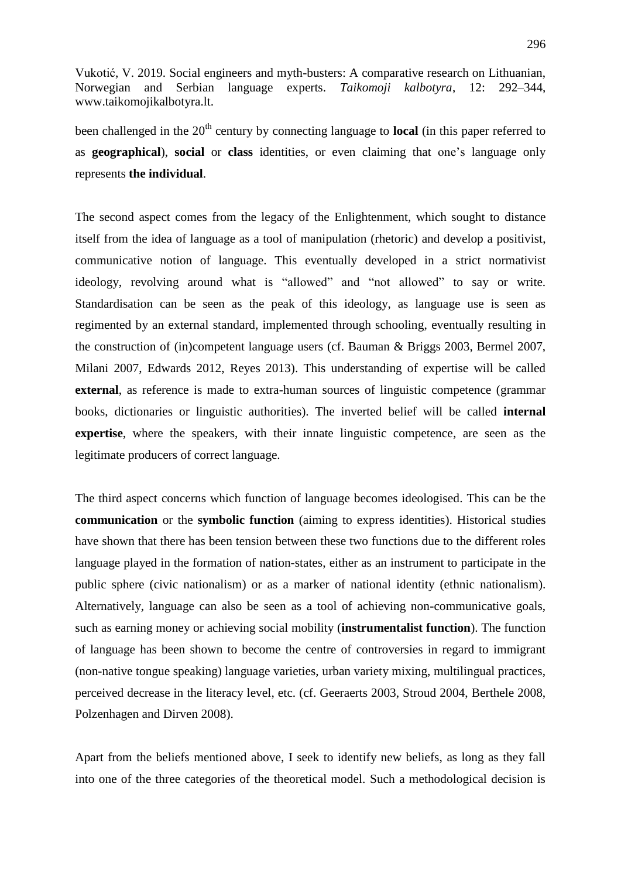been challenged in the 20th century by connecting language to **local** (in this paper referred to as **geographical**), **social** or **class** identities, or even claiming that one's language only represents **the individual**.

The second aspect comes from the legacy of the Enlightenment, which sought to distance itself from the idea of language as a tool of manipulation (rhetoric) and develop a positivist, communicative notion of language. This eventually developed in a strict normativist ideology, revolving around what is "allowed" and "not allowed" to say or write. Standardisation can be seen as the peak of this ideology, as language use is seen as regimented by an external standard, implemented through schooling, eventually resulting in the construction of (in)competent language users (cf. Bauman & Briggs 2003, Bermel 2007, Milani 2007, Edwards 2012, Reyes 2013). This understanding of expertise will be called **external**, as reference is made to extra-human sources of linguistic competence (grammar books, dictionaries or linguistic authorities). The inverted belief will be called **internal expertise**, where the speakers, with their innate linguistic competence, are seen as the legitimate producers of correct language.

The third aspect concerns which function of language becomes ideologised. This can be the **communication** or the **symbolic function** (aiming to express identities). Historical studies have shown that there has been tension between these two functions due to the different roles language played in the formation of nation-states, either as an instrument to participate in the public sphere (civic nationalism) or as a marker of national identity (ethnic nationalism). Alternatively, language can also be seen as a tool of achieving non-communicative goals, such as earning money or achieving social mobility (**instrumentalist function**). The function of language has been shown to become the centre of controversies in regard to immigrant (non-native tongue speaking) language varieties, urban variety mixing, multilingual practices, perceived decrease in the literacy level, etc. (cf. Geeraerts 2003, Stroud 2004, Berthele 2008, Polzenhagen and Dirven 2008).

Apart from the beliefs mentioned above, I seek to identify new beliefs, as long as they fall into one of the three categories of the theoretical model. Such a methodological decision is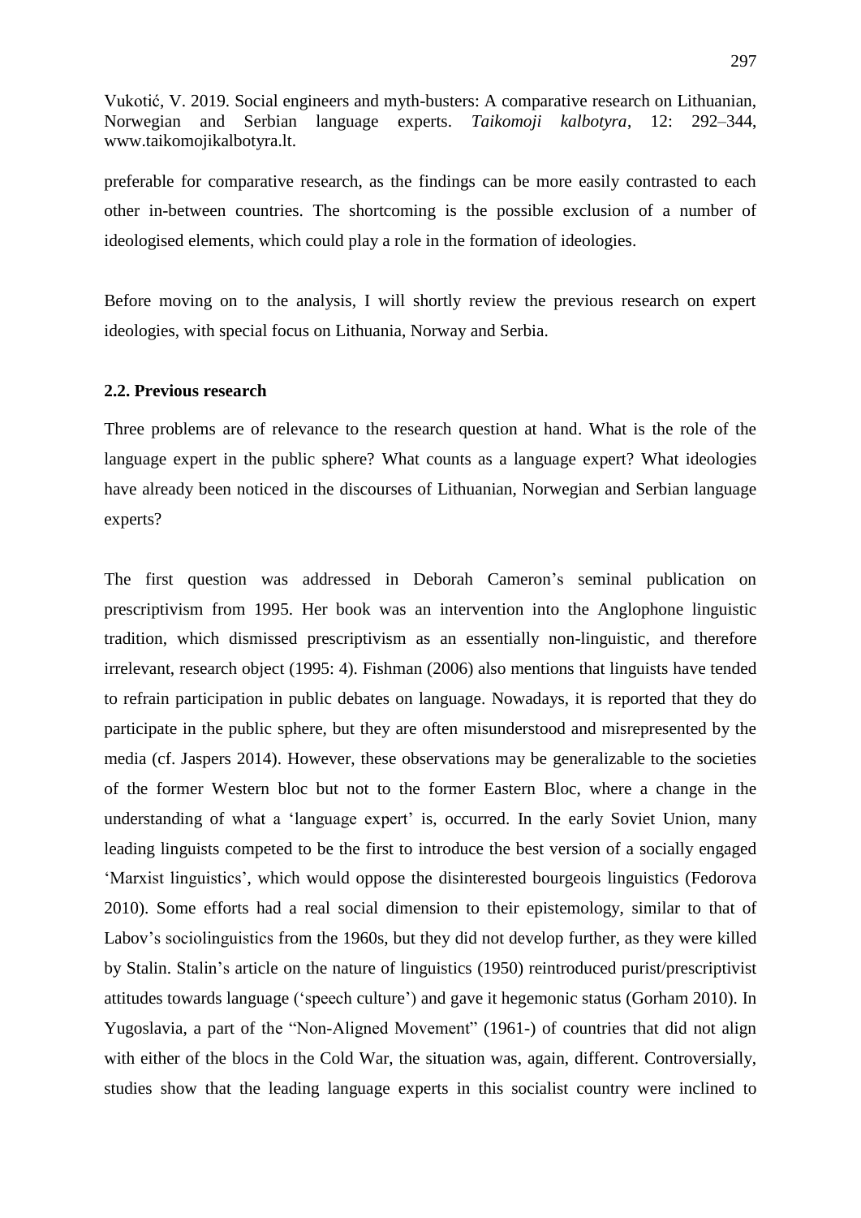preferable for comparative research, as the findings can be more easily contrasted to each other in-between countries. The shortcoming is the possible exclusion of a number of ideologised elements, which could play a role in the formation of ideologies.

Before moving on to the analysis, I will shortly review the previous research on expert ideologies, with special focus on Lithuania, Norway and Serbia.

### 2.2. Previous research

Three problems are of relevance to the research question at hand. What is the role of the language expert in the public sphere? What counts as a language expert? What ideologies have already been noticed in the discourses of Lithuanian, Norwegian and Serbian language experts?

The first question was addressed in Deborah Cameron's seminal publication on prescriptivism from 1995. Her book was an intervention into the Anglophone linguistic tradition, which dismissed prescriptivism as an essentially non-linguistic, and therefore irrelevant, research object (1995: 4). Fishman (2006) also mentions that linguists have tended to refrain participation in public debates on language. Nowadays, it is reported that they do participate in the public sphere, but they are often misunderstood and misrepresented by the media (cf. Jaspers 2014). However, these observations may be generalizable to the societies of the former Western bloc but not to the former Eastern Bloc, where a change in the understanding of what a 'language expert' is, occurred. In the early Soviet Union, many leading linguists competed to be the first to introduce the best version of a socially engaged 'Marxist linguistics', which would oppose the disinterested bourgeois linguistics (Fedorova 2010). Some efforts had a real social dimension to their epistemology, similar to that of Labov's sociolinguistics from the 1960s, but they did not develop further, as they were killed by Stalin. Stalin's article on the nature of linguistics (1950) reintroduced purist/prescriptivist attitudes towards language ('speech culture') and gave it hegemonic status (Gorham 2010). In Yugoslavia, a part of the "Non-Aligned Movement" (1961-) of countries that did not align with either of the blocs in the Cold War, the situation was, again, different. Controversially, studies show that the leading language experts in this socialist country were inclined to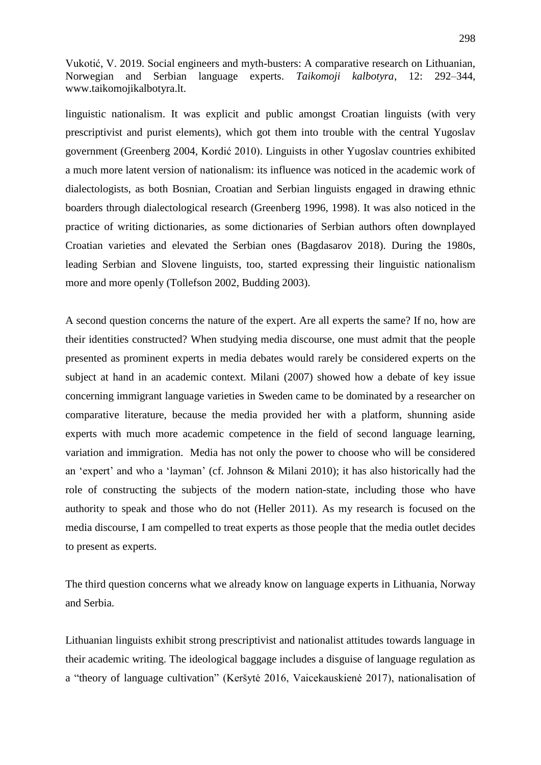linguistic nationalism. It was explicit and public amongst Croatian linguists (with very prescriptivist and purist elements), which got them into trouble with the central Yugoslav government (Greenberg 2004, Kordić 2010). Linguists in other Yugoslav countries exhibited a much more latent version of nationalism: its influence was noticed in the academic work of dialectologists, as both Bosnian, Croatian and Serbian linguists engaged in drawing ethnic boarders through dialectological research (Greenberg 1996, 1998). It was also noticed in the practice of writing dictionaries, as some dictionaries of Serbian authors often downplayed Croatian varieties and elevated the Serbian ones (Bagdasarov 2018). During the 1980s, leading Serbian and Slovene linguists, too, started expressing their linguistic nationalism more and more openly (Tollefson 2002, Budding 2003).

A second question concerns the nature of the expert. Are all experts the same? If no, how are their identities constructed? When studying media discourse, one must admit that the people presented as prominent experts in media debates would rarely be considered experts on the subject at hand in an academic context. Milani (2007) showed how a debate of key issue concerning immigrant language varieties in Sweden came to be dominated by a researcher on comparative literature, because the media provided her with a platform, shunning aside experts with much more academic competence in the field of second language learning, variation and immigration. Media has not only the power to choose who will be considered an 'expert' and who a 'layman' (cf. Johnson & Milani 2010); it has also historically had the role of constructing the subjects of the modern nation-state, including those who have authority to speak and those who do not (Heller 2011). As my research is focused on the media discourse, I am compelled to treat experts as those people that the media outlet decides to present as experts.

The third question concerns what we already know on language experts in Lithuania, Norway and Serbia.

Lithuanian linguists exhibit strong prescriptivist and nationalist attitudes towards language in their academic writing. The ideological baggage includes a disguise of language regulation as a "theory of language cultivation" (Keršytė 2016, Vaicekauskienė 2017), nationalisation of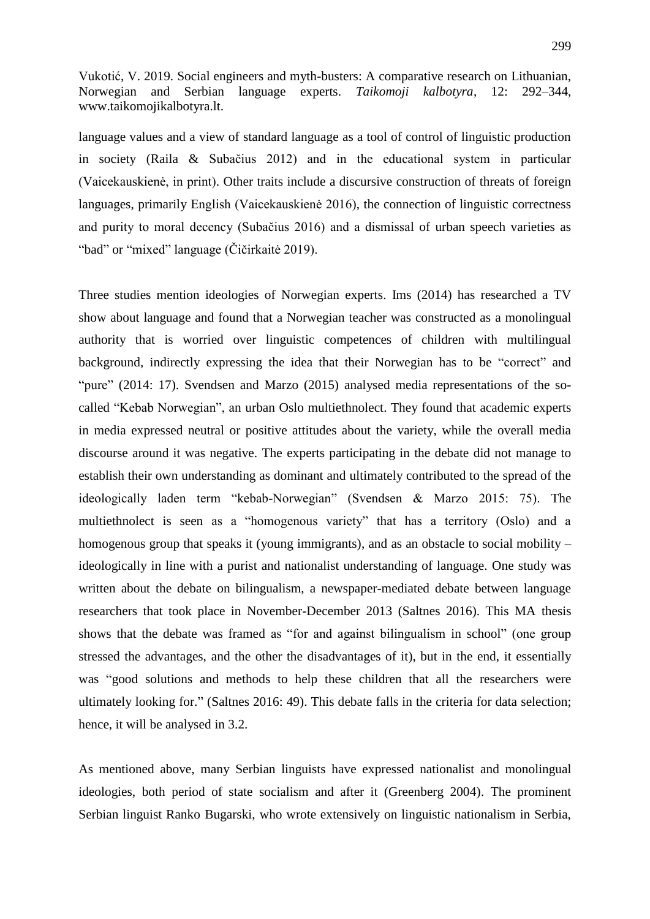language values and a view of standard language as a tool of control of linguistic production in society (Raila & Subačius 2012) and in the educational system in particular (Vaicekauskienė, in print). Other traits include a discursive construction of threats of foreign languages, primarily English (Vaicekauskienė 2016), the connection of linguistic correctness and purity to moral decency (Subačius 2016) and a dismissal of urban speech varieties as "bad" or "mixed" language (Čičirkaitė 2019).

Three studies mention ideologies of Norwegian experts. Ims (2014) has researched a TV show about language and found that a Norwegian teacher was constructed as a monolingual authority that is worried over linguistic competences of children with multilingual background, indirectly expressing the idea that their Norwegian has to be "correct" and "pure" (2014: 17). Svendsen and Marzo (2015) analysed media representations of the so-called "Kebab Norwegian", an urban Oslo multiethnolect. They found that academic experts in media expressed neutral or positive attitudes about the variety, while the overall media discourse around it was negative. The experts participating in the debate did not manage to establish their own understanding as dominant and ultimately contributed to the spread of the ideologically laden term "kebab-Norwegian" (Svendsen & Marzo 2015: 75). The multiethnolect is seen as a "homogenous variety" that has a territory (Oslo) and a homogenous group that speaks it (young immigrants), and as an obstacle to social mobility – ideologically in line with a purist and nationalist understanding of language. One study was written about the debate on bilingualism, a newspaper-mediated debate between language researchers that took place in November-December 2013 (Saltnes 2016). This MA thesis shows that the debate was framed as "for and against bilingualism in school" (one group stressed the advantages, and the other the disadvantages of it), but in the end, it essentially was "good solutions and methods to help these children that all the researchers were ultimately looking for." (Saltnes 2016: 49). This debate falls in the criteria for data selection; hence, it will be analysed in 3.2.

As mentioned above, many Serbian linguists have expressed nationalist and monolingual ideologies, both period of state socialism and after it (Greenberg 2004). The prominent Serbian linguist Ranko Bugarski, who wrote extensively on linguistic nationalism in Serbia,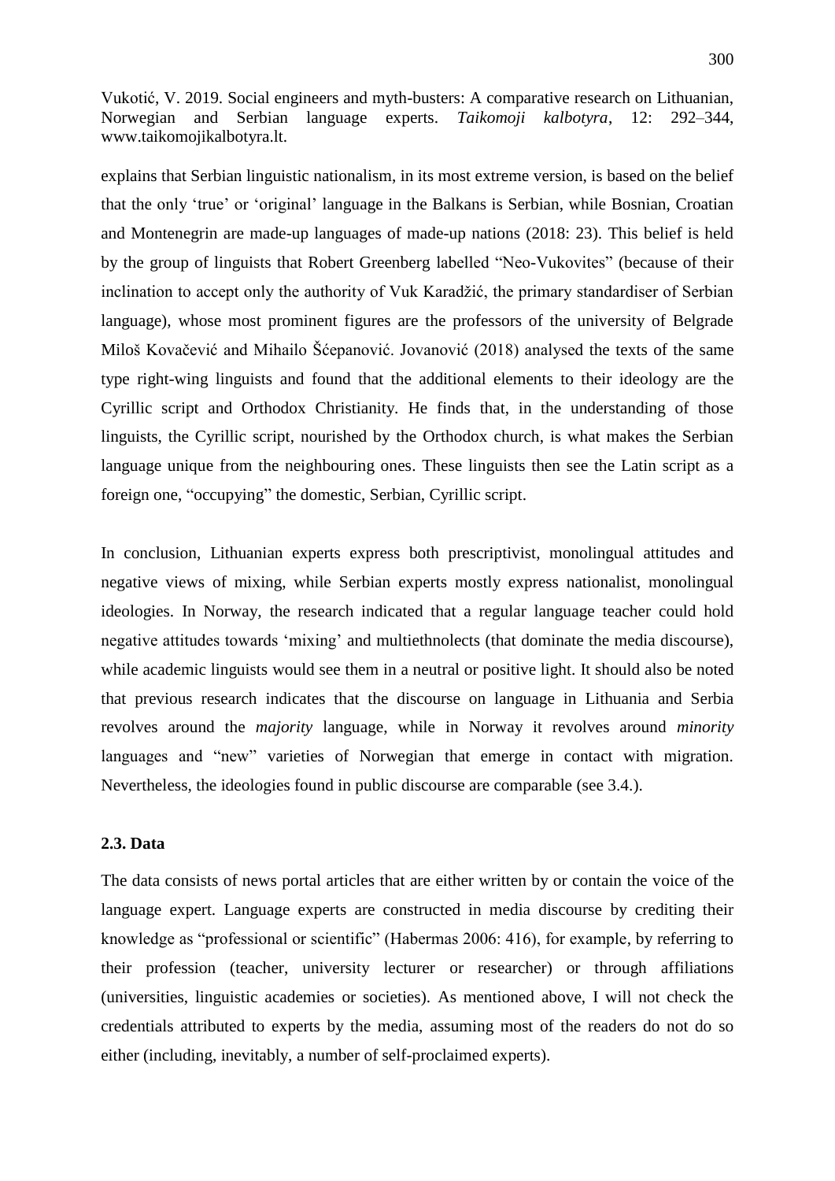explains that Serbian linguistic nationalism, in its most extreme version, is based on the belief that the only 'true' or 'original' language in the Balkans is Serbian, while Bosnian, Croatian and Montenegrin are made-up languages of made-up nations (2018: 23). This belief is held by the group of linguists that Robert Greenberg labelled "Neo-Vukovites" (because of their inclination to accept only the authority of Vuk Karadžić, the primary standardiser of Serbian language), whose most prominent figures are the professors of the university of Belgrade Miloš Kovačević and Mihailo Šćepanović. Jovanović (2018) analysed the texts of the same type right-wing linguists and found that the additional elements to their ideology are the Cyrillic script and Orthodox Christianity. He finds that, in the understanding of those linguists, the Cyrillic script, nourished by the Orthodox church, is what makes the Serbian language unique from the neighbouring ones. These linguists then see the Latin script as a foreign one, "occupying" the domestic, Serbian, Cyrillic script.

In conclusion, Lithuanian experts express both prescriptivist, monolingual attitudes and negative views of mixing, while Serbian experts mostly express nationalist, monolingual ideologies. In Norway, the research indicated that a regular language teacher could hold negative attitudes towards 'mixing' and multiethnolects (that dominate the media discourse), while academic linguists would see them in a neutral or positive light. It should also be noted that previous research indicates that the discourse on language in Lithuania and Serbia revolves around the *majority* language, while in Norway it revolves around *minority* languages and "new" varieties of Norwegian that emerge in contact with migration. Nevertheless, the ideologies found in public discourse are comparable (see 3.4.).

### 2.3. Data

The data consists of news portal articles that are either written by or contain the voice of the language expert. Language experts are constructed in media discourse by crediting their knowledge as "professional or scientific" (Habermas 2006: 416), for example, by referring to their profession (teacher, university lecturer or researcher) or through affiliations (universities, linguistic academies or societies). As mentioned above, I will not check the credentials attributed to experts by the media, assuming most of the readers do not do so either (including, inevitably, a number of self-proclaimed experts).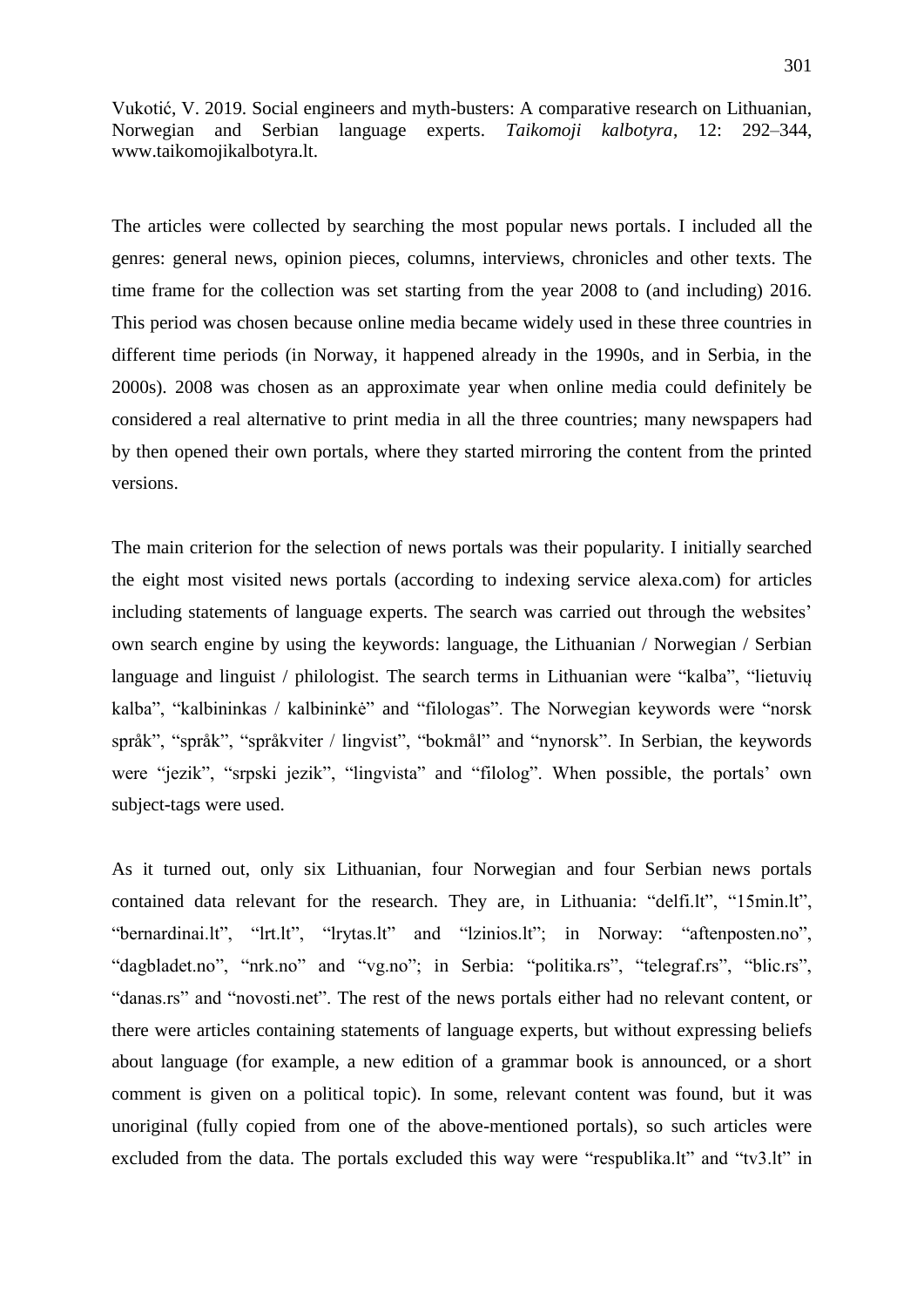The articles were collected by searching the most popular news portals. I included all the genres: general news, opinion pieces, columns, interviews, chronicles and other texts. The time frame for the collection was set starting from the year 2008 to (and including) 2016. This period was chosen because online media became widely used in these three countries in different time periods (in Norway, it happened already in the 1990s, and in Serbia, in the 2000s). 2008 was chosen as an approximate year when online media could definitely be considered a real alternative to print media in all the three countries; many newspapers had by then opened their own portals, where they started mirroring the content from the printed versions.

The main criterion for the selection of news portals was their popularity. I initially searched the eight most visited news portals (according to indexing service alexa.com) for articles including statements of language experts. The search was carried out through the websites' own search engine by using the keywords: language, the Lithuanian / Norwegian / Serbian language and linguist / philologist. The search terms in Lithuanian were "kalba", "lietuvių kalba", "kalbininkas / kalbininkė" and "filologas". The Norwegian keywords were "norsk språk", "språk", "språkviter / lingvist", "bokmål" and "nynorsk". In Serbian, the keywords were "jezik", "srpski jezik", "lingvista" and "filolog". When possible, the portals' own subject-tags were used.

As it turned out, only six Lithuanian, four Norwegian and four Serbian news portals contained data relevant for the research. They are, in Lithuania: "delfi.lt", "15min.lt", "bernardinai.lt", "lrt.lt", "lrytas.lt" and "lzinios.lt"; in Norway: "aftenposten.no", "dagbladet.no", "nrk.no" and "vg.no"; in Serbia: "politika.rs", "telegraf.rs", "blic.rs", "danas.rs" and "novosti.net". The rest of the news portals either had no relevant content, or there were articles containing statements of language experts, but without expressing beliefs about language (for example, a new edition of a grammar book is announced, or a short comment is given on a political topic). In some, relevant content was found, but it was unoriginal (fully copied from one of the above-mentioned portals), so such articles were excluded from the data. The portals excluded this way were "respublika.lt" and "tv3.lt" in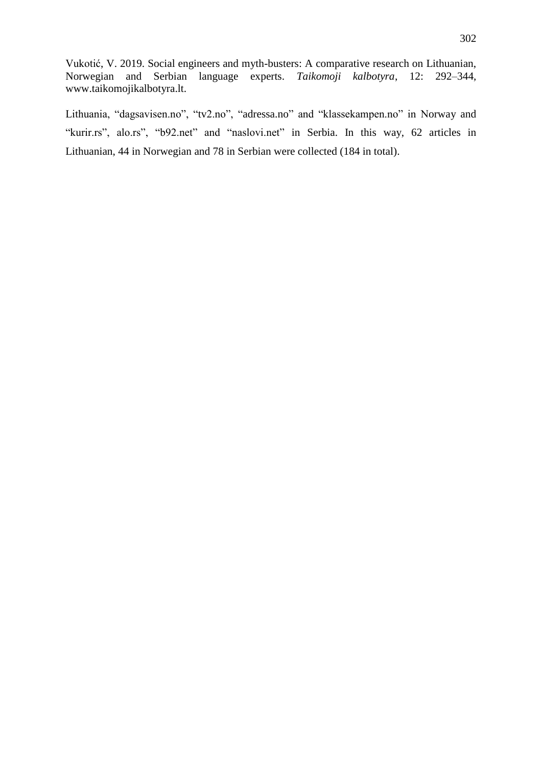Lithuania, “dagsavisen.no”, “tv2.no”, “adressa.no” and “klassekampen.no” in Norway and “kurir.rs”, alo.rs”, “b92.net” and “naslovi.net” in Serbia. In this way, 62 articles in Lithuanian, 44 in Norwegian and 78 in Serbian were collected (184 in total).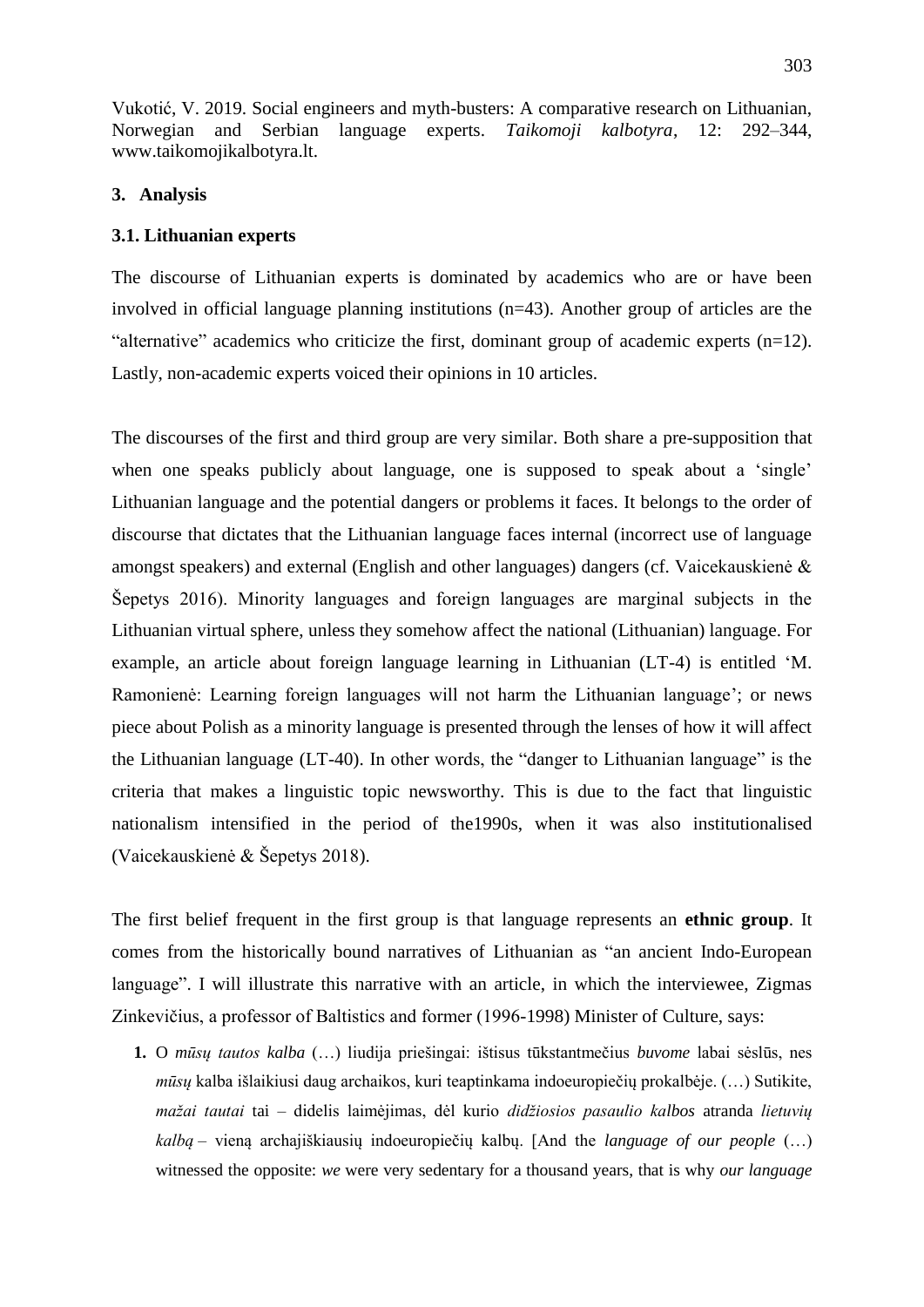## 3. Analysis

### 3.1. Lithuanian experts

The discourse of Lithuanian experts is dominated by academics who are or have been involved in official language planning institutions (n=43). Another group of articles are the "alternative" academics who criticize the first, dominant group of academic experts (n=12). Lastly, non-academic experts voiced their opinions in 10 articles.

The discourses of the first and third group are very similar. Both share a pre-supposition that when one speaks publicly about language, one is supposed to speak about a 'single' Lithuanian language and the potential dangers or problems it faces. It belongs to the order of discourse that dictates that the Lithuanian language faces internal (incorrect use of language amongst speakers) and external (English and other languages) dangers (cf. Vaicekauskienė & Šepetys 2016). Minority languages and foreign languages are marginal subjects in the Lithuanian virtual sphere, unless they somehow affect the national (Lithuanian) language. For example, an article about foreign language learning in Lithuanian (LT-4) is entitled 'M. Ramonienė: Learning foreign languages will not harm the Lithuanian language'; or news piece about Polish as a minority language is presented through the lenses of how it will affect the Lithuanian language (LT-40). In other words, the "danger to Lithuanian language" is the criteria that makes a linguistic topic newsworthy. This is due to the fact that linguistic nationalism intensified in the period of the1990s, when it was also institutionalised (Vaicekauskienė & Šepetys 2018).

The first belief frequent in the first group is that language represents an **ethnic group**. It comes from the historically bound narratives of Lithuanian as "an ancient Indo-European language". I will illustrate this narrative with an article, in which the interviewee, Zigmas Zinkevičius, a professor of Baltistics and former (1996-1998) Minister of Culture, says:

1. O *mūsų tautos kalba* (…) liudija priešingai: ištisus tūkstantmečius *buvome* labai sėslūs, nes *mūsų* kalba išlaikiusi daug archaikos, kuri teaptinkama indoeuropiečių prokalbėje. (…) Sutikite, *mažai tautai* tai – didelis laimėjimas, dėl kurio *didžiosios pasaulio kalbos* atranda *lietuvių kalbą* – vieną archajiškiausių indoeuropiečių kalbų. [And the *language of our people* (…) witnessed the opposite: *we* were very sedentary for a thousand years, that is why *our language*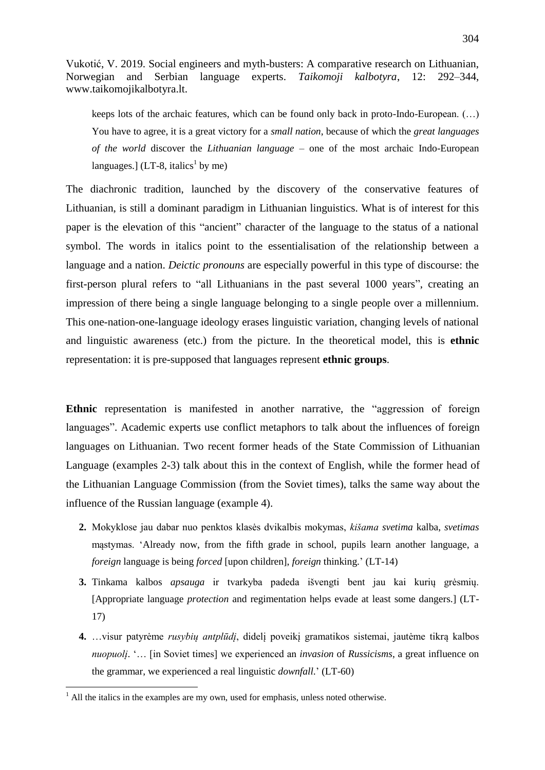keeps lots of the archaic features, which can be found only back in proto-Indo-European. (…) You have to agree, it is a great victory for a *small nation*, because of which the *great languages of the world* discover the *Lithuanian language* – one of the most archaic Indo-European languages.] (LT-8, italics[1] by me)

The diachronic tradition, launched by the discovery of the conservative features of Lithuanian, is still a dominant paradigm in Lithuanian linguistics. What is of interest for this paper is the elevation of this "ancient" character of the language to the status of a national symbol. The words in italics point to the essentialisation of the relationship between a language and a nation. *Deictic pronouns* are especially powerful in this type of discourse: the first-person plural refers to "all Lithuanians in the past several 1000 years", creating an impression of there being a single language belonging to a single people over a millennium. This one-nation-one-language ideology erases linguistic variation, changing levels of national and linguistic awareness (etc.) from the picture. In the theoretical model, this is **ethnic** representation: it is pre-supposed that languages represent **ethnic groups**.

**Ethnic** representation is manifested in another narrative, the "aggression of foreign languages". Academic experts use conflict metaphors to talk about the influences of foreign languages on Lithuanian. Two recent former heads of the State Commission of Lithuanian Language (examples 2-3) talk about this in the context of English, while the former head of the Lithuanian Language Commission (from the Soviet times), talks the same way about the influence of the Russian language (example 4).

2. Mokyklose jau dabar nuo penktos klasės dvikalbis mokymas, *kišama svetima* kalba, *svetimas* mąstymas. 'Already now, from the fifth grade in school, pupils learn another language, a *foreign* language is being *forced* [upon children], *foreign* thinking.' (LT-14)
3. Tinkama kalbos *apsauga* ir tvarkyba padeda išvengti bent jau kai kurių grėsmių. [Appropriate language *protection* and regimentation helps evade at least some dangers.] (LT-17)
4. …visur patyrėme *rusybių antplūdį*, didelį poveikį gramatikos sistemai, jautėme tikrą kalbos *nuopuolį*. '… [in Soviet times] we experienced an *invasion* of *Russicisms*, a great influence on the grammar, we experienced a real linguistic *downfall*.' (LT-60)

[1] All the italics in the examples are my own, used for emphasis, unless noted otherwise.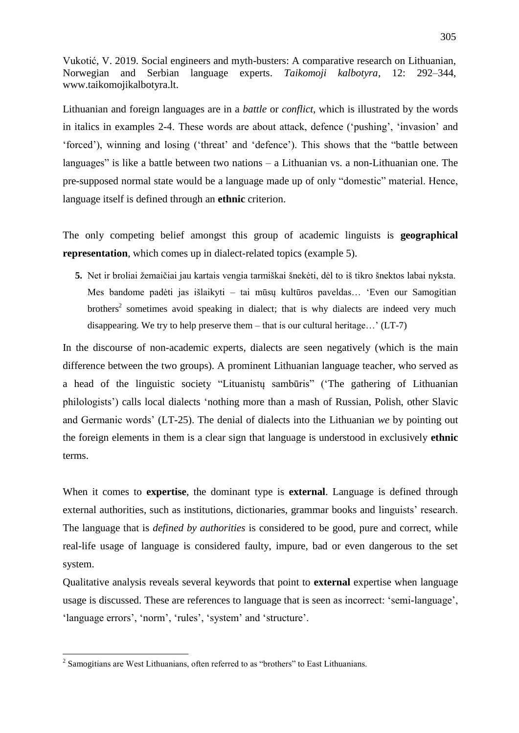Lithuanian and foreign languages are in a *battle* or *conflict*, which is illustrated by the words in italics in examples 2-4. These words are about attack, defence ('pushing', 'invasion' and 'forced'), winning and losing ('threat' and 'defence'). This shows that the "battle between languages" is like a battle between two nations – a Lithuanian vs. a non-Lithuanian one. The pre-supposed normal state would be a language made up of only "domestic" material. Hence, language itself is defined through an **ethnic** criterion.

The only competing belief amongst this group of academic linguists is **geographical representation**, which comes up in dialect-related topics (example 5).

**5.** Net ir broliai žemaičiai jau kartais vengia tarmiškai šnekėti, dėl to iš tikro šnektos labai nyksta. Mes bandome padėti jas išlaikyti – tai mūsų kultūros paveldas… 'Even our Samogitian brothers[2] sometimes avoid speaking in dialect; that is why dialects are indeed very much disappearing. We try to help preserve them – that is our cultural heritage…' (LT-7)

In the discourse of non-academic experts, dialects are seen negatively (which is the main difference between the two groups). A prominent Lithuanian language teacher, who served as a head of the linguistic society "Lituanistų sambūris" ('The gathering of Lithuanian philologists') calls local dialects 'nothing more than a mash of Russian, Polish, other Slavic and Germanic words' (LT-25). The denial of dialects into the Lithuanian *we* by pointing out the foreign elements in them is a clear sign that language is understood in exclusively **ethnic** terms.

When it comes to **expertise**, the dominant type is **external**. Language is defined through external authorities, such as institutions, dictionaries, grammar books and linguists' research. The language that is *defined by authorities* is considered to be good, pure and correct, while real-life usage of language is considered faulty, impure, bad or even dangerous to the set system.

Qualitative analysis reveals several keywords that point to **external** expertise when language usage is discussed. These are references to language that is seen as incorrect: 'semi-language', 'language errors', 'norm', 'rules', 'system' and 'structure'.

[2] Samogitians are West Lithuanians, often referred to as "brothers" to East Lithuanians.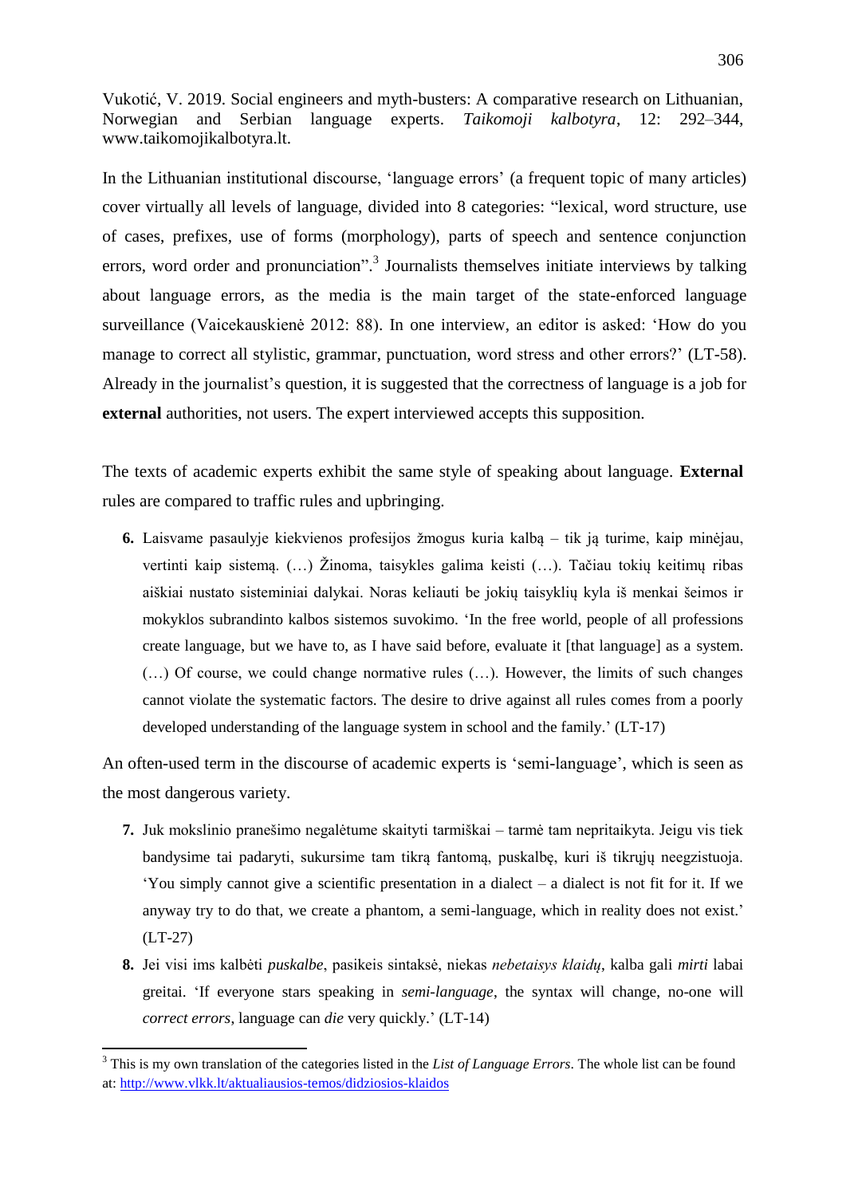In the Lithuanian institutional discourse, 'language errors' (a frequent topic of many articles) cover virtually all levels of language, divided into 8 categories: "lexical, word structure, use of cases, prefixes, use of forms (morphology), parts of speech and sentence conjunction errors, word order and pronunciation".[3] Journalists themselves initiate interviews by talking about language errors, as the media is the main target of the state-enforced language surveillance (Vaicekauskienė 2012: 88). In one interview, an editor is asked: 'How do you manage to correct all stylistic, grammar, punctuation, word stress and other errors?' (LT-58). Already in the journalist's question, it is suggested that the correctness of language is a job for **external** authorities, not users. The expert interviewed accepts this supposition.

The texts of academic experts exhibit the same style of speaking about language. **External** rules are compared to traffic rules and upbringing.

**6.** Laisvame pasaulyje kiekvienos profesijos žmogus kuria kalbą – tik ją turime, kaip minėjau, vertinti kaip sistemą. (…) Žinoma, taisykles galima keisti (…). Tačiau tokių keitimų ribas aiškiai nustato sisteminiai dalykai. Noras keliauti be jokių taisyklių kyla iš menkai šeimos ir mokyklos subrandinto kalbos sistemos suvokimo. 'In the free world, people of all professions create language, but we have to, as I have said before, evaluate it [that language] as a system. (…) Of course, we could change normative rules (…). However, the limits of such changes cannot violate the systematic factors. The desire to drive against all rules comes from a poorly developed understanding of the language system in school and the family.' (LT-17)

An often-used term in the discourse of academic experts is 'semi-language', which is seen as the most dangerous variety.

**7.** Juk mokslinio pranešimo negalėtume skaityti tarmiškai – tarmė tam nepritaikyta. Jeigu vis tiek bandysime tai padaryti, sukursime tam tikrą fantomą, puskalbę, kuri iš tikrųjų neegzistuoja. 'You simply cannot give a scientific presentation in a dialect – a dialect is not fit for it. If we anyway try to do that, we create a phantom, a semi-language, which in reality does not exist.' (LT-27)

**8.** Jei visi ims kalbėti *puskalbe*, pasikeis sintaksė, niekas *nebetaisys klaidų*, kalba gali *mirti* labai greitai. 'If everyone stars speaking in *semi-language*, the syntax will change, no-one will *correct errors*, language can *die* very quickly.' (LT-14)

[3] This is my own translation of the categories listed in the *List of Language Errors*. The whole list can be found at: http://www.vlkk.lt/aktualiausios-temos/didziosios-klaidos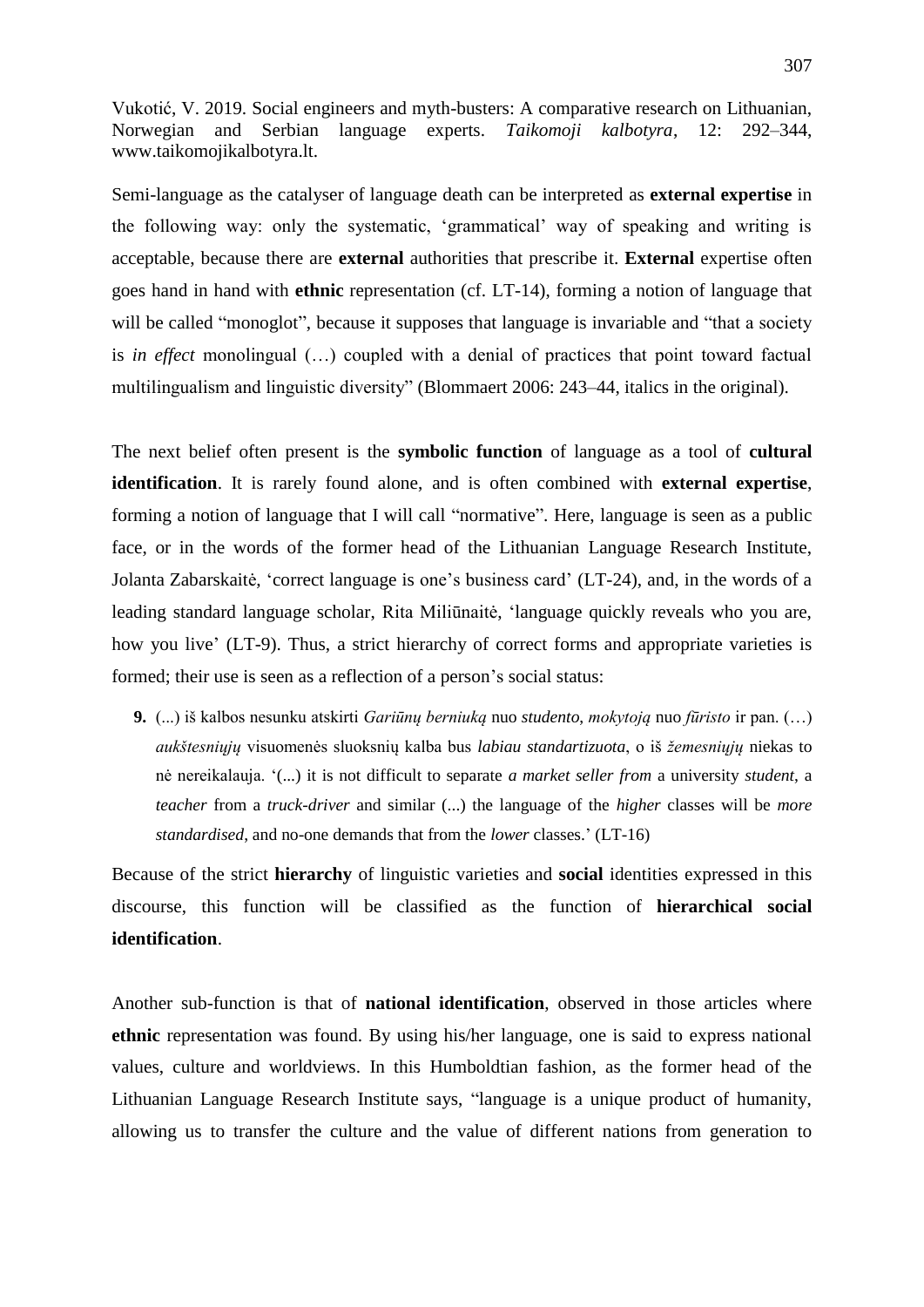Semi-language as the catalyser of language death can be interpreted as **external expertise** in the following way: only the systematic, 'grammatical' way of speaking and writing is acceptable, because there are **external** authorities that prescribe it. **External** expertise often goes hand in hand with **ethnic** representation (cf. LT-14), forming a notion of language that will be called "monoglot", because it supposes that language is invariable and "that a society is *in effect* monolingual (…) coupled with a denial of practices that point toward factual multilingualism and linguistic diversity" (Blommaert 2006: 243–44, italics in the original).

The next belief often present is the **symbolic function** of language as a tool of **cultural identification**. It is rarely found alone, and is often combined with **external expertise**, forming a notion of language that I will call "normative". Here, language is seen as a public face, or in the words of the former head of the Lithuanian Language Research Institute, Jolanta Zabarskaitė, 'correct language is one's business card' (LT-24), and, in the words of a leading standard language scholar, Rita Miliūnaitė, 'language quickly reveals who you are, how you live' (LT-9). Thus, a strict hierarchy of correct forms and appropriate varieties is formed; their use is seen as a reflection of a person's social status:

> **9.** (...) iš kalbos nesunku atskirti *Gariūnų berniuką* nuo *studento*, *mokytoją* nuo *fūristo* ir pan. (…) *aukštesniųjų* visuomenės sluoksnių kalba bus *labiau standartizuota*, o iš *žemesniųjų* niekas to nė nereikalauja. '(...) it is not difficult to separate *a market seller from* a university *student*, a *teacher* from a *truck-driver* and similar (...) the language of the *higher* classes will be *more standardised*, and no-one demands that from the *lower* classes.' (LT-16)

Because of the strict **hierarchy** of linguistic varieties and **social** identities expressed in this discourse, this function will be classified as the function of **hierarchical social identification**.

Another sub-function is that of **national identification**, observed in those articles where **ethnic** representation was found. By using his/her language, one is said to express national values, culture and worldviews. In this Humboldtian fashion, as the former head of the Lithuanian Language Research Institute says, "language is a unique product of humanity, allowing us to transfer the culture and the value of different nations from generation to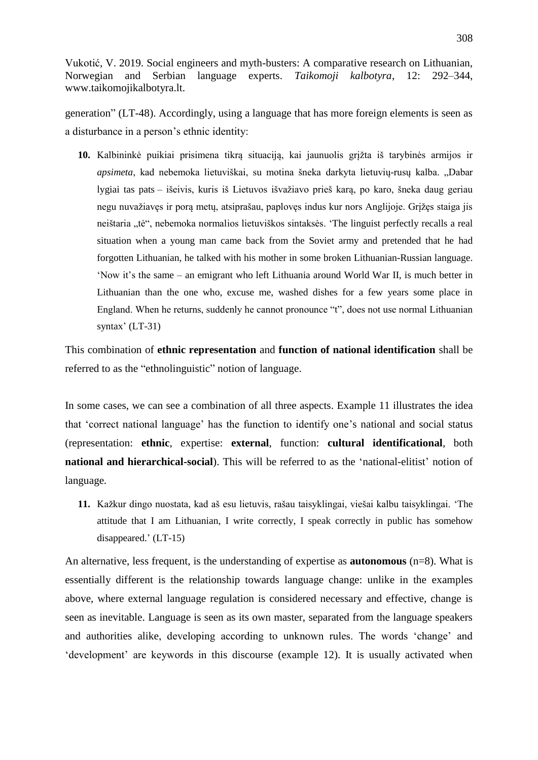generation" (LT-48). Accordingly, using a language that has more foreign elements is seen as a disturbance in a person's ethnic identity:

**10.** Kalbininkė puikiai prisimena tikrą situaciją, kai jaunuolis grįžta iš tarybinės armijos ir *apsimeta*, kad nebemoka lietuviškai, su motina šneka darkyta lietuvių-rusų kalba. „Dabar lygiai tas pats – išeivis, kuris iš Lietuvos išvažiavo prieš karą, po karo, šneka daug geriau negu nuvažiavęs ir porą metų, atsiprašau, paplovęs indus kur nors Anglijoje. Grįžęs staiga jis neištaria „tė", nebemoka normalios lietuviškos sintaksės. 'The linguist perfectly recalls a real situation when a young man came back from the Soviet army and pretended that he had forgotten Lithuanian, he talked with his mother in some broken Lithuanian-Russian language. 'Now it's the same – an emigrant who left Lithuania around World War II, is much better in Lithuanian than the one who, excuse me, washed dishes for a few years some place in England. When he returns, suddenly he cannot pronounce "t", does not use normal Lithuanian syntax' (LT-31)

This combination of **ethnic representation** and **function of national identification** shall be referred to as the "ethnolinguistic" notion of language.

In some cases, we can see a combination of all three aspects. Example 11 illustrates the idea that 'correct national language' has the function to identify one's national and social status (representation: **ethnic**, expertise: **external**, function: **cultural identificational**, both **national and hierarchical-social**). This will be referred to as the 'national-elitist' notion of language.

**11.** Kažkur dingo nuostata, kad aš esu lietuvis, rašau taisyklingai, viešai kalbu taisyklingai. 'The attitude that I am Lithuanian, I write correctly, I speak correctly in public has somehow disappeared.' (LT-15)

An alternative, less frequent, is the understanding of expertise as **autonomous** (n=8). What is essentially different is the relationship towards language change: unlike in the examples above, where external language regulation is considered necessary and effective, change is seen as inevitable. Language is seen as its own master, separated from the language speakers and authorities alike, developing according to unknown rules. The words 'change' and 'development' are keywords in this discourse (example 12). It is usually activated when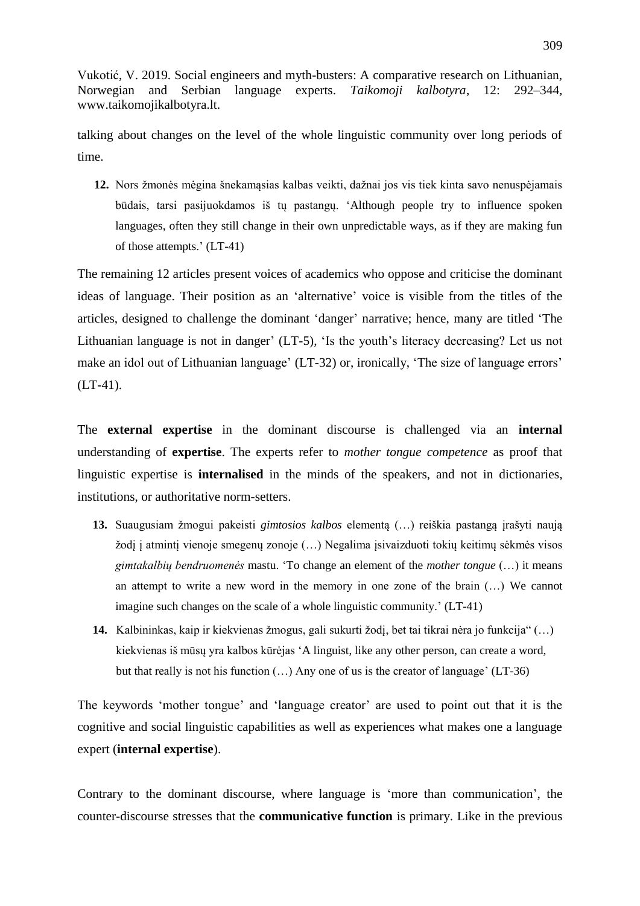talking about changes on the level of the whole linguistic community over long periods of time.

**12.** Nors žmonės mėgina šnekamąsias kalbas veikti, dažnai jos vis tiek kinta savo nenuspėjamais būdais, tarsi pasijuokdamos iš tų pastangų. 'Although people try to influence spoken languages, often they still change in their own unpredictable ways, as if they are making fun of those attempts.' (LT-41)

The remaining 12 articles present voices of academics who oppose and criticise the dominant ideas of language. Their position as an 'alternative' voice is visible from the titles of the articles, designed to challenge the dominant 'danger' narrative; hence, many are titled 'The Lithuanian language is not in danger' (LT-5), 'Is the youth's literacy decreasing? Let us not make an idol out of Lithuanian language' (LT-32) or, ironically, 'The size of language errors' (LT-41).

The **external expertise** in the dominant discourse is challenged via an **internal** understanding of **expertise**. The experts refer to *mother tongue competence* as proof that linguistic expertise is **internalised** in the minds of the speakers, and not in dictionaries, institutions, or authoritative norm-setters.

**13.** Suaugusiam žmogui pakeisti *gimtosios kalbos* elementą (…) reiškia pastangą įrašyti naują žodį į atmintį vienoje smegenų zonoje (…) Negalima įsivaizduoti tokių keitimų sėkmės visos *gimtakalbių bendruomenės* mastu. 'To change an element of the *mother tongue* (…) it means an attempt to write a new word in the memory in one zone of the brain (…) We cannot imagine such changes on the scale of a whole linguistic community.' (LT-41)

**14.** Kalbininkas, kaip ir kiekvienas žmogus, gali sukurti žodį, bet tai tikrai nėra jo funkcija" (…) kiekvienas iš mūsų yra kalbos kūrėjas 'A linguist, like any other person, can create a word, but that really is not his function (…) Any one of us is the creator of language' (LT-36)

The keywords 'mother tongue' and 'language creator' are used to point out that it is the cognitive and social linguistic capabilities as well as experiences what makes one a language expert (**internal expertise**).

Contrary to the dominant discourse, where language is 'more than communication', the counter-discourse stresses that the **communicative function** is primary. Like in the previous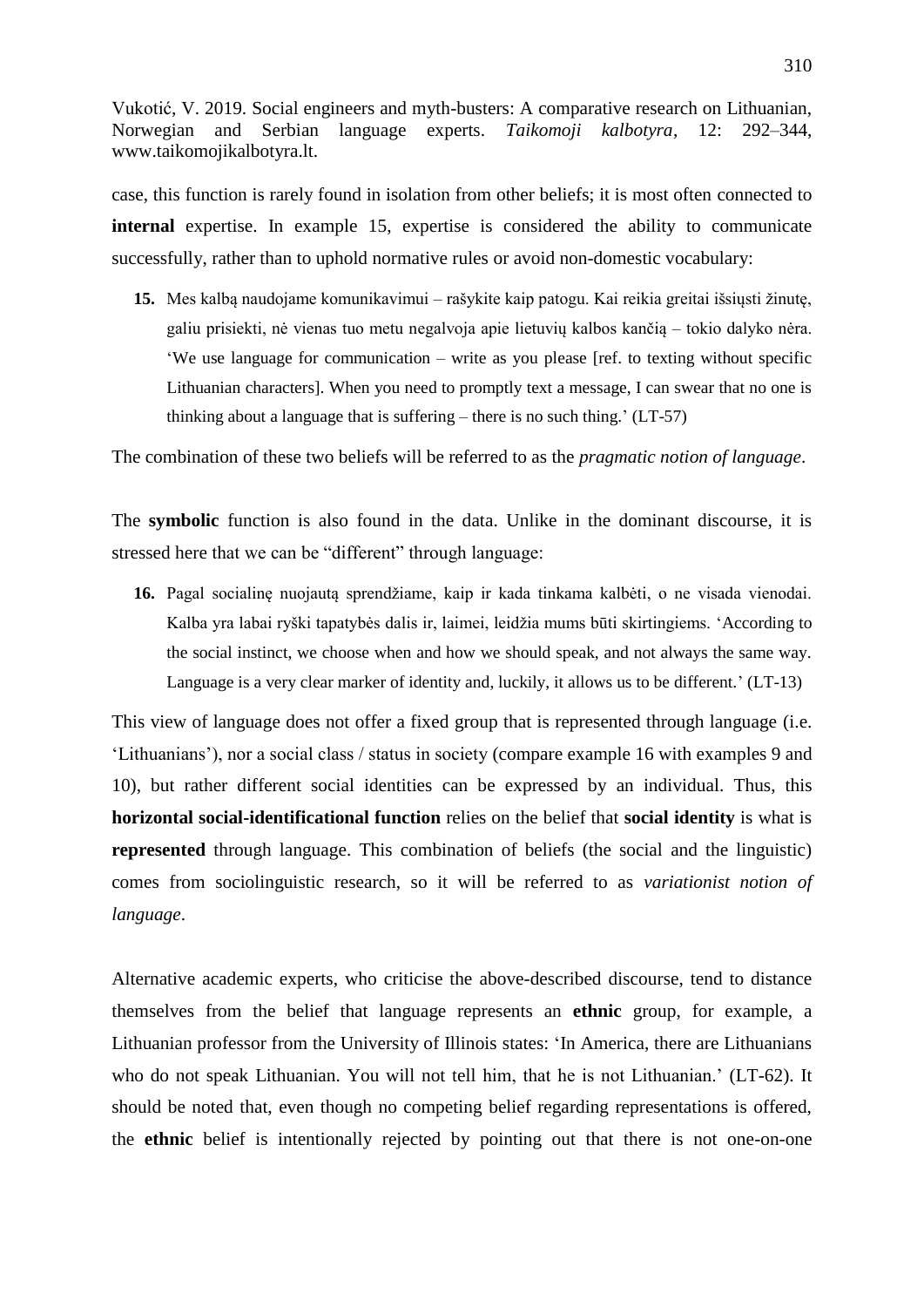case, this function is rarely found in isolation from other beliefs; it is most often connected to **internal** expertise. In example 15, expertise is considered the ability to communicate successfully, rather than to uphold normative rules or avoid non-domestic vocabulary:

> **15.** Mes kalbą naudojame komunikavimui – rašykite kaip patogu. Kai reikia greitai išsiųsti žinutę, galiu prisiekti, nė vienas tuo metu negalvoja apie lietuvių kalbos kančią – tokio dalyko nėra. 'We use language for communication – write as you please [ref. to texting without specific Lithuanian characters]. When you need to promptly text a message, I can swear that no one is thinking about a language that is suffering – there is no such thing.' (LT-57)

The combination of these two beliefs will be referred to as the *pragmatic notion of language*.

The **symbolic** function is also found in the data. Unlike in the dominant discourse, it is stressed here that we can be "different" through language:

> **16.** Pagal socialinę nuojautą sprendžiame, kaip ir kada tinkama kalbėti, o ne visada vienodai. Kalba yra labai ryški tapatybės dalis ir, laimei, leidžia mums būti skirtingiems. 'According to the social instinct, we choose when and how we should speak, and not always the same way. Language is a very clear marker of identity and, luckily, it allows us to be different.' (LT-13)

This view of language does not offer a fixed group that is represented through language (i.e. 'Lithuanians'), nor a social class / status in society (compare example 16 with examples 9 and 10), but rather different social identities can be expressed by an individual. Thus, this **horizontal social-identificational function** relies on the belief that **social identity** is what is **represented** through language. This combination of beliefs (the social and the linguistic) comes from sociolinguistic research, so it will be referred to as *variationist notion of language*.

Alternative academic experts, who criticise the above-described discourse, tend to distance themselves from the belief that language represents an **ethnic** group, for example, a Lithuanian professor from the University of Illinois states: 'In America, there are Lithuanians who do not speak Lithuanian. You will not tell him, that he is not Lithuanian.' (LT-62). It should be noted that, even though no competing belief regarding representations is offered, the **ethnic** belief is intentionally rejected by pointing out that there is not one-on-one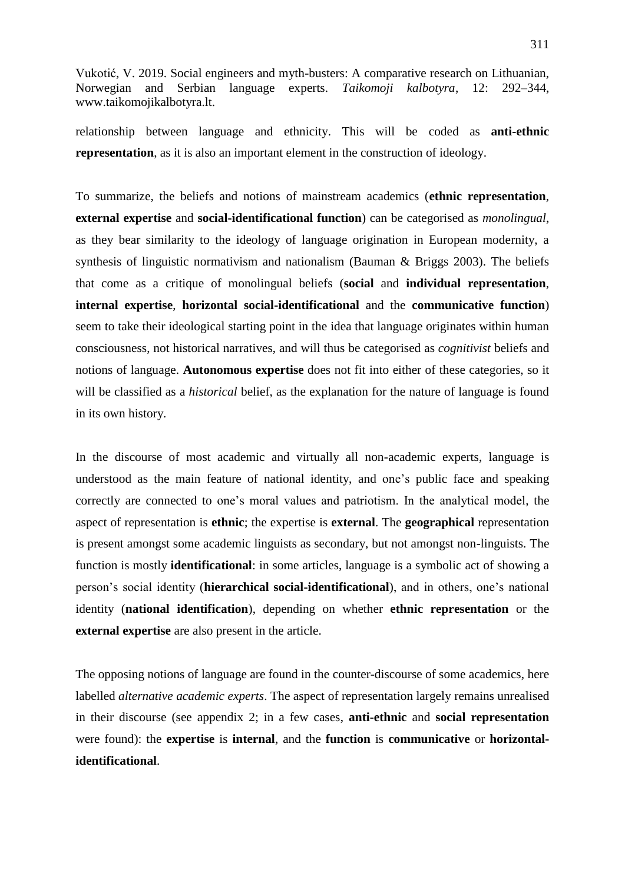relationship between language and ethnicity. This will be coded as **anti-ethnic representation**, as it is also an important element in the construction of ideology.

To summarize, the beliefs and notions of mainstream academics (**ethnic representation**, **external expertise** and **social-identificational function**) can be categorised as *monolingual*, as they bear similarity to the ideology of language origination in European modernity, a synthesis of linguistic normativism and nationalism (Bauman & Briggs 2003). The beliefs that come as a critique of monolingual beliefs (**social** and **individual representation**, **internal expertise**, **horizontal social-identificational** and the **communicative function**) seem to take their ideological starting point in the idea that language originates within human consciousness, not historical narratives, and will thus be categorised as *cognitivist* beliefs and notions of language. **Autonomous expertise** does not fit into either of these categories, so it will be classified as a *historical* belief, as the explanation for the nature of language is found in its own history.

In the discourse of most academic and virtually all non-academic experts, language is understood as the main feature of national identity, and one's public face and speaking correctly are connected to one's moral values and patriotism. In the analytical model, the aspect of representation is **ethnic**; the expertise is **external**. The **geographical** representation is present amongst some academic linguists as secondary, but not amongst non-linguists. The function is mostly **identificational**: in some articles, language is a symbolic act of showing a person's social identity (**hierarchical social-identificational**), and in others, one's national identity (**national identification**), depending on whether **ethnic representation** or the **external expertise** are also present in the article.

The opposing notions of language are found in the counter-discourse of some academics, here labelled *alternative academic experts*. The aspect of representation largely remains unrealised in their discourse (see appendix 2; in a few cases, **anti-ethnic** and **social representation** were found): the **expertise** is **internal**, and the **function** is **communicative** or **horizontal-identificational**.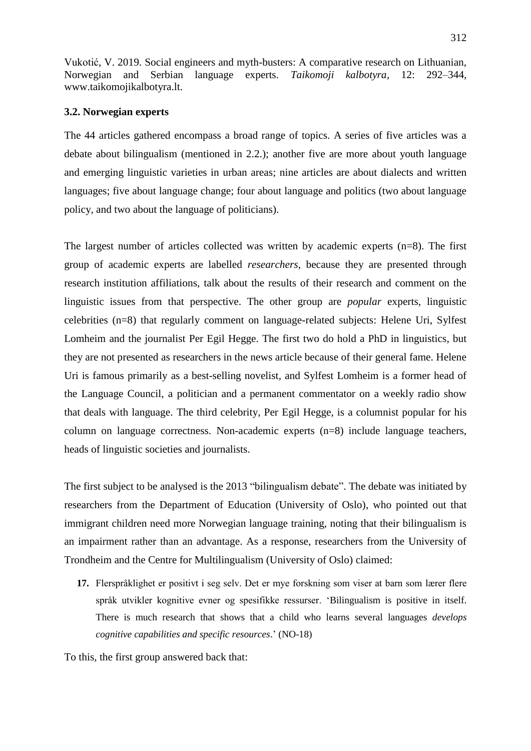Vukotić, V. 2019. Social engineers and myth-busters: A comparative research on Lithuanian, Norwegian and Serbian language experts. *Taikomoji kalbotyra*, 12: 292–344, www.taikomojikalbotyra.lt.

### 3.2. Norwegian experts

The 44 articles gathered encompass a broad range of topics. A series of five articles was a debate about bilingualism (mentioned in 2.2.); another five are more about youth language and emerging linguistic varieties in urban areas; nine articles are about dialects and written languages; five about language change; four about language and politics (two about language policy, and two about the language of politicians).

The largest number of articles collected was written by academic experts (n=8). The first group of academic experts are labelled *researchers*, because they are presented through research institution affiliations, talk about the results of their research and comment on the linguistic issues from that perspective. The other group are *popular* experts, linguistic celebrities (n=8) that regularly comment on language-related subjects: Helene Uri, Sylfest Lomheim and the journalist Per Egil Hegge. The first two do hold a PhD in linguistics, but they are not presented as researchers in the news article because of their general fame. Helene Uri is famous primarily as a best-selling novelist, and Sylfest Lomheim is a former head of the Language Council, a politician and a permanent commentator on a weekly radio show that deals with language. The third celebrity, Per Egil Hegge, is a columnist popular for his column on language correctness. Non-academic experts (n=8) include language teachers, heads of linguistic societies and journalists.

The first subject to be analysed is the 2013 "bilingualism debate". The debate was initiated by researchers from the Department of Education (University of Oslo), who pointed out that immigrant children need more Norwegian language training, noting that their bilingualism is an impairment rather than an advantage. As a response, researchers from the University of Trondheim and the Centre for Multilingualism (University of Oslo) claimed:

**17.** Flerspråklighet er positivt i seg selv. Det er mye forskning som viser at barn som lærer flere språk utvikler kognitive evner og spesifikke ressurser. 'Bilingualism is positive in itself. There is much research that shows that a child who learns several languages *develops cognitive capabilities and specific resources*.' (NO-18)

To this, the first group answered back that: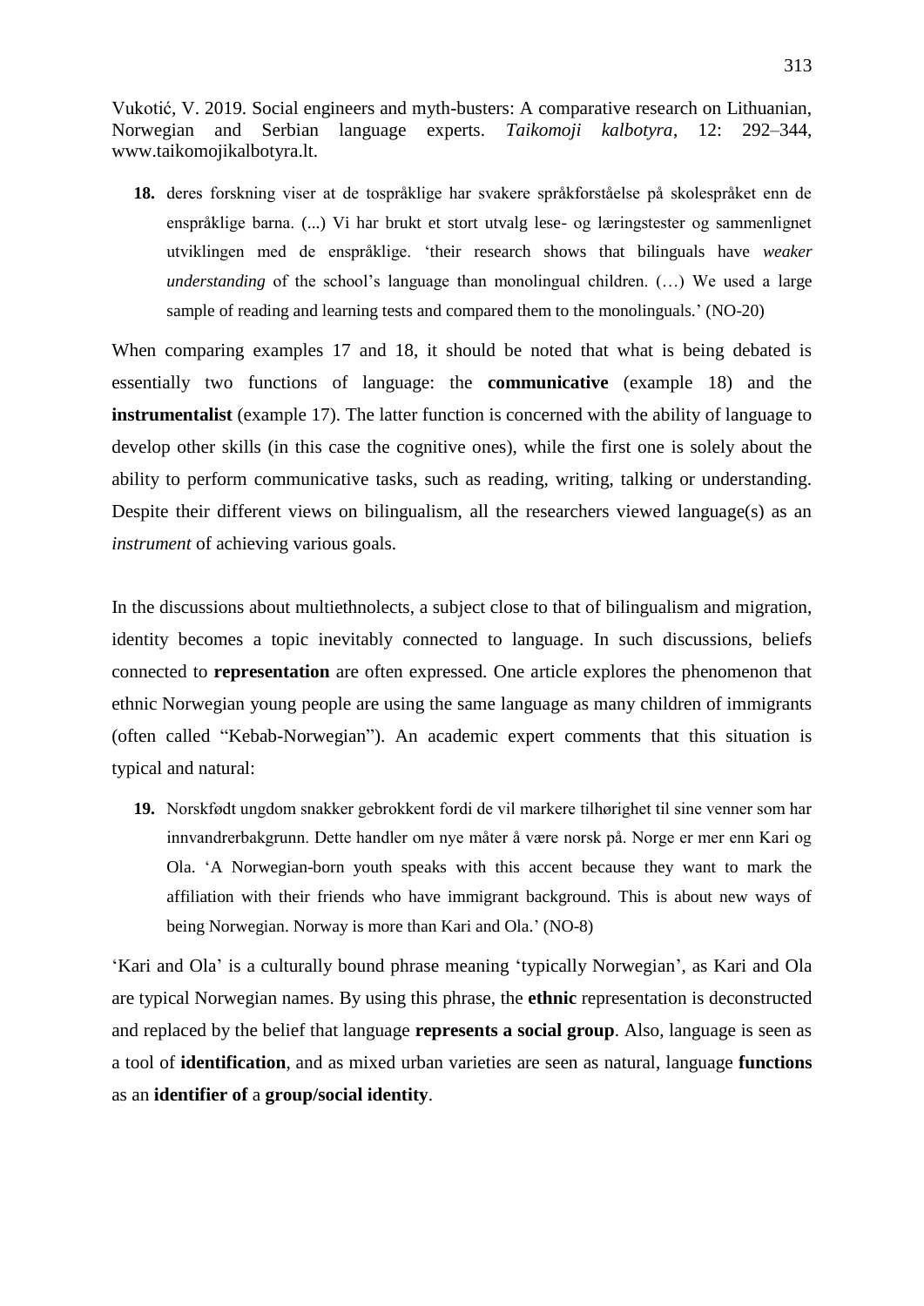**18.** deres forskning viser at de tospråklige har svakere språkforståelse på skolespråket enn de enspråklige barna. (...) Vi har brukt et stort utvalg lese- og læringstester og sammenlignet utviklingen med de enspråklige. 'their research shows that bilinguals have *weaker understanding* of the school's language than monolingual children. (…) We used a large sample of reading and learning tests and compared them to the monolinguals.' (NO-20)

When comparing examples 17 and 18, it should be noted that what is being debated is essentially two functions of language: the **communicative** (example 18) and the **instrumentalist** (example 17). The latter function is concerned with the ability of language to develop other skills (in this case the cognitive ones), while the first one is solely about the ability to perform communicative tasks, such as reading, writing, talking or understanding. Despite their different views on bilingualism, all the researchers viewed language(s) as an *instrument* of achieving various goals.

In the discussions about multiethnolects, a subject close to that of bilingualism and migration, identity becomes a topic inevitably connected to language. In such discussions, beliefs connected to **representation** are often expressed. One article explores the phenomenon that ethnic Norwegian young people are using the same language as many children of immigrants (often called "Kebab-Norwegian"). An academic expert comments that this situation is typical and natural:

**19.** Norskfødt ungdom snakker gebrokkent fordi de vil markere tilhørighet til sine venner som har innvandrerbakgrunn. Dette handler om nye måter å være norsk på. Norge er mer enn Kari og Ola. 'A Norwegian-born youth speaks with this accent because they want to mark the affiliation with their friends who have immigrant background. This is about new ways of being Norwegian. Norway is more than Kari and Ola.' (NO-8)

'Kari and Ola' is a culturally bound phrase meaning 'typically Norwegian', as Kari and Ola are typical Norwegian names. By using this phrase, the **ethnic** representation is deconstructed and replaced by the belief that language **represents a social group**. Also, language is seen as a tool of **identification**, and as mixed urban varieties are seen as natural, language **functions** as an **identifier of** a **group/social identity**.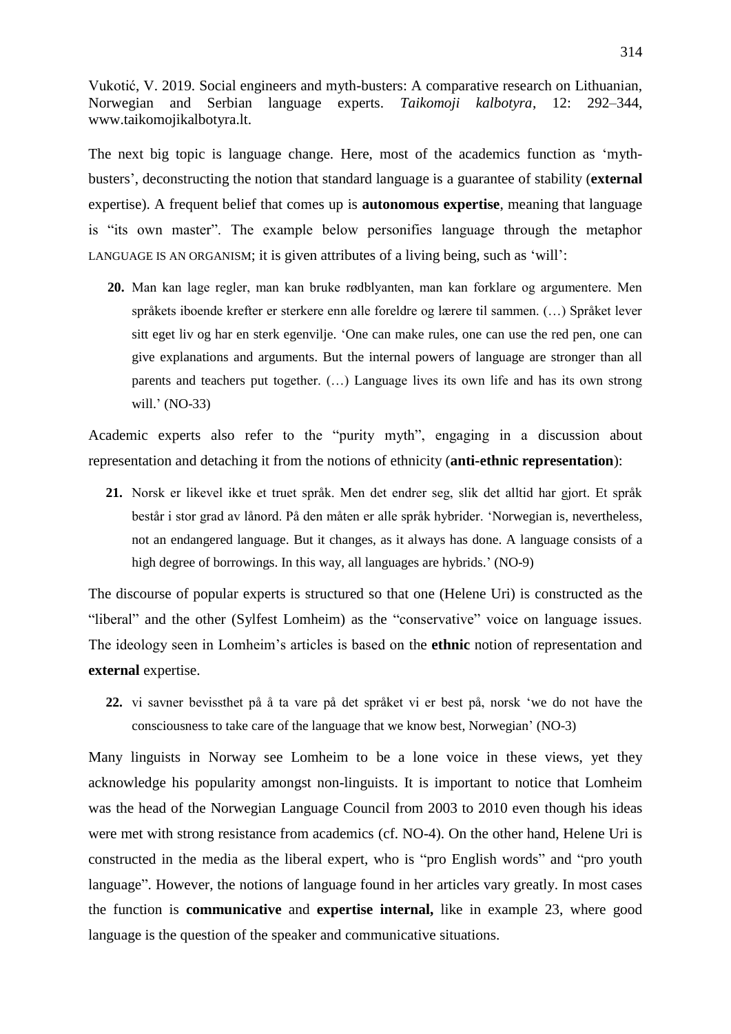Vukotić, V. 2019. Social engineers and myth-busters: A comparative research on Lithuanian, Norwegian and Serbian language experts. *Taikomoji kalbotyra*, 12: 292–344, www.taikomojikalbotyra.lt.

The next big topic is language change. Here, most of the academics function as 'myth-busters', deconstructing the notion that standard language is a guarantee of stability (**external** expertise). A frequent belief that comes up is **autonomous expertise**, meaning that language is "its own master". The example below personifies language through the metaphor LANGUAGE IS AN ORGANISM; it is given attributes of a living being, such as 'will':

**20.** Man kan lage regler, man kan bruke rødblyanten, man kan forklare og argumentere. Men språkets iboende krefter er sterkere enn alle foreldre og lærere til sammen. (…) Språket lever sitt eget liv og har en sterk egenvilje. 'One can make rules, one can use the red pen, one can give explanations and arguments. But the internal powers of language are stronger than all parents and teachers put together. (…) Language lives its own life and has its own strong will.' (NO-33)

Academic experts also refer to the "purity myth", engaging in a discussion about representation and detaching it from the notions of ethnicity (**anti-ethnic representation**):

**21.** Norsk er likevel ikke et truet språk. Men det endrer seg, slik det alltid har gjort. Et språk består i stor grad av lånord. På den måten er alle språk hybrider. 'Norwegian is, nevertheless, not an endangered language. But it changes, as it always has done. A language consists of a high degree of borrowings. In this way, all languages are hybrids.' (NO-9)

The discourse of popular experts is structured so that one (Helene Uri) is constructed as the "liberal" and the other (Sylfest Lomheim) as the "conservative" voice on language issues. The ideology seen in Lomheim's articles is based on the **ethnic** notion of representation and **external** expertise.

**22.** vi savner bevissthet på å ta vare på det språket vi er best på, norsk 'we do not have the consciousness to take care of the language that we know best, Norwegian' (NO-3)

Many linguists in Norway see Lomheim to be a lone voice in these views, yet they acknowledge his popularity amongst non-linguists. It is important to notice that Lomheim was the head of the Norwegian Language Council from 2003 to 2010 even though his ideas were met with strong resistance from academics (cf. NO-4). On the other hand, Helene Uri is constructed in the media as the liberal expert, who is "pro English words" and "pro youth language". However, the notions of language found in her articles vary greatly. In most cases the function is **communicative** and **expertise internal,** like in example 23, where good language is the question of the speaker and communicative situations.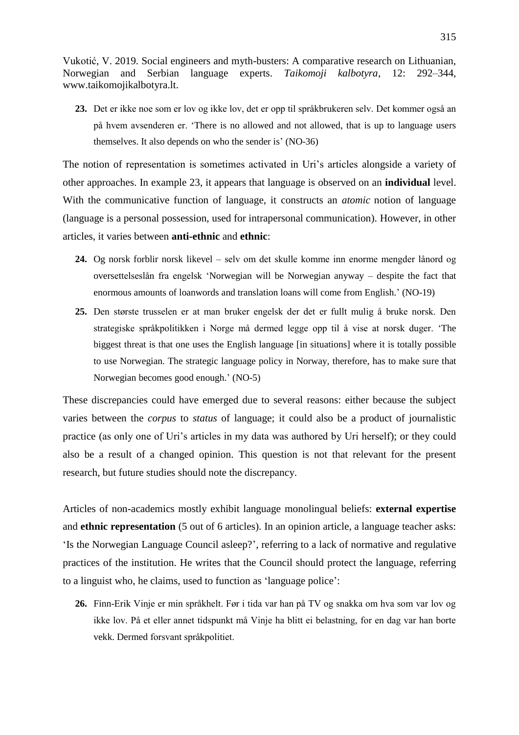Vukotić, V. 2019. Social engineers and myth-busters: A comparative research on Lithuanian, Norwegian and Serbian language experts. *Taikomoji kalbotyra*, 12: 292–344, www.taikomojikalbotyra.lt.

**23.** Det er ikke noe som er lov og ikke lov, det er opp til språkbrukeren selv. Det kommer også an på hvem avsenderen er. 'There is no allowed and not allowed, that is up to language users themselves. It also depends on who the sender is' (NO-36)

The notion of representation is sometimes activated in Uri's articles alongside a variety of other approaches. In example 23, it appears that language is observed on an **individual** level. With the communicative function of language, it constructs an *atomic* notion of language (language is a personal possession, used for intrapersonal communication). However, in other articles, it varies between **anti-ethnic** and **ethnic**:

**24.** Og norsk forblir norsk likevel – selv om det skulle komme inn enorme mengder lånord og oversettelseslån fra engelsk 'Norwegian will be Norwegian anyway – despite the fact that enormous amounts of loanwords and translation loans will come from English.' (NO-19)

**25.** Den største trusselen er at man bruker engelsk der det er fullt mulig å bruke norsk. Den strategiske språkpolitikken i Norge må dermed legge opp til å vise at norsk duger. 'The biggest threat is that one uses the English language [in situations] where it is totally possible to use Norwegian. The strategic language policy in Norway, therefore, has to make sure that Norwegian becomes good enough.' (NO-5)

These discrepancies could have emerged due to several reasons: either because the subject varies between the *corpus* to *status* of language; it could also be a product of journalistic practice (as only one of Uri's articles in my data was authored by Uri herself); or they could also be a result of a changed opinion. This question is not that relevant for the present research, but future studies should note the discrepancy.

Articles of non-academics mostly exhibit language monolingual beliefs: **external expertise** and **ethnic representation** (5 out of 6 articles). In an opinion article, a language teacher asks: 'Is the Norwegian Language Council asleep?', referring to a lack of normative and regulative practices of the institution. He writes that the Council should protect the language, referring to a linguist who, he claims, used to function as 'language police':

**26.** Finn-Erik Vinje er min språkhelt. Før i tida var han på TV og snakka om hva som var lov og ikke lov. På et eller annet tidspunkt må Vinje ha blitt ei belastning, for en dag var han borte vekk. Dermed forsvant språkpolitiet.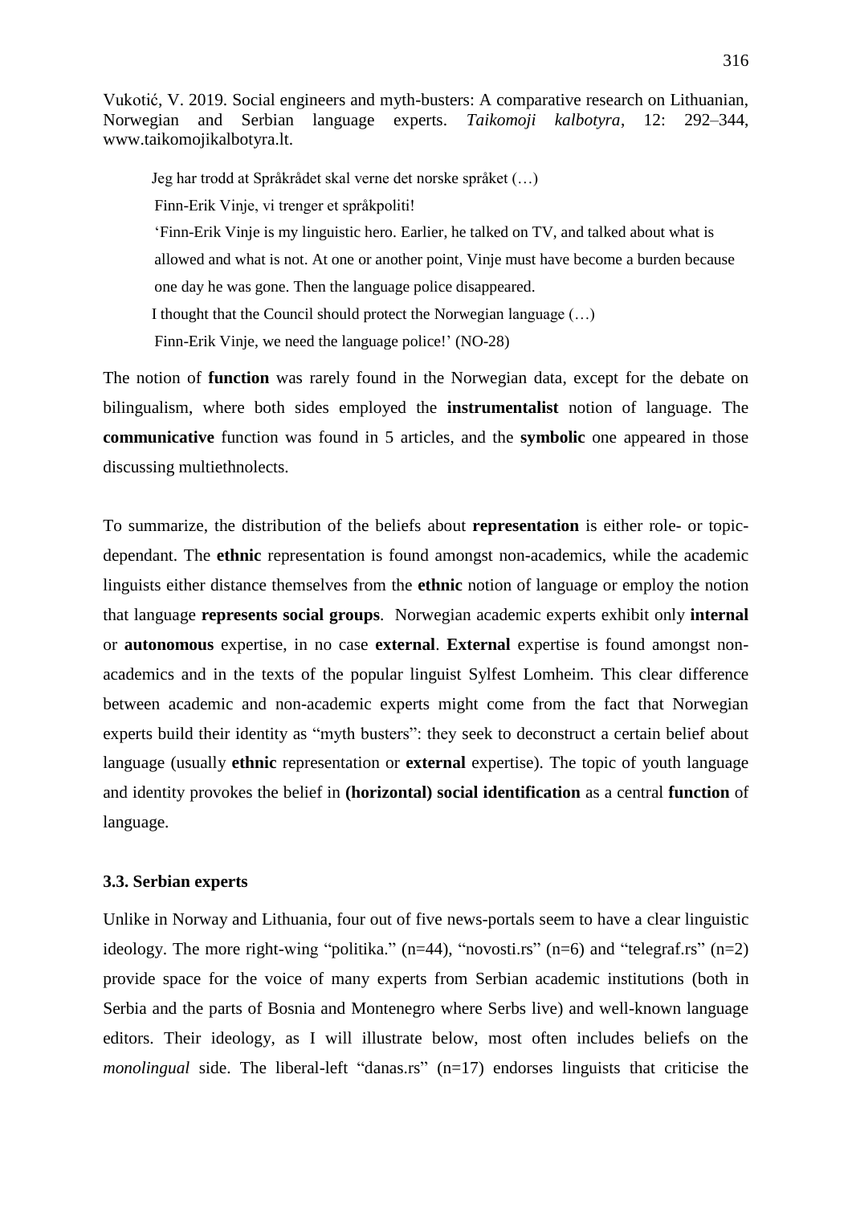> Jeg har trodd at Språkrådet skal verne det norske språket (…)
>
> Finn-Erik Vinje, vi trenger et språkpoliti!
>
> 'Finn-Erik Vinje is my linguistic hero. Earlier, he talked on TV, and talked about what is allowed and what is not. At one or another point, Vinje must have become a burden because one day he was gone. Then the language police disappeared.
>
> I thought that the Council should protect the Norwegian language (…)
>
> Finn-Erik Vinje, we need the language police!' (NO-28)

The notion of **function** was rarely found in the Norwegian data, except for the debate on bilingualism, where both sides employed the **instrumentalist** notion of language. The **communicative** function was found in 5 articles, and the **symbolic** one appeared in those discussing multiethnolects.

To summarize, the distribution of the beliefs about **representation** is either role- or topic-dependant. The **ethnic** representation is found amongst non-academics, while the academic linguists either distance themselves from the **ethnic** notion of language or employ the notion that language **represents social groups**. Norwegian academic experts exhibit only **internal** or **autonomous** expertise, in no case **external**. **External** expertise is found amongst non-academics and in the texts of the popular linguist Sylfest Lomheim. This clear difference between academic and non-academic experts might come from the fact that Norwegian experts build their identity as "myth busters": they seek to deconstruct a certain belief about language (usually **ethnic** representation or **external** expertise). The topic of youth language and identity provokes the belief in **(horizontal) social identification** as a central **function** of language.

### 3.3. Serbian experts

Unlike in Norway and Lithuania, four out of five news-portals seem to have a clear linguistic ideology. The more right-wing "politika." (n=44), "novosti.rs" (n=6) and "telegraf.rs" (n=2) provide space for the voice of many experts from Serbian academic institutions (both in Serbia and the parts of Bosnia and Montenegro where Serbs live) and well-known language editors. Their ideology, as I will illustrate below, most often includes beliefs on the *monolingual* side. The liberal-left "danas.rs" (n=17) endorses linguists that criticise the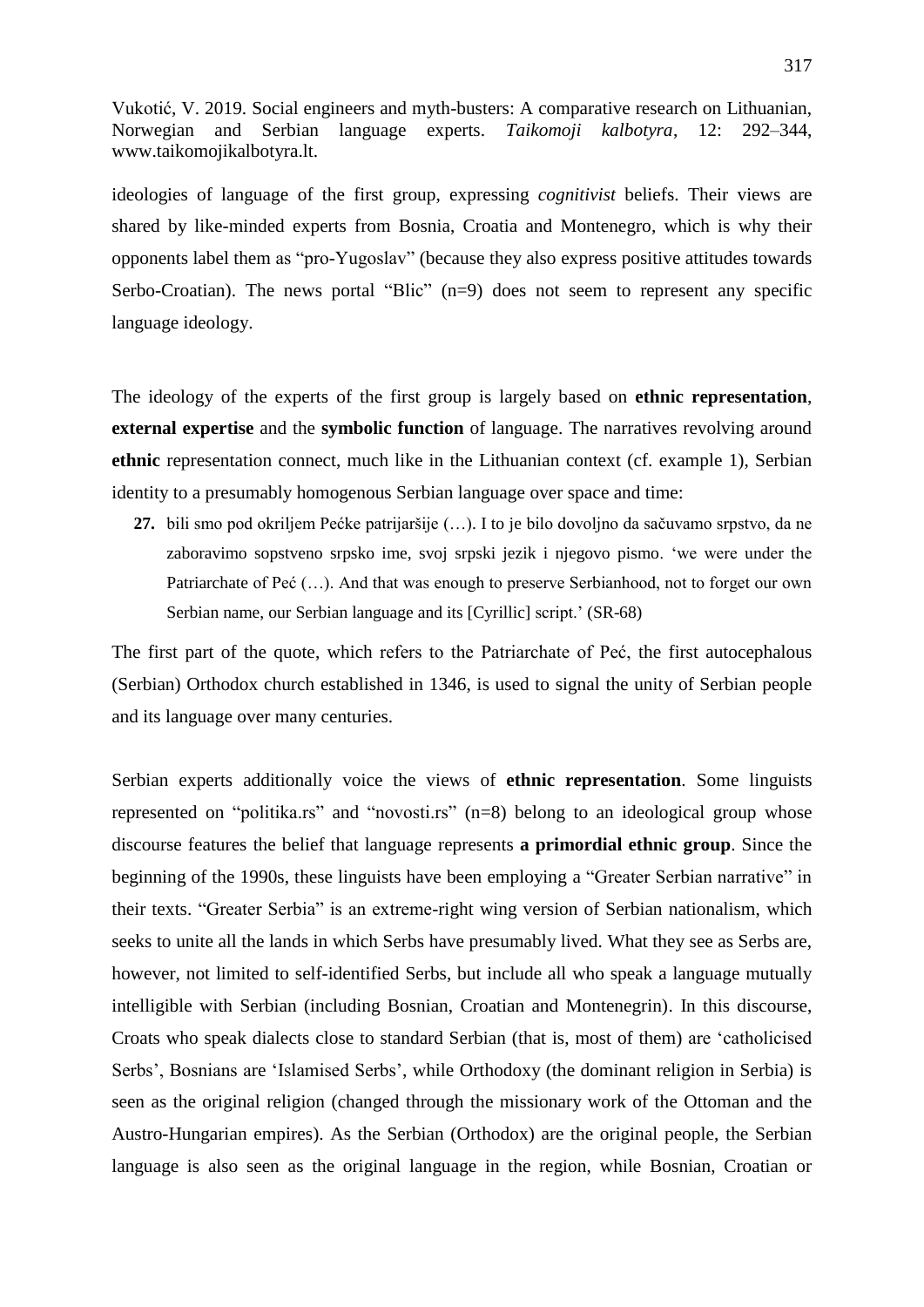ideologies of language of the first group, expressing *cognitivist* beliefs. Their views are shared by like-minded experts from Bosnia, Croatia and Montenegro, which is why their opponents label them as "pro-Yugoslav" (because they also express positive attitudes towards Serbo-Croatian). The news portal "Blic" (n=9) does not seem to represent any specific language ideology.

The ideology of the experts of the first group is largely based on **ethnic representation**, **external expertise** and the **symbolic function** of language. The narratives revolving around **ethnic** representation connect, much like in the Lithuanian context (cf. example 1), Serbian identity to a presumably homogenous Serbian language over space and time:

**27.** bili smo pod okriljem Pećke patrijaršije (…). I to je bilo dovoljno da sačuvamo srpstvo, da ne zaboravimo sopstveno srpsko ime, svoj srpski jezik i njegovo pismo. 'we were under the Patriarchate of Peć (…). And that was enough to preserve Serbianhood, not to forget our own Serbian name, our Serbian language and its [Cyrillic] script.' (SR-68)

The first part of the quote, which refers to the Patriarchate of Peć, the first autocephalous (Serbian) Orthodox church established in 1346, is used to signal the unity of Serbian people and its language over many centuries.

Serbian experts additionally voice the views of **ethnic representation**. Some linguists represented on "politika.rs" and "novosti.rs" (n=8) belong to an ideological group whose discourse features the belief that language represents **a primordial ethnic group**. Since the beginning of the 1990s, these linguists have been employing a "Greater Serbian narrative" in their texts. "Greater Serbia" is an extreme-right wing version of Serbian nationalism, which seeks to unite all the lands in which Serbs have presumably lived. What they see as Serbs are, however, not limited to self-identified Serbs, but include all who speak a language mutually intelligible with Serbian (including Bosnian, Croatian and Montenegrin). In this discourse, Croats who speak dialects close to standard Serbian (that is, most of them) are 'catholicised Serbs', Bosnians are 'Islamised Serbs', while Orthodoxy (the dominant religion in Serbia) is seen as the original religion (changed through the missionary work of the Ottoman and the Austro-Hungarian empires). As the Serbian (Orthodox) are the original people, the Serbian language is also seen as the original language in the region, while Bosnian, Croatian or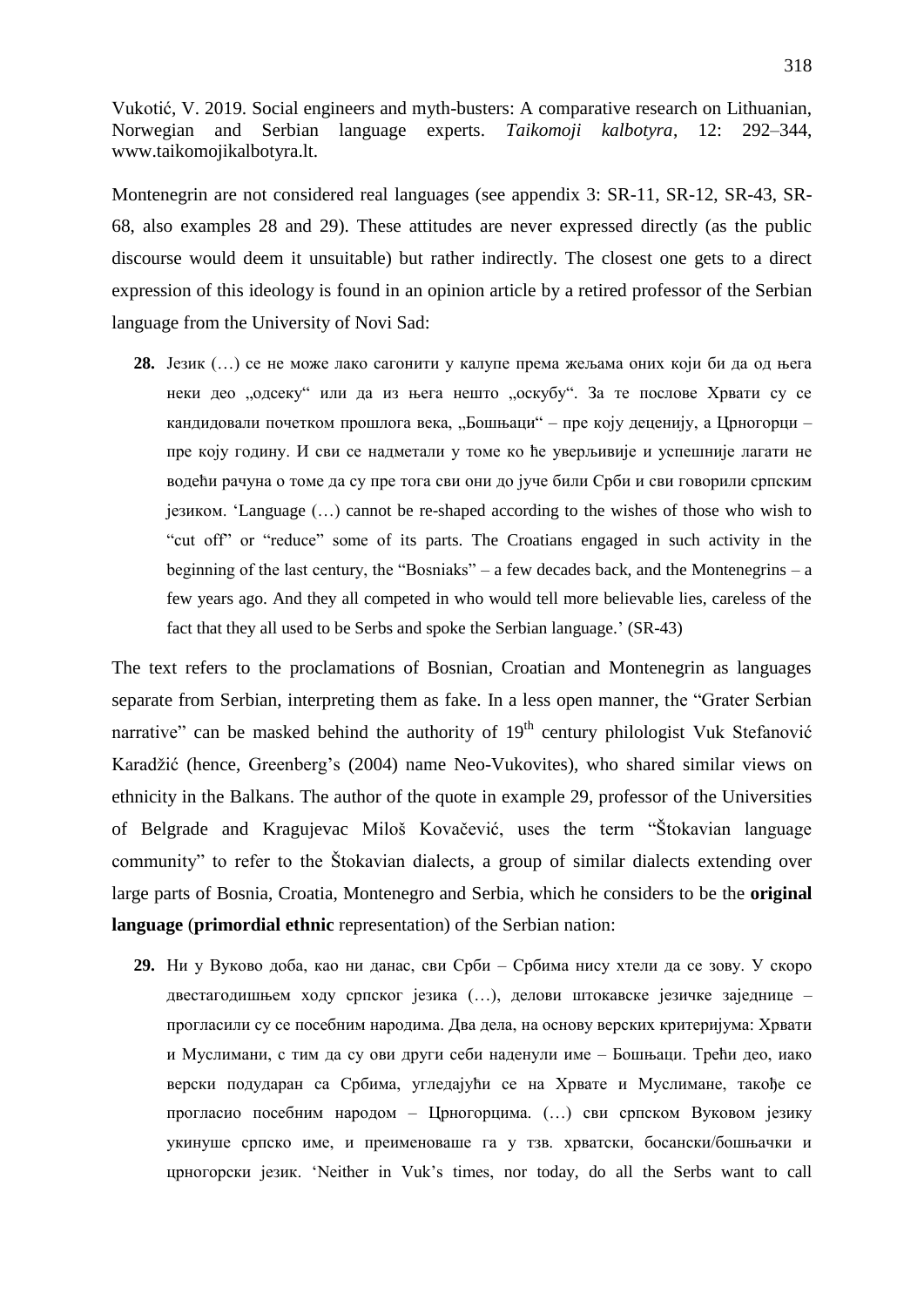Montenegrin are not considered real languages (see appendix 3: SR-11, SR-12, SR-43, SR-68, also examples 28 and 29). These attitudes are never expressed directly (as the public discourse would deem it unsuitable) but rather indirectly. The closest one gets to a direct expression of this ideology is found in an opinion article by a retired professor of the Serbian language from the University of Novi Sad:

> **28.** Језик (…) се не може лако сагонити у калупе према жељама оних који би да од њега неки део „одсеку“ или да из њега нешто „оскубу“. За те послове Хрвати су се кандидовали почетком прошлога века, „Бошњаци“ – пре коју деценију, а Црногорци – пре коју годину. И сви се надметали у томе ко ће уверљивије и успешније лагати не водећи рачуна о томе да су пре тога сви они до јуче били Срби и сви говорили српским језиком. 'Language (…) cannot be re-shaped according to the wishes of those who wish to "cut off" or "reduce" some of its parts. The Croatians engaged in such activity in the beginning of the last century, the "Bosniaks" – a few decades back, and the Montenegrins – a few years ago. And they all competed in who would tell more believable lies, careless of the fact that they all used to be Serbs and spoke the Serbian language.' (SR-43)

The text refers to the proclamations of Bosnian, Croatian and Montenegrin as languages separate from Serbian, interpreting them as fake. In a less open manner, the "Grater Serbian narrative" can be masked behind the authority of 19[th] century philologist Vuk Stefanović Karadžić (hence, Greenberg's (2004) name Neo-Vukovites), who shared similar views on ethnicity in the Balkans. The author of the quote in example 29, professor of the Universities of Belgrade and Kragujevac Miloš Kovačević, uses the term "Štokavian language community" to refer to the Štokavian dialects, a group of similar dialects extending over large parts of Bosnia, Croatia, Montenegro and Serbia, which he considers to be the **original language** (**primordial ethnic** representation) of the Serbian nation:

> **29.** Ни у Вуково доба, као ни данас, сви Срби – Србима нису хтели да се зову. У скоро двестагодишњем ходу српског језика (…), делови штокавске језичке заједнице – прогласили су се посебним народима. Два дела, на основу верских критеријума: Хрвати и Муслимани, с тим да су ови други себи наденули име – Бошњаци. Трећи део, иако верски подударан са Србима, угледајући се на Хрвате и Муслимане, такође се прогласио посебним народом – Црногорцима. (…) сви српском Вуковом језику укинуше српско име, и преименоваше га у тзв. хрватски, босански/бошњачки и црногорски језик. 'Neither in Vuk's times, nor today, do all the Serbs want to call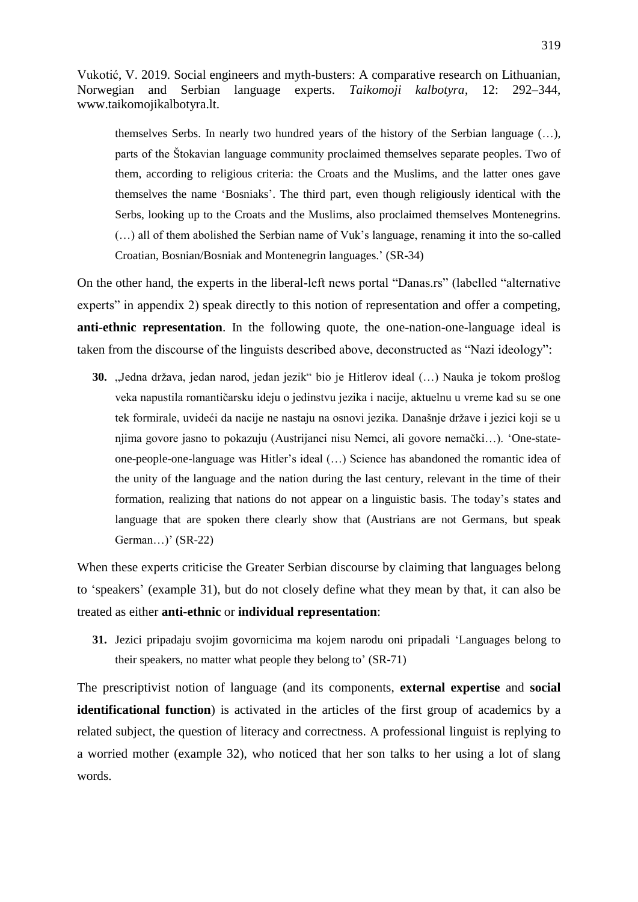themselves Serbs. In nearly two hundred years of the history of the Serbian language (…), parts of the Štokavian language community proclaimed themselves separate peoples. Two of them, according to religious criteria: the Croats and the Muslims, and the latter ones gave themselves the name 'Bosniaks'. The third part, even though religiously identical with the Serbs, looking up to the Croats and the Muslims, also proclaimed themselves Montenegrins. (…) all of them abolished the Serbian name of Vuk's language, renaming it into the so-called Croatian, Bosnian/Bosniak and Montenegrin languages.' (SR-34)

On the other hand, the experts in the liberal-left news portal "Danas.rs" (labelled "alternative experts" in appendix 2) speak directly to this notion of representation and offer a competing, **anti-ethnic representation**. In the following quote, the one-nation-one-language ideal is taken from the discourse of the linguists described above, deconstructed as "Nazi ideology":

**30.** „Jedna država, jedan narod, jedan jezik" bio je Hitlerov ideal (…) Nauka je tokom prošlog veka napustila romantičarsku ideju o jedinstvu jezika i nacije, aktuelnu u vreme kad su se one tek formirale, uvidevši da nacije ne nastaju na osnovi jezika. Današnje države i jezici koji se u njima govore jasno to pokazuju (Austrijanci nisu Nemci, ali govore nemački…). 'One-state-one-people-one-language was Hitler's ideal (…) Science has abandoned the romantic idea of the unity of the language and the nation during the last century, relevant in the time of their formation, realizing that nations do not appear on a linguistic basis. The today's states and language that are spoken there clearly show that (Austrians are not Germans, but speak German…)' (SR-22)

When these experts criticise the Greater Serbian discourse by claiming that languages belong to 'speakers' (example 31), but do not closely define what they mean by that, it can also be treated as either **anti-ethnic** or **individual representation**:

**31.** Jezici pripadaju svojim govornicima ma kojem narodu oni pripadali 'Languages belong to their speakers, no matter what people they belong to' (SR-71)

The prescriptivist notion of language (and its components, **external expertise** and **social identificational function**) is activated in the articles of the first group of academics by a related subject, the question of literacy and correctness. A professional linguist is replying to a worried mother (example 32), who noticed that her son talks to her using a lot of slang words.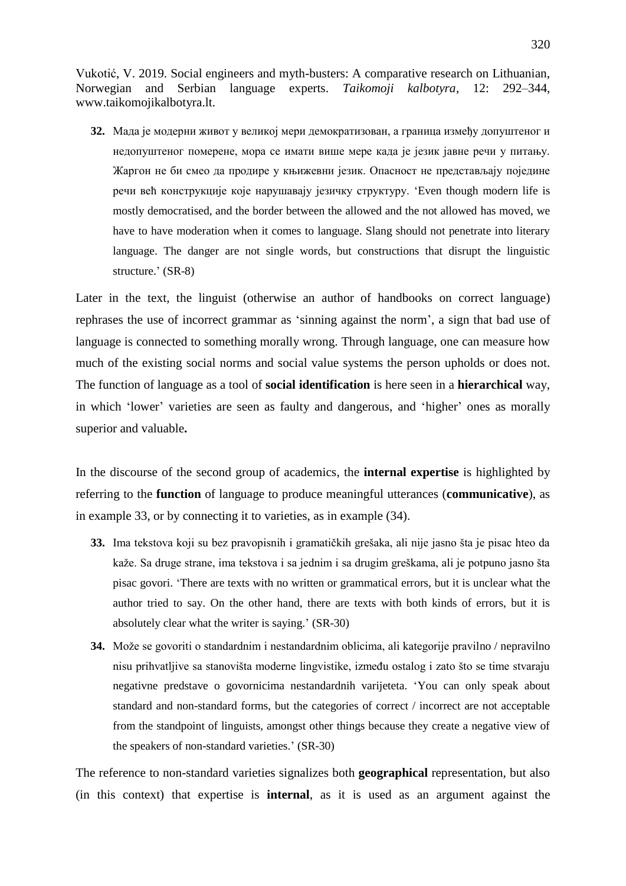**32.** Мада је модерни живот у великој мери демократизован, а граница између допуштеног и недопуштеног померене, мора се имати више мере када је језик јавне речи у питању. Жаргон не би смео да продире у књижевни језик. Опасност не представљају поједине речи већ конструкције које нарушавају језичку структуру. ‘Even though modern life is mostly democratised, and the border between the allowed and the not allowed has moved, we have to have moderation when it comes to language. Slang should not penetrate into literary language. The danger are not single words, but constructions that disrupt the linguistic structure.’ (SR-8)

Later in the text, the linguist (otherwise an author of handbooks on correct language) rephrases the use of incorrect grammar as ‘sinning against the norm’, a sign that bad use of language is connected to something morally wrong. Through language, one can measure how much of the existing social norms and social value systems the person upholds or does not. The function of language as a tool of **social identification** is here seen in a **hierarchical** way, in which ‘lower’ varieties are seen as faulty and dangerous, and ‘higher’ ones as morally superior and valuable**.**

In the discourse of the second group of academics, the **internal expertise** is highlighted by referring to the **function** of language to produce meaningful utterances (**communicative**), as in example 33, or by connecting it to varieties, as in example (34).

**33.** Ima tekstova koji su bez pravopisnih i gramatičkih grešaka, ali nije jasno šta je pisac hteo da kaže. Sa druge strane, ima tekstova i sa jednim i sa drugim greškama, ali je potpuno jasno šta pisac govori. ‘There are texts with no written or grammatical errors, but it is unclear what the author tried to say. On the other hand, there are texts with both kinds of errors, but it is absolutely clear what the writer is saying.’ (SR-30)

**34.** Može se govoriti o standardnim i nestandardnim oblicima, ali kategorije pravilno / nepravilno nisu prihvatljive sa stanovišta moderne lingvistike, između ostalog i zato što se time stvaraju negativne predstave o govornicima nestandardnih varijeteta. ‘You can only speak about standard and non-standard forms, but the categories of correct / incorrect are not acceptable from the standpoint of linguists, amongst other things because they create a negative view of the speakers of non-standard varieties.’ (SR-30)

The reference to non-standard varieties signalizes both **geographical** representation, but also (in this context) that expertise is **internal**, as it is used as an argument against the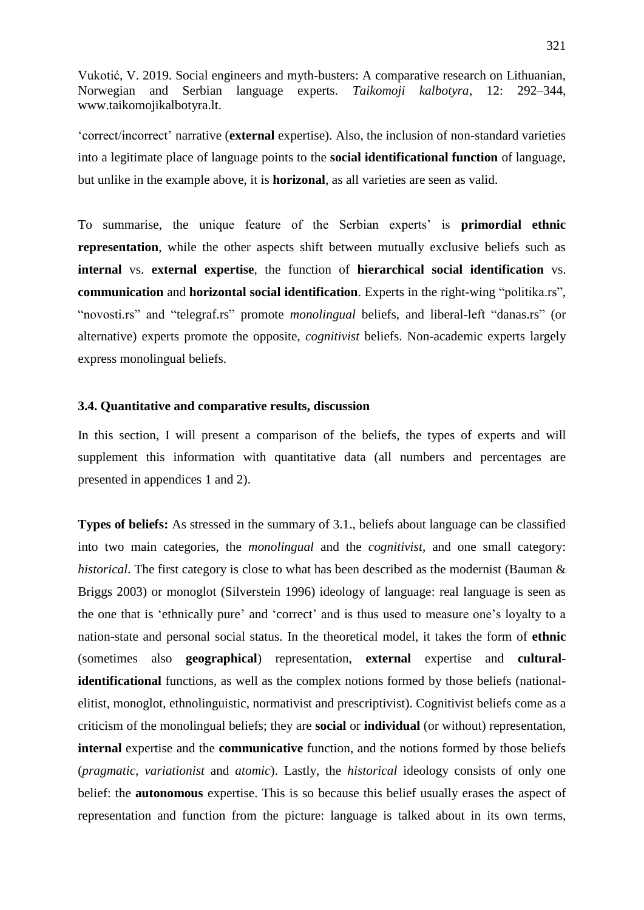‘correct/incorrect’ narrative (**external** expertise). Also, the inclusion of non-standard varieties into a legitimate place of language points to the **social identificational function** of language, but unlike in the example above, it is **horizonal**, as all varieties are seen as valid.

To summarise, the unique feature of the Serbian experts’ is **primordial ethnic representation**, while the other aspects shift between mutually exclusive beliefs such as **internal** vs. **external expertise**, the function of **hierarchical social identification** vs. **communication** and **horizontal social identification**. Experts in the right-wing “politika.rs”, “novosti.rs” and “telegraf.rs” promote *monolingual* beliefs, and liberal-left “danas.rs” (or alternative) experts promote the opposite, *cognitivist* beliefs. Non-academic experts largely express monolingual beliefs.

### 3.4. Quantitative and comparative results, discussion

In this section, I will present a comparison of the beliefs, the types of experts and will supplement this information with quantitative data (all numbers and percentages are presented in appendices 1 and 2).

**Types of beliefs:** As stressed in the summary of 3.1., beliefs about language can be classified into two main categories, the *monolingual* and the *cognitivist*, and one small category: *historical*. The first category is close to what has been described as the modernist (Bauman & Briggs 2003) or monoglot (Silverstein 1996) ideology of language: real language is seen as the one that is ‘ethnically pure’ and ‘correct’ and is thus used to measure one’s loyalty to a nation-state and personal social status. In the theoretical model, it takes the form of **ethnic** (sometimes also **geographical**) representation, **external** expertise and **cultural-identificational** functions, as well as the complex notions formed by those beliefs (national-elitist, monoglot, ethnolinguistic, normativist and prescriptivist). Cognitivist beliefs come as a criticism of the monolingual beliefs; they are **social** or **individual** (or without) representation, **internal** expertise and the **communicative** function, and the notions formed by those beliefs (*pragmatic*, *variationist* and *atomic*). Lastly, the *historical* ideology consists of only one belief: the **autonomous** expertise. This is so because this belief usually erases the aspect of representation and function from the picture: language is talked about in its own terms,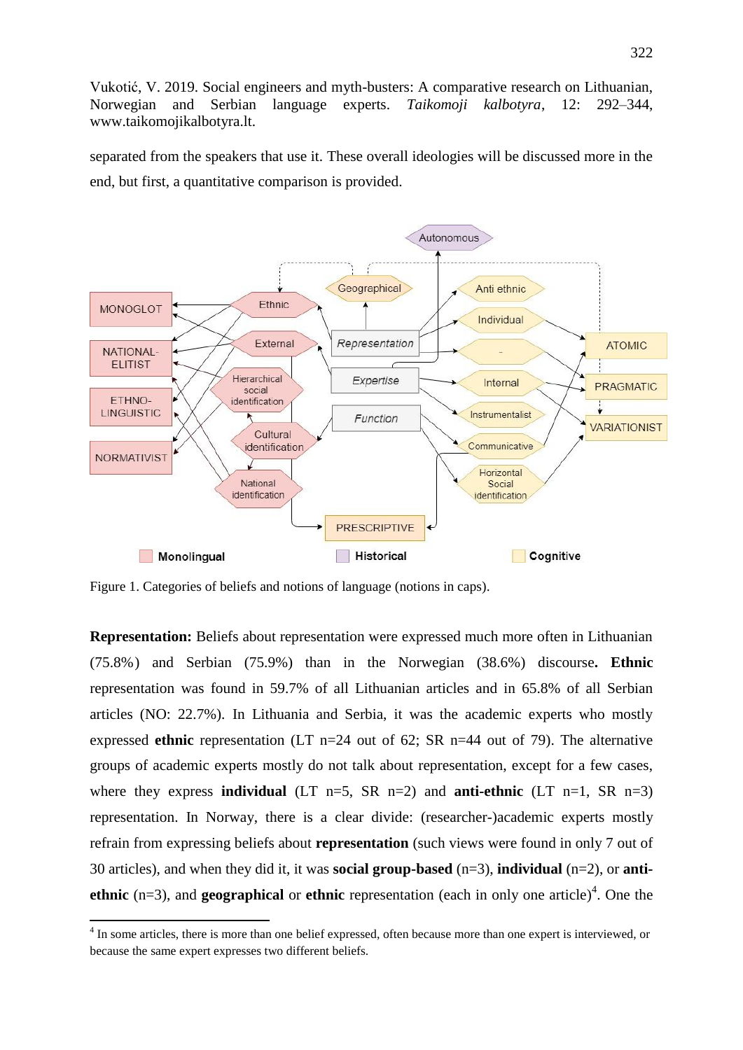Vukotić, V. 2019. Social engineers and myth-busters: A comparative research on Lithuanian, Norwegian and Serbian language experts. *Taikomoji kalbotyra*, 12: 292–344, www.taikomojikalbotyra.lt.

separated from the speakers that use it. These overall ideologies will be discussed more in the end, but first, a quantitative comparison is provided.

Figure 1. Categories of beliefs and notions of language (notions in caps).

**Representation:** Beliefs about representation were expressed much more often in Lithuanian (75.8%) and Serbian (75.9%) than in the Norwegian (38.6%) discourse**. Ethnic** representation was found in 59.7% of all Lithuanian articles and in 65.8% of all Serbian articles (NO: 22.7%). In Lithuania and Serbia, it was the academic experts who mostly expressed **ethnic** representation (LT n=24 out of 62; SR n=44 out of 79). The alternative groups of academic experts mostly do not talk about representation, except for a few cases, where they express **individual** (LT n=5, SR n=2) and **anti-ethnic** (LT n=1, SR n=3) representation. In Norway, there is a clear divide: (researcher-)academic experts mostly refrain from expressing beliefs about **representation** (such views were found in only 7 out of 30 articles), and when they did it, it was **social group-based** (n=3), **individual** (n=2), or **anti-ethnic** (n=3), and **geographical** or **ethnic** representation (each in only one article)[4]. One the

[4] In some articles, there is more than one belief expressed, often because more than one expert is interviewed, or because the same expert expresses two different beliefs.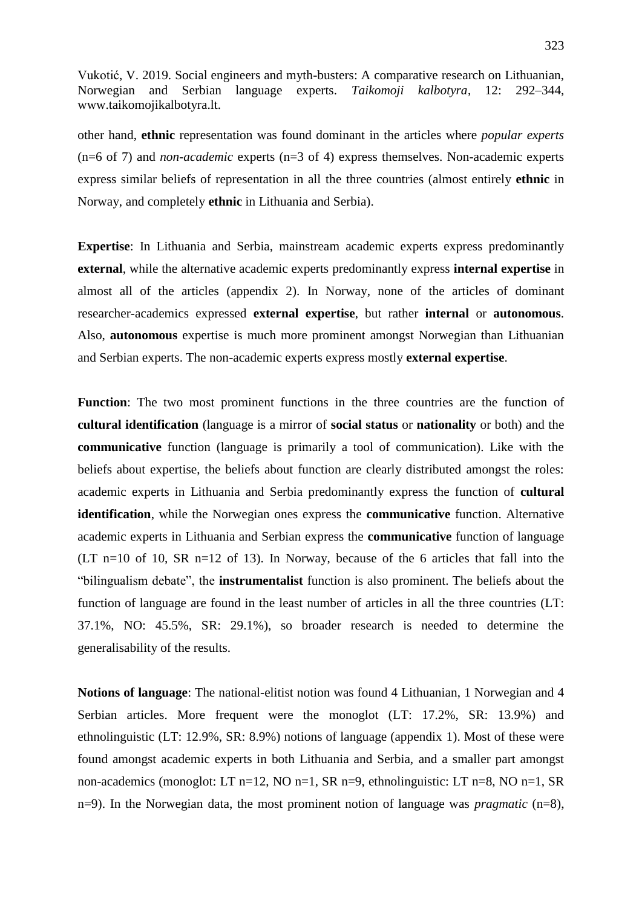other hand, **ethnic** representation was found dominant in the articles where *popular experts* (n=6 of 7) and *non-academic* experts (n=3 of 4) express themselves. Non-academic experts express similar beliefs of representation in all the three countries (almost entirely **ethnic** in Norway, and completely **ethnic** in Lithuania and Serbia).

**Expertise**: In Lithuania and Serbia, mainstream academic experts express predominantly **external**, while the alternative academic experts predominantly express **internal expertise** in almost all of the articles (appendix 2). In Norway, none of the articles of dominant researcher-academics expressed **external expertise**, but rather **internal** or **autonomous**. Also, **autonomous** expertise is much more prominent amongst Norwegian than Lithuanian and Serbian experts. The non-academic experts express mostly **external expertise**.

**Function**: The two most prominent functions in the three countries are the function of **cultural identification** (language is a mirror of **social status** or **nationality** or both) and the **communicative** function (language is primarily a tool of communication). Like with the beliefs about expertise, the beliefs about function are clearly distributed amongst the roles: academic experts in Lithuania and Serbia predominantly express the function of **cultural identification**, while the Norwegian ones express the **communicative** function. Alternative academic experts in Lithuania and Serbian express the **communicative** function of language (LT n=10 of 10, SR n=12 of 13). In Norway, because of the 6 articles that fall into the "bilingualism debate", the **instrumentalist** function is also prominent. The beliefs about the function of language are found in the least number of articles in all the three countries (LT: 37.1%, NO: 45.5%, SR: 29.1%), so broader research is needed to determine the generalisability of the results.

**Notions of language**: The national-elitist notion was found 4 Lithuanian, 1 Norwegian and 4 Serbian articles. More frequent were the monoglot (LT: 17.2%, SR: 13.9%) and ethnolinguistic (LT: 12.9%, SR: 8.9%) notions of language (appendix 1). Most of these were found amongst academic experts in both Lithuania and Serbia, and a smaller part amongst non-academics (monoglot: LT n=12, NO n=1, SR n=9, ethnolinguistic: LT n=8, NO n=1, SR n=9). In the Norwegian data, the most prominent notion of language was *pragmatic* (n=8),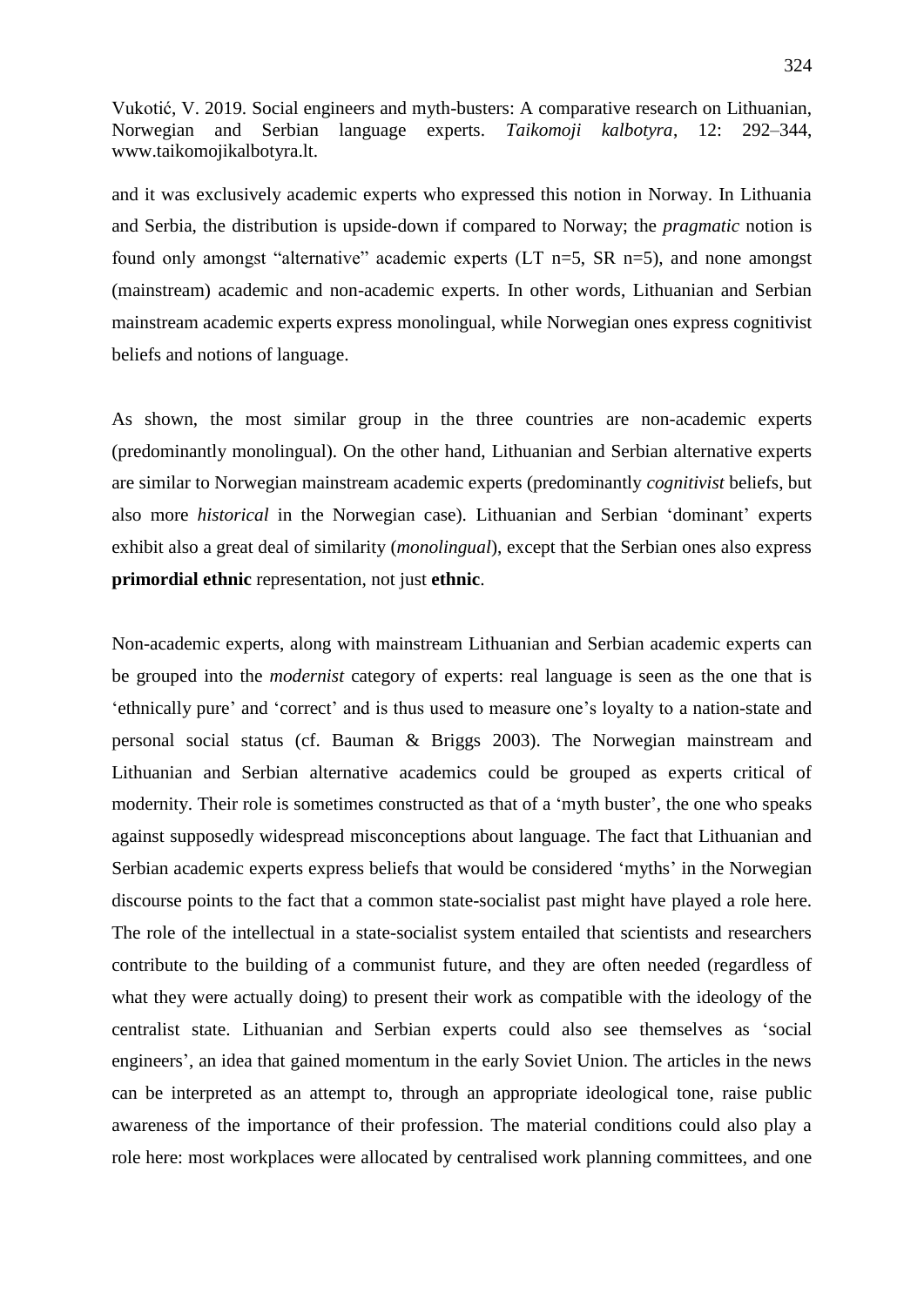and it was exclusively academic experts who expressed this notion in Norway. In Lithuania and Serbia, the distribution is upside-down if compared to Norway; the *pragmatic* notion is found only amongst "alternative" academic experts (LT n=5, SR n=5), and none amongst (mainstream) academic and non-academic experts. In other words, Lithuanian and Serbian mainstream academic experts express monolingual, while Norwegian ones express cognitivist beliefs and notions of language.

As shown, the most similar group in the three countries are non-academic experts (predominantly monolingual). On the other hand, Lithuanian and Serbian alternative experts are similar to Norwegian mainstream academic experts (predominantly *cognitivist* beliefs, but also more *historical* in the Norwegian case). Lithuanian and Serbian 'dominant' experts exhibit also a great deal of similarity (*monolingual*), except that the Serbian ones also express **primordial ethnic** representation, not just **ethnic**.

Non-academic experts, along with mainstream Lithuanian and Serbian academic experts can be grouped into the *modernist* category of experts: real language is seen as the one that is 'ethnically pure' and 'correct' and is thus used to measure one's loyalty to a nation-state and personal social status (cf. Bauman & Briggs 2003). The Norwegian mainstream and Lithuanian and Serbian alternative academics could be grouped as experts critical of modernity. Their role is sometimes constructed as that of a 'myth buster', the one who speaks against supposedly widespread misconceptions about language. The fact that Lithuanian and Serbian academic experts express beliefs that would be considered 'myths' in the Norwegian discourse points to the fact that a common state-socialist past might have played a role here. The role of the intellectual in a state-socialist system entailed that scientists and researchers contribute to the building of a communist future, and they are often needed (regardless of what they were actually doing) to present their work as compatible with the ideology of the centralist state. Lithuanian and Serbian experts could also see themselves as 'social engineers', an idea that gained momentum in the early Soviet Union. The articles in the news can be interpreted as an attempt to, through an appropriate ideological tone, raise public awareness of the importance of their profession. The material conditions could also play a role here: most workplaces were allocated by centralised work planning committees, and one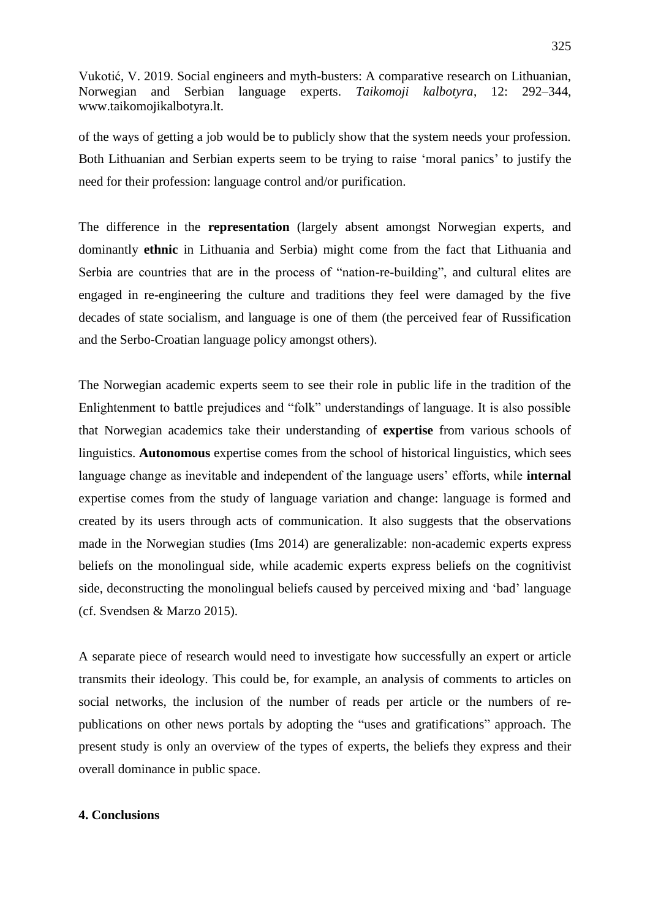of the ways of getting a job would be to publicly show that the system needs your profession. Both Lithuanian and Serbian experts seem to be trying to raise 'moral panics' to justify the need for their profession: language control and/or purification.

The difference in the **representation** (largely absent amongst Norwegian experts, and dominantly **ethnic** in Lithuania and Serbia) might come from the fact that Lithuania and Serbia are countries that are in the process of "nation-re-building", and cultural elites are engaged in re-engineering the culture and traditions they feel were damaged by the five decades of state socialism, and language is one of them (the perceived fear of Russification and the Serbo-Croatian language policy amongst others).

The Norwegian academic experts seem to see their role in public life in the tradition of the Enlightenment to battle prejudices and "folk" understandings of language. It is also possible that Norwegian academics take their understanding of **expertise** from various schools of linguistics. **Autonomous** expertise comes from the school of historical linguistics, which sees language change as inevitable and independent of the language users' efforts, while **internal** expertise comes from the study of language variation and change: language is formed and created by its users through acts of communication. It also suggests that the observations made in the Norwegian studies (Ims 2014) are generalizable: non-academic experts express beliefs on the monolingual side, while academic experts express beliefs on the cognitivist side, deconstructing the monolingual beliefs caused by perceived mixing and 'bad' language (cf. Svendsen & Marzo 2015).

A separate piece of research would need to investigate how successfully an expert or article transmits their ideology. This could be, for example, an analysis of comments to articles on social networks, the inclusion of the number of reads per article or the numbers of re-publications on other news portals by adopting the "uses and gratifications" approach. The present study is only an overview of the types of experts, the beliefs they express and their overall dominance in public space.

## 4. Conclusions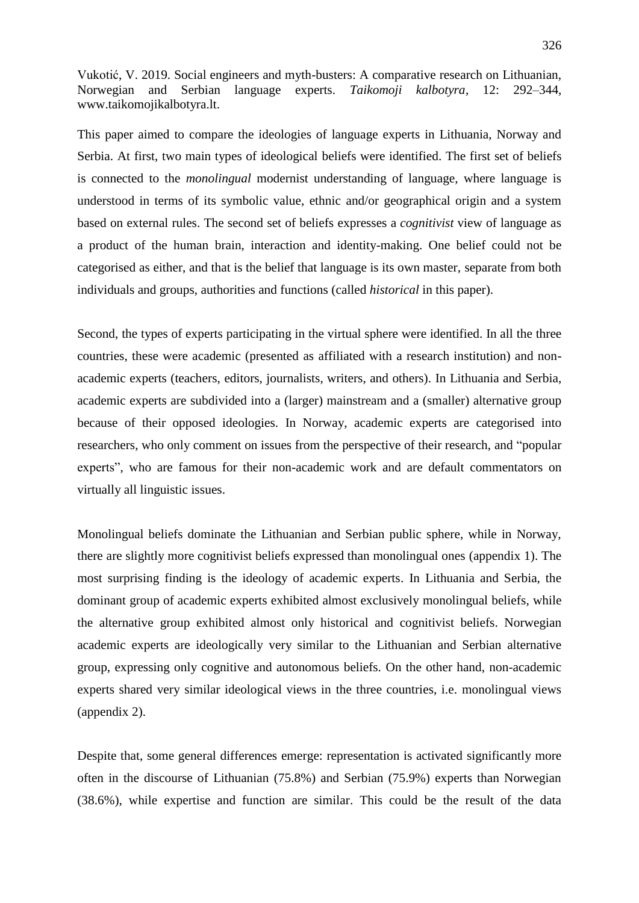Vukotić, V. 2019. Social engineers and myth-busters: A comparative research on Lithuanian, Norwegian and Serbian language experts. *Taikomoji kalbotyra*, 12: 292–344, www.taikomojikalbotyra.lt.

This paper aimed to compare the ideologies of language experts in Lithuania, Norway and Serbia. At first, two main types of ideological beliefs were identified. The first set of beliefs is connected to the *monolingual* modernist understanding of language, where language is understood in terms of its symbolic value, ethnic and/or geographical origin and a system based on external rules. The second set of beliefs expresses a *cognitivist* view of language as a product of the human brain, interaction and identity-making. One belief could not be categorised as either, and that is the belief that language is its own master, separate from both individuals and groups, authorities and functions (called *historical* in this paper).

Second, the types of experts participating in the virtual sphere were identified. In all the three countries, these were academic (presented as affiliated with a research institution) and non-academic experts (teachers, editors, journalists, writers, and others). In Lithuania and Serbia, academic experts are subdivided into a (larger) mainstream and a (smaller) alternative group because of their opposed ideologies. In Norway, academic experts are categorised into researchers, who only comment on issues from the perspective of their research, and "popular experts", who are famous for their non-academic work and are default commentators on virtually all linguistic issues.

Monolingual beliefs dominate the Lithuanian and Serbian public sphere, while in Norway, there are slightly more cognitivist beliefs expressed than monolingual ones (appendix 1). The most surprising finding is the ideology of academic experts. In Lithuania and Serbia, the dominant group of academic experts exhibited almost exclusively monolingual beliefs, while the alternative group exhibited almost only historical and cognitivist beliefs. Norwegian academic experts are ideologically very similar to the Lithuanian and Serbian alternative group, expressing only cognitive and autonomous beliefs. On the other hand, non-academic experts shared very similar ideological views in the three countries, i.e. monolingual views (appendix 2).

Despite that, some general differences emerge: representation is activated significantly more often in the discourse of Lithuanian (75.8%) and Serbian (75.9%) experts than Norwegian (38.6%), while expertise and function are similar. This could be the result of the data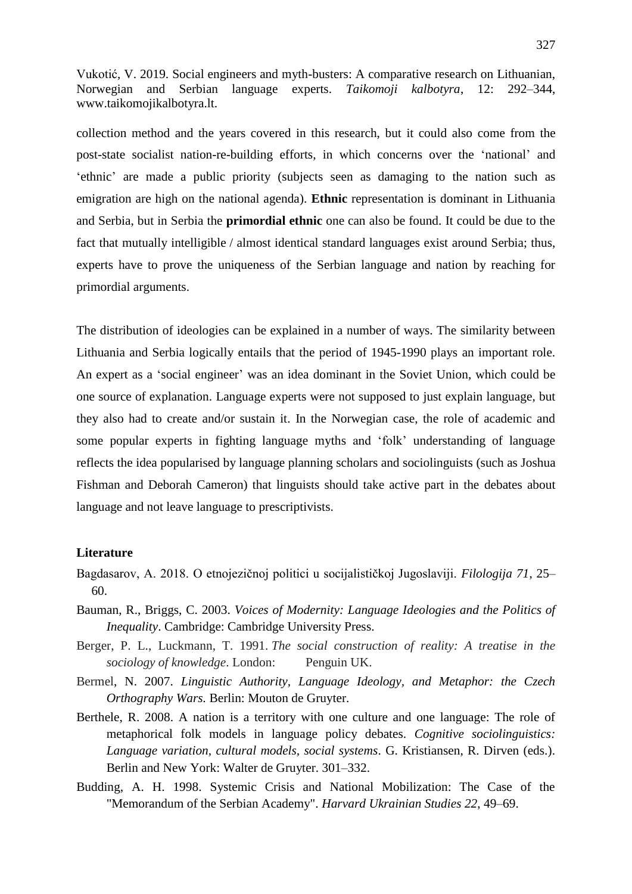collection method and the years covered in this research, but it could also come from the post-state socialist nation-re-building efforts, in which concerns over the 'national' and 'ethnic' are made a public priority (subjects seen as damaging to the nation such as emigration are high on the national agenda). **Ethnic** representation is dominant in Lithuania and Serbia, but in Serbia the **primordial ethnic** one can also be found. It could be due to the fact that mutually intelligible / almost identical standard languages exist around Serbia; thus, experts have to prove the uniqueness of the Serbian language and nation by reaching for primordial arguments.

The distribution of ideologies can be explained in a number of ways. The similarity between Lithuania and Serbia logically entails that the period of 1945-1990 plays an important role. An expert as a 'social engineer' was an idea dominant in the Soviet Union, which could be one source of explanation. Language experts were not supposed to just explain language, but they also had to create and/or sustain it. In the Norwegian case, the role of academic and some popular experts in fighting language myths and 'folk' understanding of language reflects the idea popularised by language planning scholars and sociolinguists (such as Joshua Fishman and Deborah Cameron) that linguists should take active part in the debates about language and not leave language to prescriptivists.

### Literature

Bagdasarov, A. 2018. O etnojezičnoj politici u socijalističkoj Jugoslaviji. *Filologija 71*, 25–60.

Bauman, R., Briggs, C. 2003. *Voices of Modernity: Language Ideologies and the Politics of Inequality*. Cambridge: Cambridge University Press.

Berger, P. L., Luckmann, T. 1991. *The social construction of reality: A treatise in the sociology of knowledge*. London: Penguin UK.

Bermel, N. 2007. *Linguistic Authority, Language Ideology, and Metaphor: the Czech Orthography Wars*. Berlin: Mouton de Gruyter.

Berthele, R. 2008. A nation is a territory with one culture and one language: The role of metaphorical folk models in language policy debates. *Cognitive sociolinguistics: Language variation, cultural models, social systems*. G. Kristiansen, R. Dirven (eds.). Berlin and New York: Walter de Gruyter. 301–332.

Budding, A. H. 1998. Systemic Crisis and National Mobilization: The Case of the "Memorandum of the Serbian Academy". *Harvard Ukrainian Studies 22*, 49–69.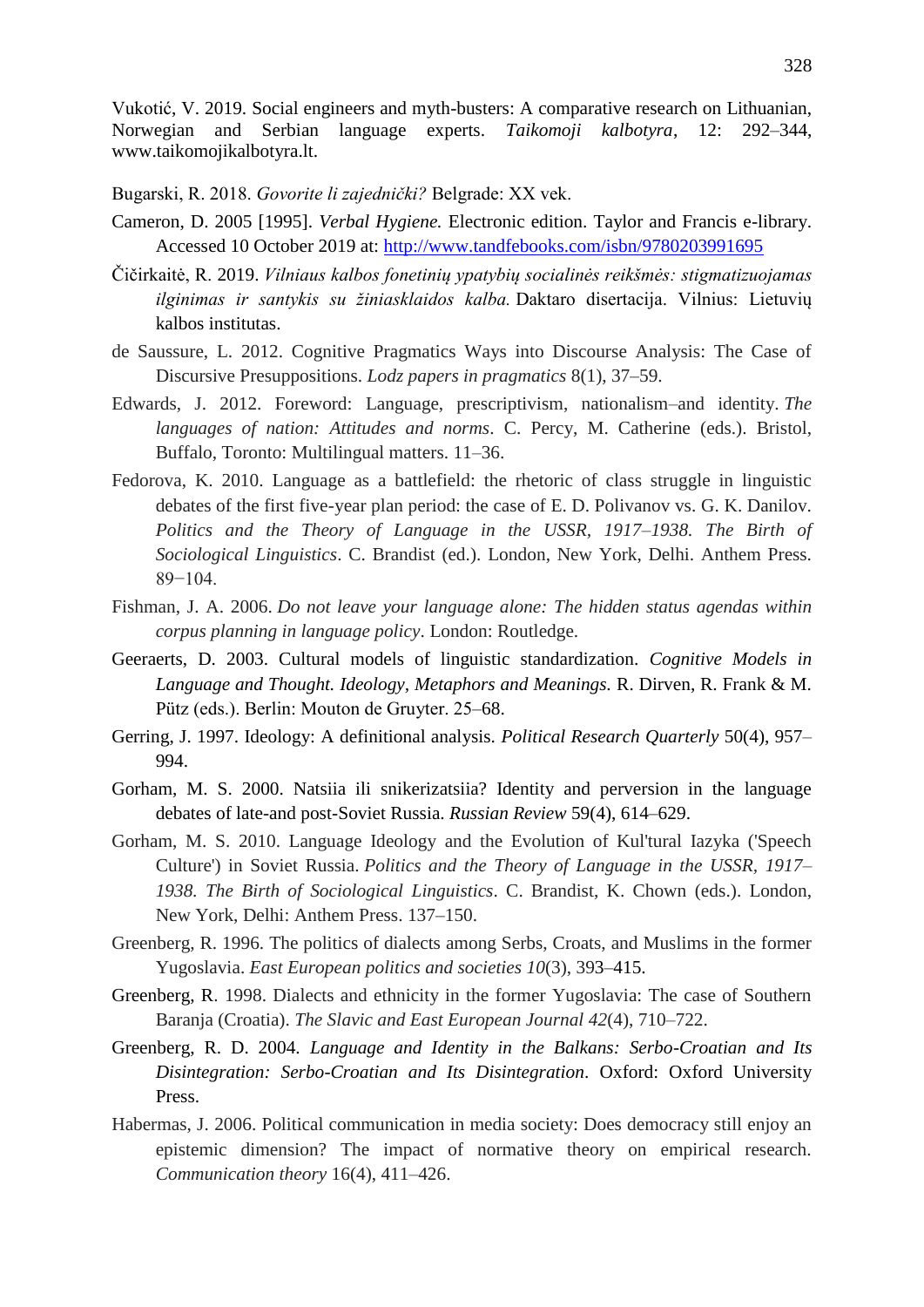Vukotić, V. 2019. Social engineers and myth-busters: A comparative research on Lithuanian, Norwegian and Serbian language experts. *Taikomoji kalbotyra*, 12: 292–344, www.taikomojikalbotyra.lt.

Bugarski, R. 2018. *Govorite li zajednički?* Belgrade: XX vek.

Cameron, D. 2005 [1995]. *Verbal Hygiene.* Electronic edition. Taylor and Francis e-library. Accessed 10 October 2019 at: http://www.tandfebooks.com/isbn/9780203991695

Čičirkaitė, R. 2019. *Vilniaus kalbos fonetinių ypatybių socialinės reikšmės: stigmatizuojamas ilginimas ir santykis su žiniasklaidos kalba.* Daktaro disertacija. Vilnius: Lietuvių kalbos institutas.

de Saussure, L. 2012. Cognitive Pragmatics Ways into Discourse Analysis: The Case of Discursive Presuppositions. *Lodz papers in pragmatics* 8(1), 37–59.

Edwards, J. 2012. Foreword: Language, prescriptivism, nationalism–and identity. *The languages of nation: Attitudes and norms*. C. Percy, M. Catherine (eds.). Bristol, Buffalo, Toronto: Multilingual matters. 11–36.

Fedorova, K. 2010. Language as a battlefield: the rhetoric of class struggle in linguistic debates of the first five-year plan period: the case of E. D. Polivanov vs. G. K. Danilov. *Politics and the Theory of Language in the USSR, 1917–1938. The Birth of Sociological Linguistics*. C. Brandist (ed.). London, New York, Delhi. Anthem Press. 89−104.

Fishman, J. A. 2006. *Do not leave your language alone: The hidden status agendas within corpus planning in language policy*. London: Routledge.

Geeraerts, D. 2003. Cultural models of linguistic standardization. *Cognitive Models in Language and Thought. Ideology, Metaphors and Meanings.* R. Dirven, R. Frank & M. Pütz (eds.). Berlin: Mouton de Gruyter. 25–68.

Gerring, J. 1997. Ideology: A definitional analysis. *Political Research Quarterly* 50(4), 957–994.

Gorham, M. S. 2000. Natsiia ili snikerizatsiia? Identity and perversion in the language debates of late-and post-Soviet Russia. *Russian Review* 59(4), 614–629.

Gorham, M. S. 2010. Language Ideology and the Evolution of Kul'tural Iazyka ('Speech Culture') in Soviet Russia. *Politics and the Theory of Language in the USSR, 1917–1938. The Birth of Sociological Linguistics*. C. Brandist, K. Chown (eds.). London, New York, Delhi: Anthem Press. 137–150.

Greenberg, R. 1996. The politics of dialects among Serbs, Croats, and Muslims in the former Yugoslavia. *East European politics and societies 10*(3), 393–415.

Greenberg, R. 1998. Dialects and ethnicity in the former Yugoslavia: The case of Southern Baranja (Croatia). *The Slavic and East European Journal 42*(4), 710–722.

Greenberg, R. D. 2004. *Language and Identity in the Balkans: Serbo-Croatian and Its Disintegration: Serbo-Croatian and Its Disintegration*. Oxford: Oxford University Press.

Habermas, J. 2006. Political communication in media society: Does democracy still enjoy an epistemic dimension? The impact of normative theory on empirical research. *Communication theory* 16(4), 411–426.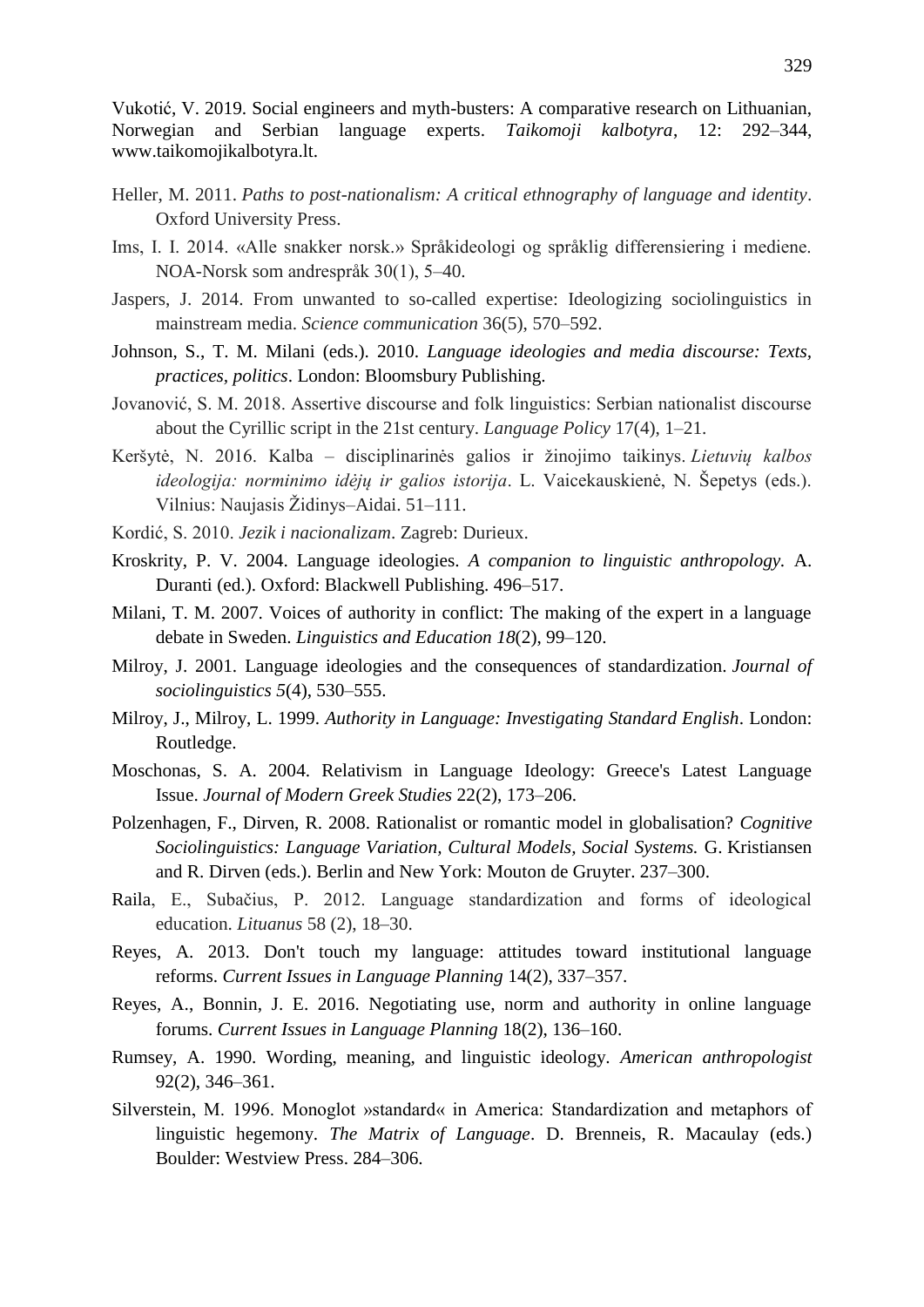Vukotić, V. 2019. Social engineers and myth-busters: A comparative research on Lithuanian, Norwegian and Serbian language experts. *Taikomoji kalbotyra*, 12: 292–344, www.taikomojikalbotyra.lt.

Heller, M. 2011. *Paths to post-nationalism: A critical ethnography of language and identity*. Oxford University Press.

Ims, I. I. 2014. «Alle snakker norsk.» Språkideologi og språklig differensiering i mediene. NOA-Norsk som andrespråk 30(1), 5–40.

Jaspers, J. 2014. From unwanted to so-called expertise: Ideologizing sociolinguistics in mainstream media. *Science communication* 36(5), 570–592.

Johnson, S., T. M. Milani (eds.). 2010. *Language ideologies and media discourse: Texts, practices, politics*. London: Bloomsbury Publishing.

Jovanović, S. M. 2018. Assertive discourse and folk linguistics: Serbian nationalist discourse about the Cyrillic script in the 21st century. *Language Policy* 17(4), 1–21.

Keršytė, N. 2016. Kalba – disciplinarinės galios ir žinojimo taikinys. *Lietuvių kalbos ideologija: norminimo idėjų ir galios istorija*. L. Vaicekauskienė, N. Šepetys (eds.). Vilnius: Naujasis Židinys–Aidai. 51–111.

Kordić, S. 2010. *Jezik i nacionalizam*. Zagreb: Durieux.

Kroskrity, P. V. 2004. Language ideologies. *A companion to linguistic anthropology*. A. Duranti (ed.). Oxford: Blackwell Publishing. 496–517.

Milani, T. M. 2007. Voices of authority in conflict: The making of the expert in a language debate in Sweden. *Linguistics and Education 18*(2), 99–120.

Milroy, J. 2001. Language ideologies and the consequences of standardization. *Journal of sociolinguistics 5*(4), 530–555.

Milroy, J., Milroy, L. 1999. *Authority in Language: Investigating Standard English*. London: Routledge.

Moschonas, S. A. 2004. Relativism in Language Ideology: Greece's Latest Language Issue. *Journal of Modern Greek Studies* 22(2), 173–206.

Polzenhagen, F., Dirven, R. 2008. Rationalist or romantic model in globalisation? *Cognitive Sociolinguistics: Language Variation, Cultural Models, Social Systems.* G. Kristiansen and R. Dirven (eds.). Berlin and New York: Mouton de Gruyter. 237–300.

Raila, E., Subačius, P. 2012. Language standardization and forms of ideological education. *Lituanus* 58 (2), 18–30.

Reyes, A. 2013. Don't touch my language: attitudes toward institutional language reforms. *Current Issues in Language Planning* 14(2), 337–357.

Reyes, A., Bonnin, J. E. 2016. Negotiating use, norm and authority in online language forums. *Current Issues in Language Planning* 18(2), 136–160.

Rumsey, A. 1990. Wording, meaning, and linguistic ideology. *American anthropologist* 92(2), 346–361.

Silverstein, M. 1996. Monoglot »standard« in America: Standardization and metaphors of linguistic hegemony. *The Matrix of Language*. D. Brenneis, R. Macaulay (eds.) Boulder: Westview Press. 284–306.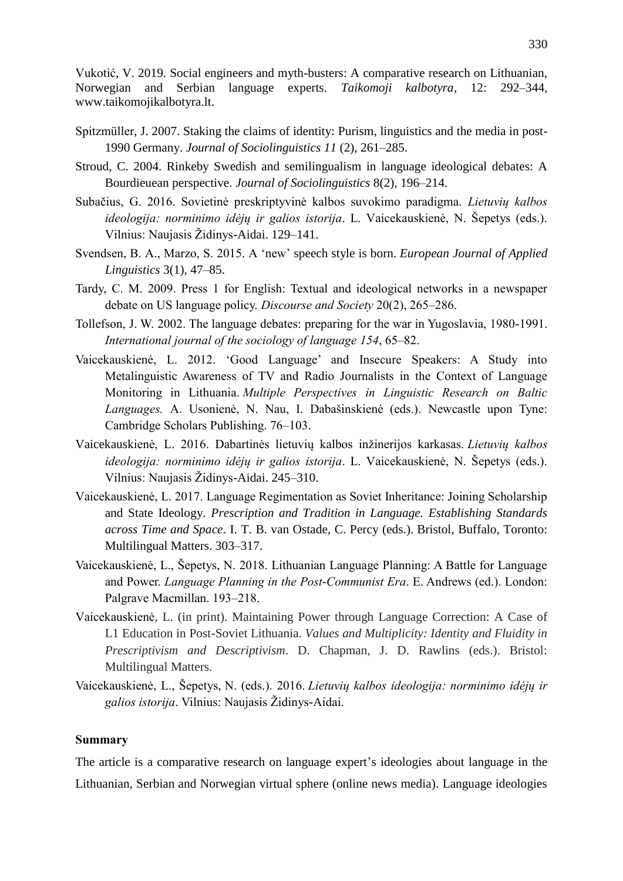Vukotić, V. 2019. Social engineers and myth-busters: A comparative research on Lithuanian, Norwegian and Serbian language experts. *Taikomoji kalbotyra*, 12: 292–344, www.taikomojikalbotyra.lt.

Spitzmüller, J. 2007. Staking the claims of identity: Purism, linguistics and the media in post-1990 Germany. *Journal of Sociolinguistics 11* (2), 261–285.

Stroud, C. 2004. Rinkeby Swedish and semilingualism in language ideological debates: A Bourdieuean perspective. *Journal of Sociolinguistics* 8(2), 196–214.

Subačius, G. 2016. Sovietinė preskriptyvinė kalbos suvokimo paradigma. *Lietuvių kalbos ideologija: norminimo idėjų ir galios istorija*. L. Vaicekauskienė, N. Šepetys (eds.). Vilnius: Naujasis Židinys-Aidai. 129–141.

Svendsen, B. A., Marzo, S. 2015. A 'new' speech style is born. *European Journal of Applied Linguistics* 3(1), 47–85.

Tardy, C. M. 2009. Press 1 for English: Textual and ideological networks in a newspaper debate on US language policy. *Discourse and Society* 20(2), 265–286.

Tollefson, J. W. 2002. The language debates: preparing for the war in Yugoslavia, 1980-1991. *International journal of the sociology of language 154*, 65–82.

Vaicekauskienė, L. 2012. 'Good Language' and Insecure Speakers: A Study into Metalinguistic Awareness of TV and Radio Journalists in the Context of Language Monitoring in Lithuania. *Multiple Perspectives in Linguistic Research on Baltic Languages.* A. Usonienė, N. Nau, I. Dabašinskienė (eds.). Newcastle upon Tyne: Cambridge Scholars Publishing. 76–103.

Vaicekauskienė, L. 2016. Dabartinės lietuvių kalbos inžinerijos karkasas. *Lietuvių kalbos ideologija: norminimo idėjų ir galios istorija*. L. Vaicekauskienė, N. Šepetys (eds.). Vilnius: Naujasis Židinys-Aidai. 245–310.

Vaicekauskienė, L. 2017. Language Regimentation as Soviet Inheritance: Joining Scholarship and State Ideology. *Prescription and Tradition in Language. Establishing Standards across Time and Space*. I. T. B. van Ostade, C. Percy (eds.). Bristol, Buffalo, Toronto: Multilingual Matters. 303–317.

Vaicekauskienė, L., Šepetys, N. 2018. Lithuanian Language Planning: A Battle for Language and Power. *Language Planning in the Post-Communist Era*. E. Andrews (ed.). London: Palgrave Macmillan. 193–218.

Vaicekauskienė, L. (in print). Maintaining Power through Language Correction: A Case of L1 Education in Post-Soviet Lithuania. *Values and Multiplicity: Identity and Fluidity in Prescriptivism and Descriptivism*. D. Chapman, J. D. Rawlins (eds.). Bristol: Multilingual Matters.

Vaicekauskienė, L., Šepetys, N. (eds.). 2016. *Lietuvių kalbos ideologija: norminimo idėjų ir galios istorija*. Vilnius: Naujasis Židinys-Aidai.

**Summary**

The article is a comparative research on language expert's ideologies about language in the Lithuanian, Serbian and Norwegian virtual sphere (online news media). Language ideologies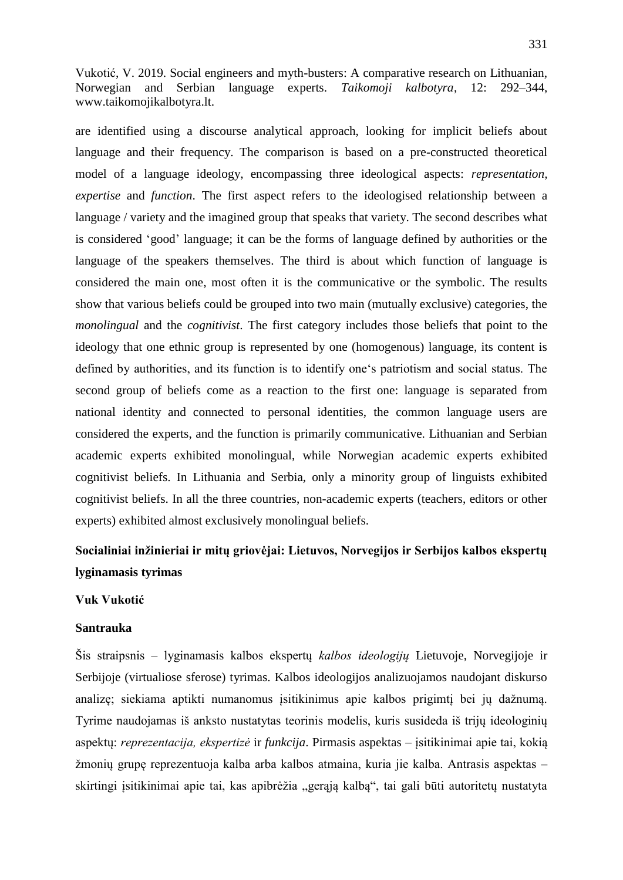are identified using a discourse analytical approach, looking for implicit beliefs about language and their frequency. The comparison is based on a pre-constructed theoretical model of a language ideology, encompassing three ideological aspects: *representation*, *expertise* and *function*. The first aspect refers to the ideologised relationship between a language / variety and the imagined group that speaks that variety. The second describes what is considered 'good' language; it can be the forms of language defined by authorities or the language of the speakers themselves. The third is about which function of language is considered the main one, most often it is the communicative or the symbolic. The results show that various beliefs could be grouped into two main (mutually exclusive) categories, the *monolingual* and the *cognitivist*. The first category includes those beliefs that point to the ideology that one ethnic group is represented by one (homogenous) language, its content is defined by authorities, and its function is to identify one's patriotism and social status. The second group of beliefs come as a reaction to the first one: language is separated from national identity and connected to personal identities, the common language users are considered the experts, and the function is primarily communicative. Lithuanian and Serbian academic experts exhibited monolingual, while Norwegian academic experts exhibited cognitivist beliefs. In Lithuania and Serbia, only a minority group of linguists exhibited cognitivist beliefs. In all the three countries, non-academic experts (teachers, editors or other experts) exhibited almost exclusively monolingual beliefs.

## Socialiniai inžinieriai ir mitų griovėjai: Lietuvos, Norvegijos ir Serbijos kalbos ekspertų lyginamasis tyrimas

**Vuk Vukotić**

### Santrauka

Šis straipsnis – lyginamasis kalbos ekspertų *kalbos ideologijų* Lietuvoje, Norvegijoje ir Serbijoje (virtualiose sferose) tyrimas. Kalbos ideologijos analizuojamos naudojant diskurso analizę; siekiama aptikti numanomus įsitikinimus apie kalbos prigimtį bei jų dažnumą. Tyrime naudojamas iš anksto nustatytas teorinis modelis, kuris susideda iš trijų ideologinių aspektų: *reprezentacija, ekspertizė* ir *funkcija*. Pirmasis aspektas – įsitikinimai apie tai, kokią žmonių grupę reprezentuoja kalba arba kalbos atmaina, kuria jie kalba. Antrasis aspektas – skirtingi įsitikinimai apie tai, kas apibrėžia „gerąją kalbą“, tai gali būti autoritetų nustatyta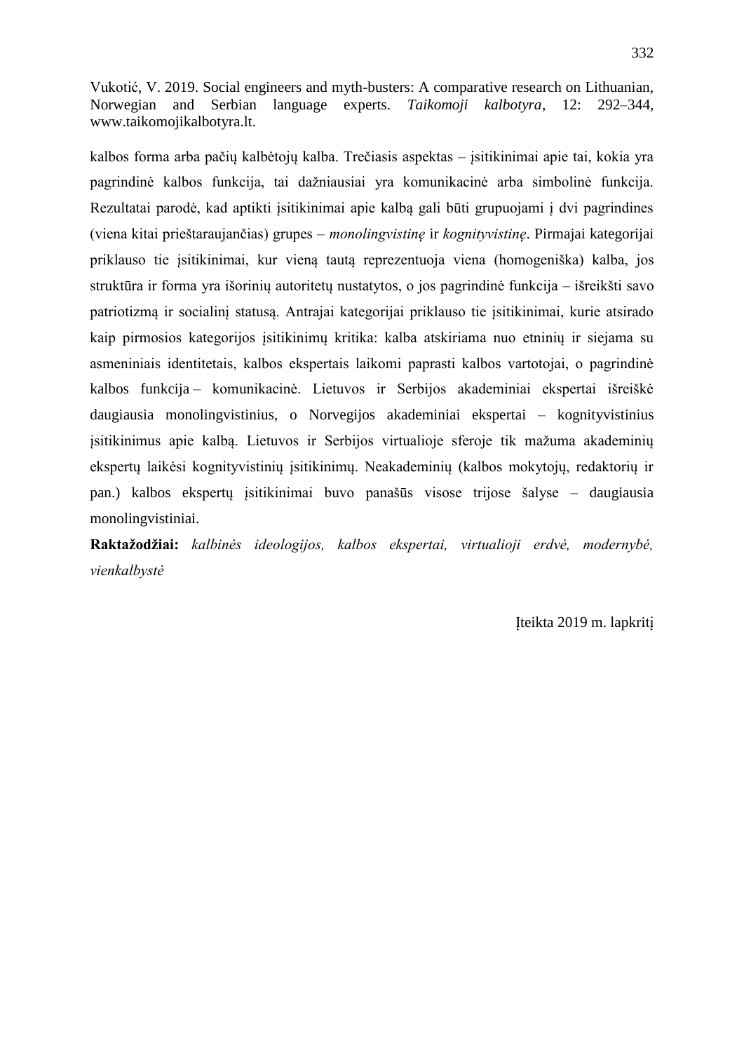kalbos forma arba pačių kalbėtojų kalba. Trečiasis aspektas – įsitikinimai apie tai, kokia yra pagrindinė kalbos funkcija, tai dažniausiai yra komunikacinė arba simbolinė funkcija. Rezultatai parodė, kad aptikti įsitikinimai apie kalbą gali būti grupuojami į dvi pagrindines (viena kitai prieštaraujančias) grupes – *monolingvistinę* ir *kognityvistinę*. Pirmajai kategorijai priklauso tie įsitikinimai, kur vieną tautą reprezentuoja viena (homogeniška) kalba, jos struktūra ir forma yra išorinių autoritetų nustatytos, o jos pagrindinė funkcija – išreikšti savo patriotizmą ir socialinį statusą. Antrajai kategorijai priklauso tie įsitikinimai, kurie atsirado kaip pirmosios kategorijos įsitikinimų kritika: kalba atskiriama nuo etninių ir siejama su asmeniniais identitetais, kalbos ekspertais laikomi paprasti kalbos vartotojai, o pagrindinė kalbos funkcija – komunikacinė. Lietuvos ir Serbijos akademiniai ekspertai išreiškė daugiausia monolingvistinius, o Norvegijos akademiniai ekspertai – kognityvistinius įsitikinimus apie kalbą. Lietuvos ir Serbijos virtualioje sferoje tik mažuma akademinių ekspertų laikėsi kognityvistinių įsitikinimų. Neakademinių (kalbos mokytojų, redaktorių ir pan.) kalbos ekspertų įsitikinimai buvo panašūs visose trijose šalyse – daugiausia monolingvistiniai.

**Raktažodžiai:** *kalbinės ideologijos, kalbos ekspertai, virtualioji erdvė, modernybė, vienkalbystė*

Įteikta 2019 m. lapkritį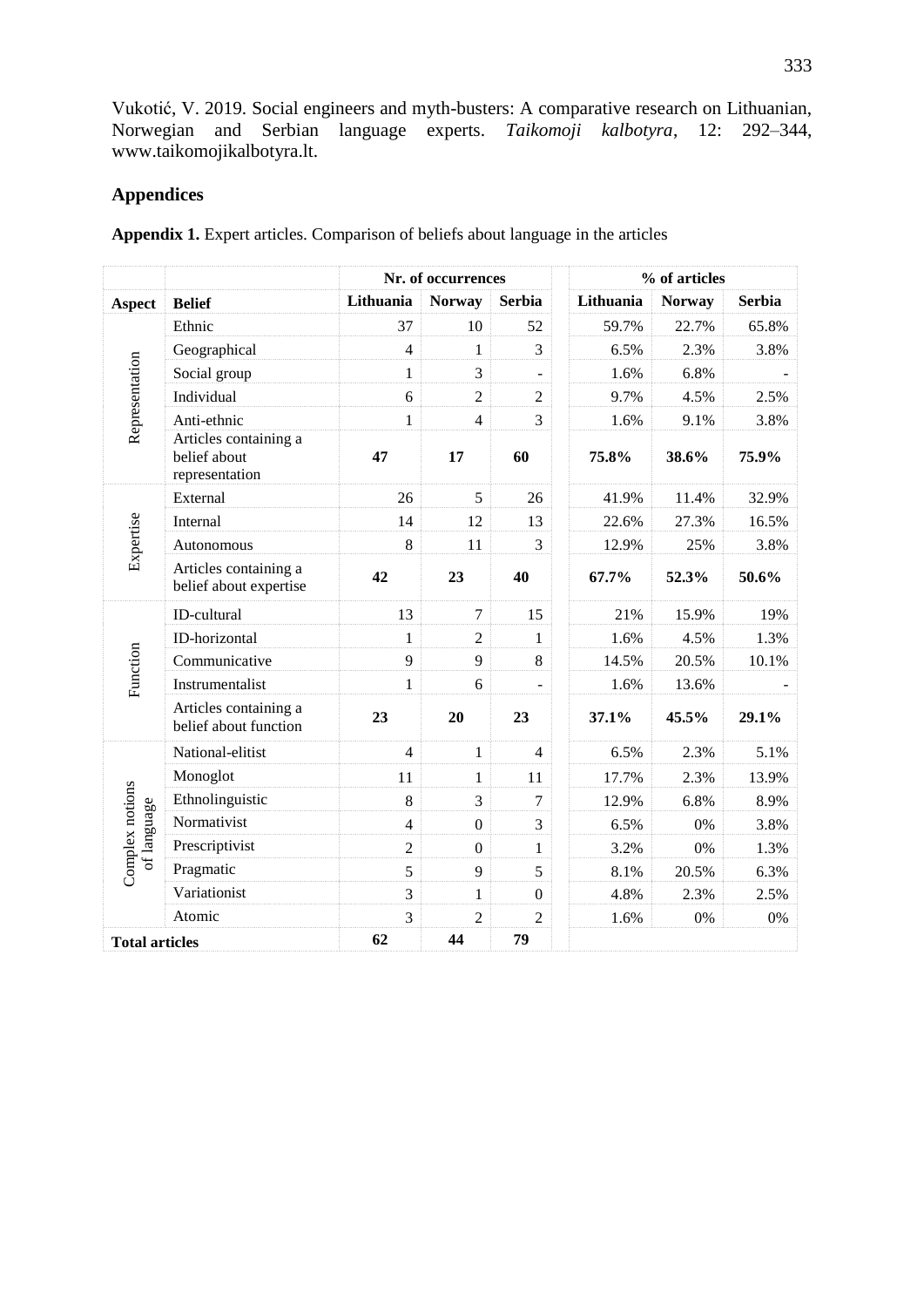Vukotić, V. 2019. Social engineers and myth-busters: A comparative research on Lithuanian, Norwegian and Serbian language experts. *Taikomoji kalbotyra*, 12: 292–344, www.taikomojikalbotyra.lt.

## Appendices

**Appendix 1.** Expert articles. Comparison of beliefs about language in the articles

| | | Nr. of occurrences | | | % of articles | | |
|---|---|---|---|---|---|---|---|
| **Aspect** | **Belief** | **Lithuania** | **Norway** | **Serbia** | **Lithuania** | **Norway** | **Serbia** |
| Representation | Ethnic | 37 | 10 | 52 | 59.7% | 22.7% | 65.8% |
| | Geographical | 4 | 1 | 3 | 6.5% | 2.3% | 3.8% |
| | Social group | 1 | 3 | - | 1.6% | 6.8% | - |
| | Individual | 6 | 2 | 2 | 9.7% | 4.5% | 2.5% |
| | Anti-ethnic | 1 | 4 | 3 | 1.6% | 9.1% | 3.8% |
| | Articles containing a belief about representation | **47** | **17** | **60** | **75.8%** | **38.6%** | **75.9%** |
| Expertise | External | 26 | 5 | 26 | 41.9% | 11.4% | 32.9% |
| | Internal | 14 | 12 | 13 | 22.6% | 27.3% | 16.5% |
| | Autonomous | 8 | 11 | 3 | 12.9% | 25% | 3.8% |
| | Articles containing a belief about expertise | **42** | **23** | **40** | **67.7%** | **52.3%** | **50.6%** |
| Function | ID-cultural | 13 | 7 | 15 | 21% | 15.9% | 19% |
| | ID-horizontal | 1 | 2 | 1 | 1.6% | 4.5% | 1.3% |
| | Communicative | 9 | 9 | 8 | 14.5% | 20.5% | 10.1% |
| | Instrumentalist | 1 | 6 | - | 1.6% | 13.6% | - |
| | Articles containing a belief about function | **23** | **20** | **23** | **37.1%** | **45.5%** | **29.1%** |
| Complex notions of language | National-elitist | 4 | 1 | 4 | 6.5% | 2.3% | 5.1% |
| | Monoglot | 11 | 1 | 11 | 17.7% | 2.3% | 13.9% |
| | Ethnolinguistic | 8 | 3 | 7 | 12.9% | 6.8% | 8.9% |
| | Normativist | 4 | 0 | 3 | 6.5% | 0% | 3.8% |
| | Prescriptivist | 2 | 0 | 1 | 3.2% | 0% | 1.3% |
| | Pragmatic | 5 | 9 | 5 | 8.1% | 20.5% | 6.3% |
| | Variationist | 3 | 1 | 0 | 4.8% | 2.3% | 2.5% |
| | Atomic | 3 | 2 | 2 | 1.6% | 0% | 0% |
| **Total articles** | | **62** | **44** | **79** | | | |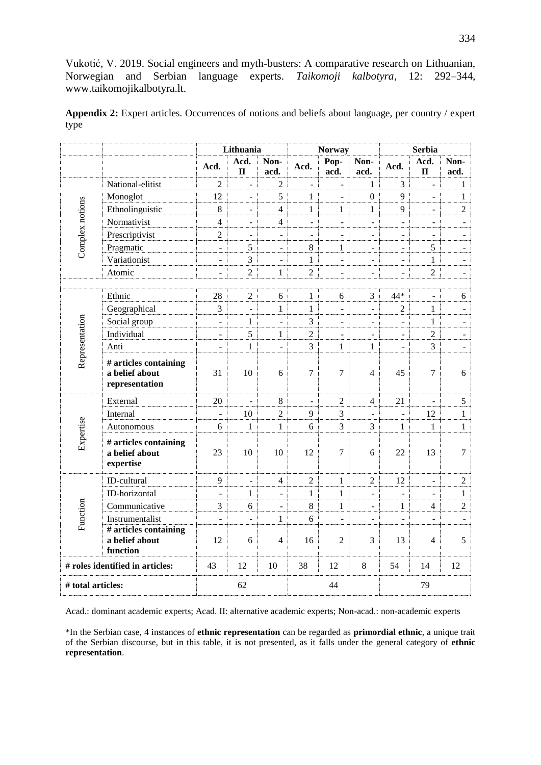Vukotić, V. 2019. Social engineers and myth-busters: A comparative research on Lithuanian, Norwegian and Serbian language experts. *Taikomoji kalbotyra*, 12: 292–344, www.taikomojikalbotyra.lt.

**Appendix 2:** Expert articles. Occurrences of notions and beliefs about language, per country / expert type

| | | Lithuania | | | Norway | | | Serbia | | |
|---|---|---|---|---|---|---|---|---|---|---|
| | | Acd. | Acd. II | Non-acd. | Acd. | Pop-acd. | Non-acd. | Acd. | Acd. II | Non-acd. |
| Complex notions | National-elitist | 2 | - | 2 | - | - | 1 | 3 | - | 1 |
| | Monoglot | 12 | - | 5 | 1 | - | 0 | 9 | - | 1 |
| | Ethnolinguistic | 8 | - | 4 | 1 | 1 | 1 | 9 | - | 2 |
| | Normativist | 4 | - | 4 | - | - | - | - | - | - |
| | Prescriptivist | 2 | - | - | - | - | - | - | - | - |
| | Pragmatic | - | 5 | - | 8 | 1 | - | - | 5 | - |
| | Variationist | - | 3 | - | 1 | - | - | - | 1 | - |
| | Atomic | - | 2 | 1 | 2 | - | - | - | 2 | - |
| | | | | | | | | | | |
| Representation | Ethnic | 28 | 2 | 6 | 1 | 6 | 3 | 44* | - | 6 |
| | Geographical | 3 | - | 1 | 1 | - | - | 2 | 1 | - |
| | Social group | - | 1 | - | 3 | - | - | - | 1 | - |
| | Individual | - | 5 | 1 | 2 | - | - | - | 2 | - |
| | Anti | - | 1 | - | 3 | 1 | 1 | - | 3 | - |
| | **# articles containing a belief about representation** | 31 | 10 | 6 | 7 | 7 | 4 | 45 | 7 | 6 |
| Expertise | External | 20 | - | 8 | - | 2 | 4 | 21 | - | 5 |
| | Internal | - | 10 | 2 | 9 | 3 | - | - | 12 | 1 |
| | Autonomous | 6 | 1 | 1 | 6 | 3 | 3 | 1 | 1 | 1 |
| | **# articles containing a belief about expertise** | 23 | 10 | 10 | 12 | 7 | 6 | 22 | 13 | 7 |
| Function | ID-cultural | 9 | - | 4 | 2 | 1 | 2 | 12 | - | 2 |
| | ID-horizontal | - | 1 | - | 1 | 1 | - | - | - | 1 |
| | Communicative | 3 | 6 | - | 8 | 1 | - | 1 | 4 | 2 |
| | Instrumentalist | - | - | 1 | 6 | - | - | - | - | - |
| | **# articles containing a belief about function** | 12 | 6 | 4 | 16 | 2 | 3 | 13 | 4 | 5 |
| **# roles identified in articles:** | | 43 | 12 | 10 | 38 | 12 | 8 | 54 | 14 | 12 |
| **# total articles:** | | 62 | | | 44 | | | 79 | | |

Acad.: dominant academic experts; Acad. II: alternative academic experts; Non-acad.: non-academic experts

*In the Serbian case, 4 instances of **ethnic representation** can be regarded as **primordial ethnic**, a unique trait of the Serbian discourse, but in this table, it is not presented, as it falls under the general category of **ethnic representation**.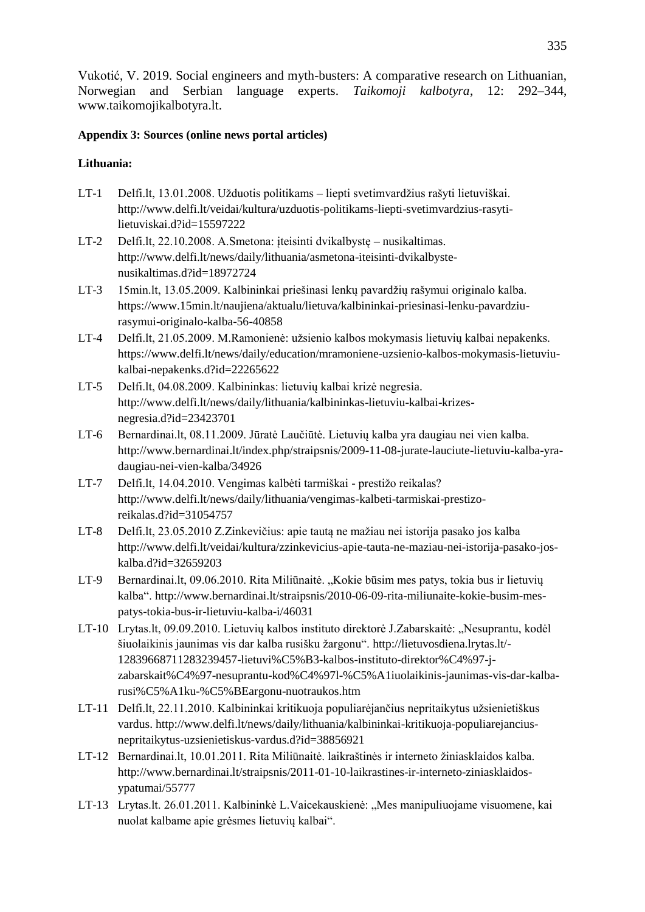Vukotić, V. 2019. Social engineers and myth-busters: A comparative research on Lithuanian, Norwegian and Serbian language experts. *Taikomoji kalbotyra*, 12: 292–344, www.taikomojikalbotyra.lt.

**Appendix 3: Sources (online news portal articles)**

**Lithuania:**

- LT-1 Delfi.lt, 13.01.2008. Užduotis politikams – liepti svetimvardžius rašyti lietuviškai. http://www.delfi.lt/veidai/kultura/uzduotis-politikams-liepti-svetimvardzius-rasyti-lietuviskai.d?id=15597222
- LT-2 Delfi.lt, 22.10.2008. A.Smetona: įteisinti dvikalbystę – nusikaltimas. http://www.delfi.lt/news/daily/lithuania/asmetona-iteisinti-dvikalbyste-nusikaltimas.d?id=18972724
- LT-3 15min.lt, 13.05.2009. Kalbininkai priešinasi lenkų pavardžių rašymui originalo kalba. https://www.15min.lt/naujiena/aktualu/lietuva/kalbininkai-priesinasi-lenku-pavardziu-rasymui-originalo-kalba-56-40858
- LT-4 Delfi.lt, 21.05.2009. M.Ramonienė: užsienio kalbos mokymasis lietuvių kalbai nepakenks. https://www.delfi.lt/news/daily/education/mramoniene-uzsienio-kalbos-mokymasis-lietuviu-kalbai-nepakenks.d?id=22265622
- LT-5 Delfi.lt, 04.08.2009. Kalbininkas: lietuvių kalbai krizė negresia. http://www.delfi.lt/news/daily/lithuania/kalbininkas-lietuviu-kalbai-krizes-negresia.d?id=23423701
- LT-6 Bernardinai.lt, 08.11.2009. Jūratė Laučiūtė. Lietuvių kalba yra daugiau nei vien kalba. http://www.bernardinai.lt/index.php/straipsnis/2009-11-08-jurate-lauciute-lietuviu-kalba-yra-daugiau-nei-vien-kalba/34926
- LT-7 Delfi.lt, 14.04.2010. Vengimas kalbėti tarmiškai - prestižo reikalas? http://www.delfi.lt/news/daily/lithuania/vengimas-kalbeti-tarmiskai-prestizo-reikalas.d?id=31054757
- LT-8 Delfi.lt, 23.05.2010 Z.Zinkevičius: apie tautą ne mažiau nei istorija pasako jos kalba http://www.delfi.lt/veidai/kultura/zzinkevicius-apie-tauta-ne-maziau-nei-istorija-pasako-jos-kalba.d?id=32659203
- LT-9 Bernardinai.lt, 09.06.2010. Rita Miliūnaitė. „Kokie būsim mes patys, tokia bus ir lietuvių kalba". http://www.bernardinai.lt/straipsnis/2010-06-09-rita-miliunaite-kokie-busim-mes-patys-tokia-bus-ir-lietuviu-kalba-i/46031
- LT-10 Lrytas.lt, 09.09.2010. Lietuvių kalbos instituto direktorė J.Zabarskaitė: „Nesuprantu, kodėl šiuolaikinis jaunimas vis dar kalba rusišku žargonu". http://lietuvosdiena.lrytas.lt/-12839668711283239457-lietuvi%C5%B3-kalbos-instituto-direktor%C4%97-j-zabarskait%C4%97-nesuprantu-kod%C4%97l-%C5%A1iuolaikinis-jaunimas-vis-dar-kalba-rusi%C5%A1ku-%C5%BEargonu-nuotraukos.htm
- LT-11 Delfi.lt, 22.11.2010. Kalbininkai kritikuoja populiarėjančius nepritaikytus užsienietiškus vardus. http://www.delfi.lt/news/daily/lithuania/kalbininkai-kritikuoja-populiarejancius-nepritaikytus-uzsienietiskus-vardus.d?id=38856921
- LT-12 Bernardinai.lt, 10.01.2011. Rita Miliūnaitė. laikraštinės ir interneto žiniasklaidos kalba. http://www.bernardinai.lt/straipsnis/2011-01-10-laikrastines-ir-interneto-ziniasklaidos-ypatumai/55777
- LT-13 Lrytas.lt. 26.01.2011. Kalbininkė L.Vaicekauskienė: „Mes manipuliuojame visuomene, kai nuolat kalbame apie grėsmes lietuvių kalbai".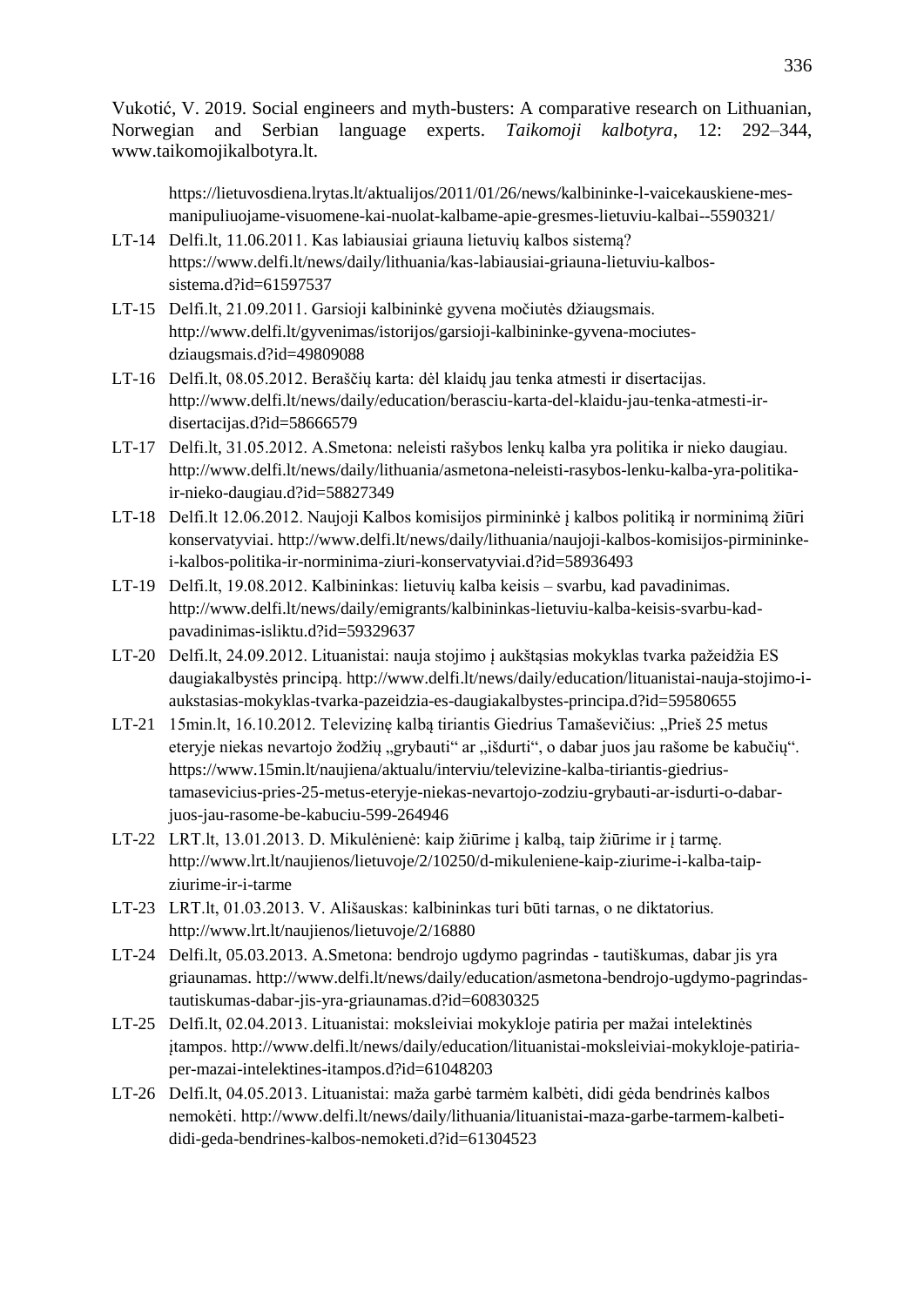https://lietuvosdiena.lrytas.lt/aktualijos/2011/01/26/news/kalbininke-l-vaicekauskiene-mes-manipuliuojame-visuomene-kai-nuolat-kalbame-apie-gresmes-lietuviu-kalbai--5590321/

LT-14 Delfi.lt, 11.06.2011. Kas labiausiai griauna lietuvių kalbos sistemą? https://www.delfi.lt/news/daily/lithuania/kas-labiausiai-griauna-lietuviu-kalbos-sistema.d?id=61597537

LT-15 Delfi.lt, 21.09.2011. Garsioji kalbininkė gyvena močiutės džiaugsmais. http://www.delfi.lt/gyvenimas/istorijos/garsioji-kalbininke-gyvena-mociutes-dziaugsmais.d?id=49809088

LT-16 Delfi.lt, 08.05.2012. Beraščių karta: dėl klaidų jau tenka atmesti ir disertacijas. http://www.delfi.lt/news/daily/education/berasciu-karta-del-klaidu-jau-tenka-atmesti-ir-disertacijas.d?id=58666579

LT-17 Delfi.lt, 31.05.2012. A.Smetona: neleisti rašybos lenkų kalba yra politika ir nieko daugiau. http://www.delfi.lt/news/daily/lithuania/asmetona-neleisti-rasybos-lenku-kalba-yra-politika-ir-nieko-daugiau.d?id=58827349

LT-18 Delfi.lt 12.06.2012. Naujoji Kalbos komisijos pirmininkė į kalbos politiką ir norminimą žiūri konservatyviai. http://www.delfi.lt/news/daily/lithuania/naujoji-kalbos-komisijos-pirmininke-i-kalbos-politika-ir-norminima-ziuri-konservatyviai.d?id=58936493

LT-19 Delfi.lt, 19.08.2012. Kalbininkas: lietuvių kalba keisis – svarbu, kad pavadinimas. http://www.delfi.lt/news/daily/emigrants/kalbininkas-lietuviu-kalba-keisis-svarbu-kad-pavadinimas-isliktu.d?id=59329637

LT-20 Delfi.lt, 24.09.2012. Lituanistai: nauja stojimo į aukštąsias mokyklas tvarka pažeidžia ES daugiakalbystės principą. http://www.delfi.lt/news/daily/education/lituanistai-nauja-stojimo-i-aukstasias-mokyklas-tvarka-pazeidzia-es-daugiakalbystes-principa.d?id=59580655

LT-21 15min.lt, 16.10.2012. Televizinę kalbą tiriantis Giedrius Tamaševičius: „Prieš 25 metus eteryje niekas nevartojo žodžių „grybauti“ ar „išdurti“, o dabar juos jau rašome be kabučių“. https://www.15min.lt/naujiena/aktualu/interviu/televizine-kalba-tiriantis-giedrius-tamasevicius-pries-25-metus-eteryje-niekas-nevartojo-zodziu-grybauti-ar-isdurti-o-dabar-juos-jau-rasome-be-kabuciu-599-264946

LT-22 LRT.lt, 13.01.2013. D. Mikulėnienė: kaip žiūrime į kalbą, taip žiūrime ir į tarmę. http://www.lrt.lt/naujienos/lietuvoje/2/10250/d-mikuleniene-kaip-ziurime-i-kalba-taip-ziurime-ir-i-tarme

LT-23 LRT.lt, 01.03.2013. V.

 Ališauskas: kalbininkas turi būti tarnas, o ne diktatorius. http://www.lrt.lt/naujienos/lietuvoje/2/16880

LT-24 Delfi.lt, 05.03.2013. A.Smetona: bendrojo ugdymo pagrindas - tautiškumas, dabar jis yra griaunamas. http://www.delfi.lt/news/daily/education/asmetona-bendrojo-ugdymo-pagrindas-tautiskumas-dabar-jis-yra-griaunamas.d?id=60830325

LT-25 Delfi.lt, 02.04.2013. Lituanistai: moksleiviai mokykloje patiria per mažai intelektinės įtampos. http://www.delfi.lt/news/daily/education/lituanistai-moksleiviai-mokykloje-patiria-per-mazai-intelektines-itampos.d?id=61048203

LT-26 Delfi.lt, 04.05.2013. Lituanistai: maža garbė tarmėm kalbėti, didi gėda bendrinės kalbos nemokėti. http://www.delfi.lt/news/daily/lithuania/lituanistai-maza-garbe-tarmem-kalbeti-didi-geda-bendrines-kalbos-nemoketi.d?id=61304523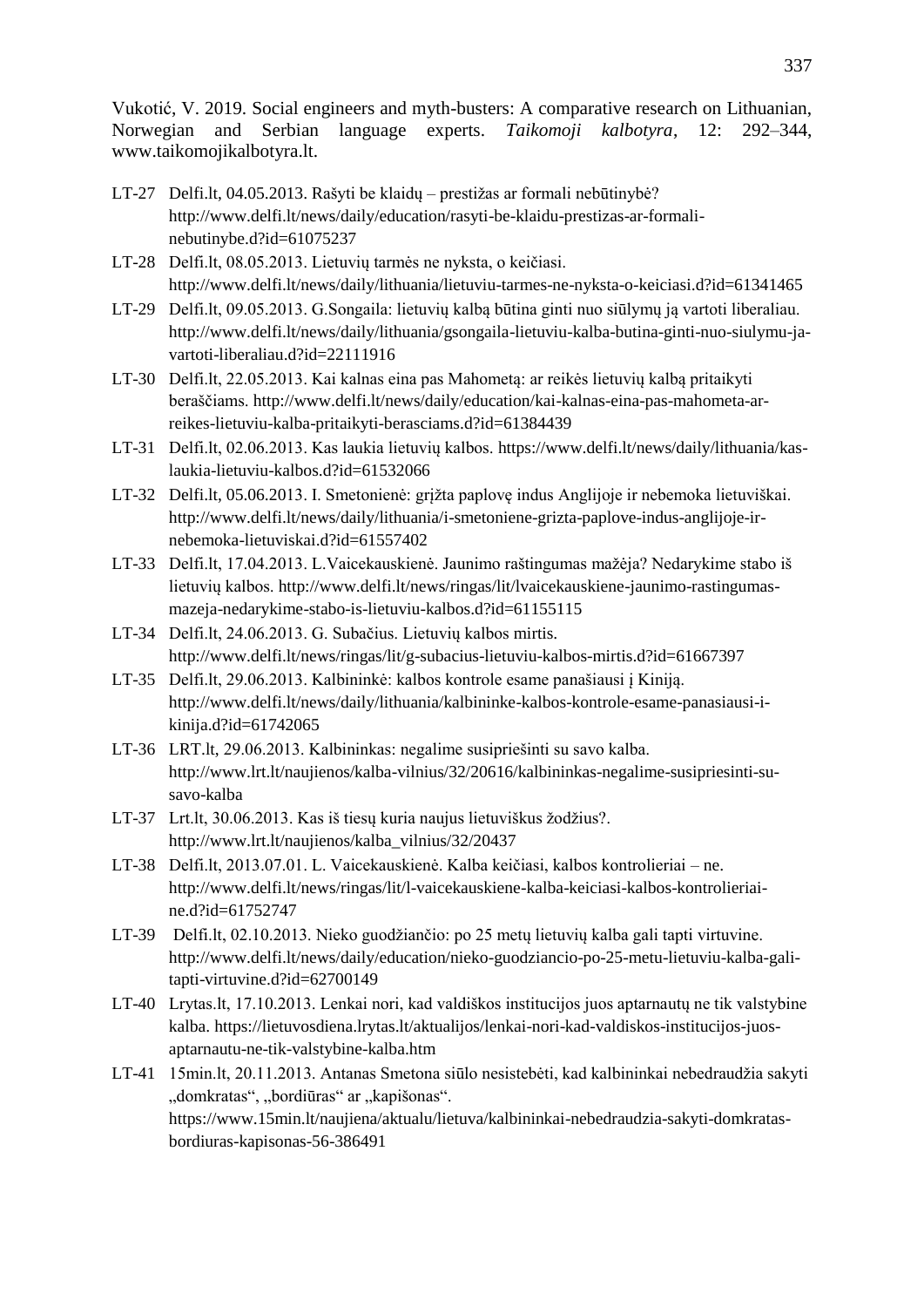Vukotić, V. 2019. Social engineers and myth-busters: A comparative research on Lithuanian, Norwegian and Serbian language experts. *Taikomoji kalbotyra*, 12: 292–344, www.taikomojikalbotyra.lt.

LT-27 Delfi.lt, 04.05.2013. Rašyti be klaidų – prestižas ar formali nebūtinybė? http://www.delfi.lt/news/daily/education/rasyti-be-klaidu-prestizas-ar-formali-nebutinybe.d?id=61075237

LT-28 Delfi.lt, 08.05.2013. Lietuvių tarmės ne nyksta, o keičiasi. http://www.delfi.lt/news/daily/lithuania/lietuviu-tarmes-ne-nyksta-o-keiciasi.d?id=61341465

LT-29 Delfi.lt, 09.05.2013. G.Songaila: lietuvių kalbą būtina ginti nuo siūlymų ją vartoti liberaliau. http://www.delfi.lt/news/daily/lithuania/gsongaila-lietuviu-kalba-butina-ginti-nuo-siulymu-ja-vartoti-liberaliau.d?id=22111916

LT-30 Delfi.lt, 22.05.2013. Kai kalnas eina pas Mahometą: ar reikės lietuvių kalbą pritaikyti beraščiams. http://www.delfi.lt/news/daily/education/kai-kalnas-eina-pas-mahometa-ar-reikes-lietuviu-kalba-pritaikyti-berasciams.d?id=61384439

LT-31 Delfi.lt, 02.06.2013. Kas laukia lietuvių kalbos. https://www.delfi.lt/news/daily/lithuania/kas-laukia-lietuviu-kalbos.d?id=61532066

LT-32 Delfi.lt, 05.06.2013. I. Smetonienė: grįžta paplovę indus Anglijoje ir nebemoka lietuviškai. http://www.delfi.lt/news/daily/lithuania/i-smetoniene-grizta-paplove-indus-anglijoje-ir-nebemoka-lietuviskai.d?id=61557402

LT-33 Delfi.lt, 17.04.2013. L.Vaicekauskienė. Jaunimo raštingumas mažėja? Nedarykime stabo iš lietuvių kalbos. http://www.delfi.lt/news/ringas/lit/lvaicekauskiene-jaunimo-rastingumas-mazeja-nedarykime-stabo-is-lietuviu-kalbos.d?id=61155115

LT-34 Delfi.lt, 24.06.2013. G. Subačius. Lietuvių kalbos mirtis. http://www.delfi.lt/news/ringas/lit/g-subacius-lietuviu-kalbos-mirtis.d?id=61667397

LT-35 Delfi.lt, 29.06.2013. Kalbininkė: kalbos kontrole esame panašiausi į Kiniją. http://www.delfi.lt/news/daily/lithuania/kalbininke-kalbos-kontrole-esame-panasiausi-i-kinija.d?id=61742065

LT-36 LRT.lt, 29.06.2013. Kalbininkas: negalime susipriešinti su savo kalba. http://www.lrt.lt/naujienos/kalba-vilnius/32/20616/kalbininkas-negalime-susipriesinti-su-savo-kalba

LT-37 Lrt.lt, 30.06.2013. Kas iš tiesų kuria naujus lietuviškus žodžius?. http://www.lrt.lt/naujienos/kalba_vilnius/32/20437

LT-38 Delfi.lt, 2013.07.01. L. Vaicekauskienė. Kalba keičiasi, kalbos kontrolieriai – ne. http://www.delfi.lt/news/ringas/lit/l-vaicekauskiene-kalba-keiciasi-kalbos-kontrolieriai-ne.d?id=61752747

LT-39 Delfi.lt, 02.10.2013. Nieko guodžiančio: po 25 metų lietuvių kalba gali tapti virtuvine. http://www.delfi.lt/news/daily/education/nieko-guodziancio-po-25-metu-lietuviu-kalba-gali-tapti-virtuvine.d?id=62700149

LT-40 Lrytas.lt, 17.10.2013. Lenkai nori, kad valdiškos institucijos juos aptarnautų ne tik valstybine kalba. https://lietuvosdiena.lrytas.lt/aktualijos/lenkai-nori-kad-valdiskos-institucijos-juos-aptarnautu-ne-tik-valstybine-kalba.htm

LT-41 15min.lt, 20.11.2013. Antanas Smetona siūlo nesistebėti, kad kalbininkai nebedraudžia sakyti „domkratas", „bordiūras" ar „kapišonas". https://www.15min.lt/naujiena/aktualu/lietuva/kalbininkai-nebedraudzia-sakyti-domkratas-bordiuras-kapisonas-56-386491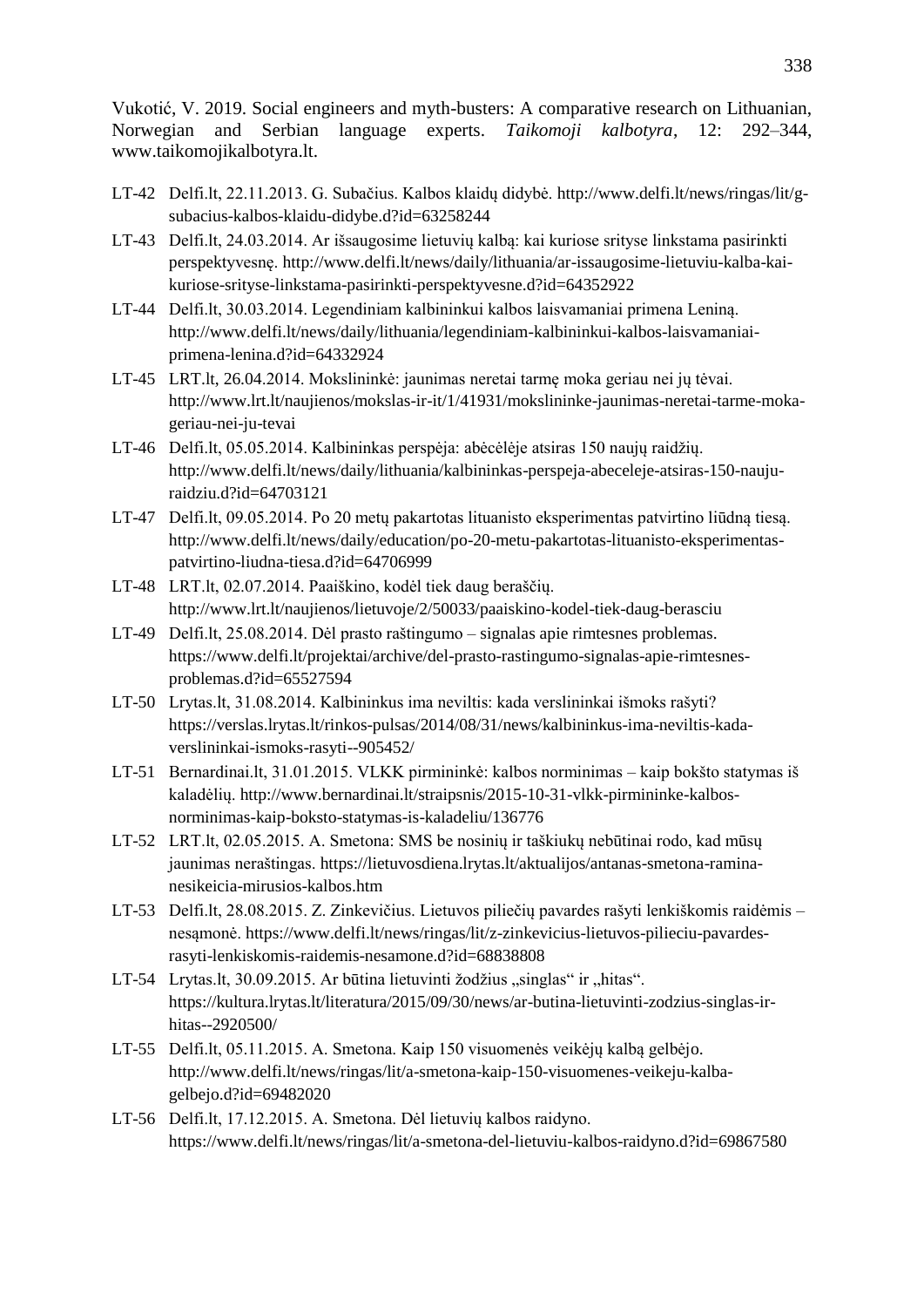Vukotić, V. 2019. Social engineers and myth-busters: A comparative research on Lithuanian, Norwegian and Serbian language experts. *Taikomoji kalbotyra*, 12: 292–344, www.taikomojikalbotyra.lt.

LT-42 Delfi.lt, 22.11.2013. G. Subačius. Kalbos klaidų didybė. http://www.delfi.lt/news/ringas/lit/g-subacius-kalbos-klaidu-didybe.d?id=63258244

LT-43 Delfi.lt, 24.03.2014. Ar išsaugosime lietuvių kalbą: kai kuriose srityse linkstama pasirinkti perspektyvesnę. http://www.delfi.lt/news/daily/lithuania/ar-issaugosime-lietuviu-kalba-kai-kuriose-srityse-linkstama-pasirinkti-perspektyvesne.d?id=64352922

LT-44 Delfi.lt, 30.03.2014. Legendiniam kalbininkui kalbos laisvamaniai primena Leniną. http://www.delfi.lt/news/daily/lithuania/legendiniam-kalbininkui-kalbos-laisvamaniai-primena-lenina.d?id=64332924

LT-45 LRT.lt, 26.04.2014. Mokslininkė: jaunimas neretai tarmę moka geriau nei jų tėvai. http://www.lrt.lt/naujienos/mokslas-ir-it/1/41931/mokslininke-jaunimas-neretai-tarme-moka-geriau-nei-ju-tevai

LT-46 Delfi.lt, 05.05.2014. Kalbininkas perspėja: abėcėlėje atsiras 150 naujų raidžių. http://www.delfi.lt/news/daily/lithuania/kalbininkas-perspeja-abeceleje-atsiras-150-nauju-raidziu.d?id=64703121

LT-47 Delfi.lt, 09.05.2014. Po 20 metų pakartotas lituanisto eksperimentas patvirtino liūdną tiesą. http://www.delfi.lt/news/daily/education/po-20-metu-pakartotas-lituanisto-eksperimentas-patvirtino-liudna-tiesa.d?id=64706999

LT-48 LRT.lt, 02.07.2014. Paaiškino, kodėl tiek daug beraščių. http://www.lrt.lt/naujienos/lietuvoje/2/50033/paaiskino-kodel-tiek-daug-berasciu

LT-49 Delfi.lt, 25.08.2014. Dėl prasto raštingumo – signalas apie rimtesnes problemas. https://www.delfi.lt/projektai/archive/del-prasto-rastingumo-signalas-apie-rimtesnes-problemas.d?id=65527594

LT-50 Lrytas.lt, 31.08.2014. Kalbininkus ima neviltis: kada verslininkai išmoks rašyti? https://verslas.lrytas.lt/rinkos-pulsas/2014/08/31/news/kalbininkus-ima-neviltis-kada-verslininkai-ismoks-rasyti--905452/

LT-51 Bernardinai.lt, 31.01.2015. VLKK pirmininkė: kalbos norminimas – kaip bokšto statymas iš kaladėlių. http://www.bernardinai.lt/straipsnis/2015-10-31-vlkk-pirmininke-kalbos-norminimas-kaip-boksto-statymas-is-kaladeliu/136776

LT-52 LRT.lt, 02.05.2015. A. Smetona: SMS be nosinių ir taškiukų nebūtinai rodo, kad mūsų jaunimas neraštingas. https://lietuvosdiena.lrytas.lt/aktualijos/antanas-smetona-ramina-nesikeicia-mirusios-kalbos.htm

LT-53 Delfi.lt, 28.08.2015. Z. Zinkevičius. Lietuvos piliečių pavardes rašyti lenkiškomis raidėmis – nesąmonė. https://www.delfi.lt/news/ringas/lit/z-zinkevicius-lietuvos-pilieciu-pavardes-rasyti-lenkiskomis-raidemis-nesamone.d?id=68838808

LT-54 Lrytas.lt, 30.09.2015. Ar būtina lietuvinti žodžius „singlas“ ir „hitas“. https://kultura.lrytas.lt/literatura/2015/09/30/news/ar-butina-lietuvinti-zodzius-singlas-ir-hitas--2920500/

LT-55 Delfi.lt, 05.11.2015. A. Smetona. Kaip 150 visuomenės veikėjų kalbą gelbėjo. http://www.delfi.lt/news/ringas/lit/a-smetona-kaip-150-visuomenes-veikeju-kalba-gelbejo.d?id=69482020

LT-56 Delfi.lt, 17.12.2015. A. Smetona. Dėl lietuvių kalbos raidyno. https://www.delfi.lt/news/ringas/lit/a-smetona-del-lietuviu-kalbos-raidyno.d?id=69867580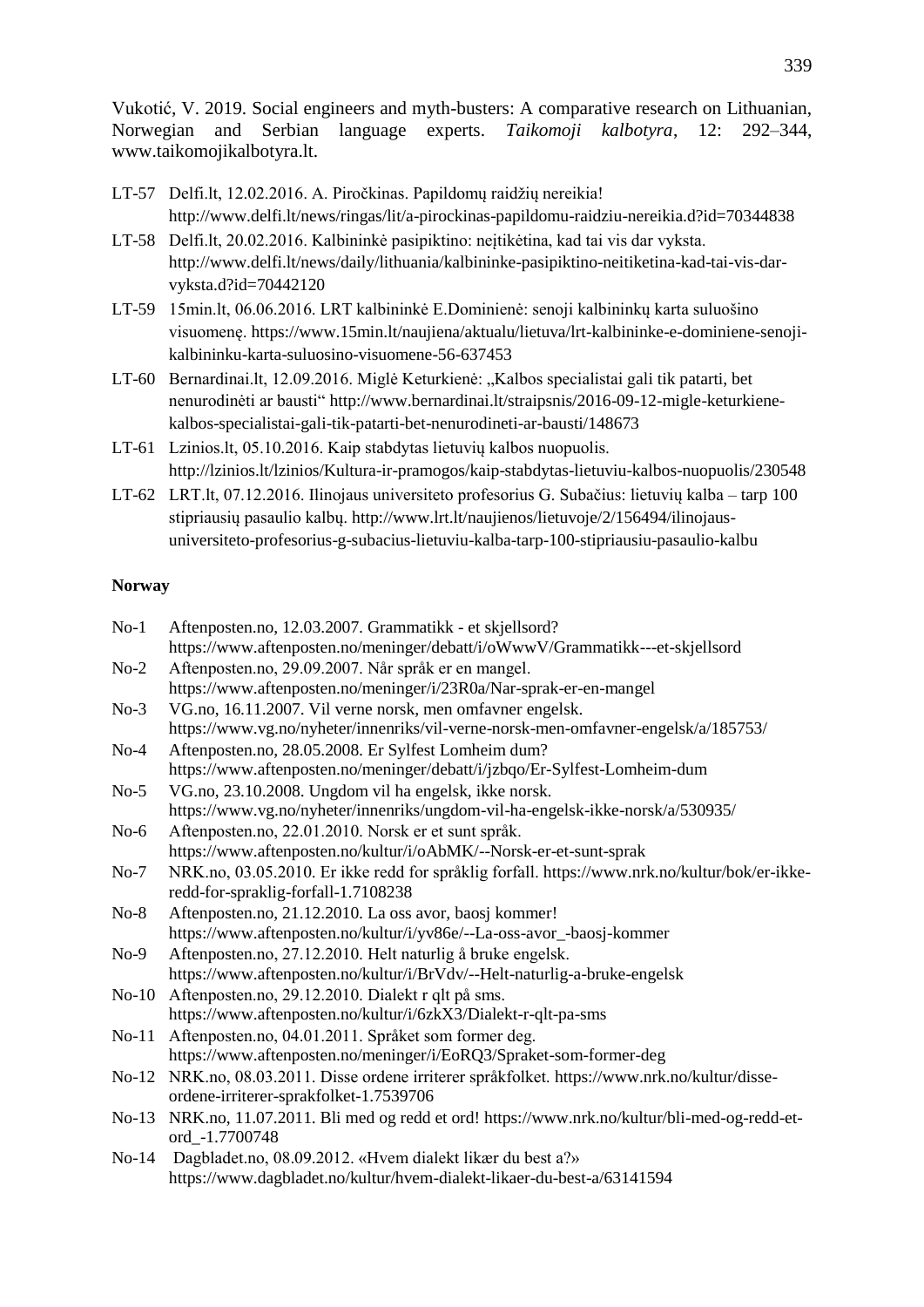Vukotić, V. 2019. Social engineers and myth-busters: A comparative research on Lithuanian, Norwegian and Serbian language experts. *Taikomoji kalbotyra*, 12: 292–344, www.taikomojikalbotyra.lt.

LT-57 Delfi.lt, 12.02.2016. A. Piročkinas. Papildomų raidžių nereikia! http://www.delfi.lt/news/ringas/lit/a-pirockinas-papildomu-raidziu-nereikia.d?id=70344838

LT-58 Delfi.lt, 20.02.2016. Kalbininkė pasipiktino: neįtikėtina, kad tai vis dar vyksta. http://www.delfi.lt/news/daily/lithuania/kalbininke-pasipiktino-neitiketina-kad-tai-vis-dar-vyksta.d?id=70442120

LT-59 15min.lt, 06.06.2016. LRT kalbininkė E.Dominienė: senoji kalbininkų karta suluošino visuomenę. https://www.15min.lt/naujiena/aktualu/lietuva/lrt-kalbininke-e-dominiene-senoji-kalbininku-karta-suluosino-visuomene-56-637453

LT-60 Bernardinai.lt, 12.09.2016. Miglė Keturkienė: „Kalbos specialistai gali tik patarti, bet nenurodinėti ar bausti“ http://www.bernardinai.lt/straipsnis/2016-09-12-migle-keturkiene-kalbos-specialistai-gali-tik-patarti-bet-nenurodineti-ar-bausti/148673

LT-61 Lzinios.lt, 05.10.2016. Kaip stabdytas lietuvių kalbos nuopuolis. http://lzinios.lt/lzinios/Kultura-ir-pramogos/kaip-stabdytas-lietuviu-kalbos-nuopuolis/230548

LT-62 LRT.lt, 07.12.2016. Ilinojaus universiteto profesorius G. Subačius: lietuvių kalba – tarp 100 stipriausių pasaulio kalbų. http://www.lrt.lt/naujienos/lietuvoje/2/156494/ilinojaus-universiteto-profesorius-g-subacius-lietuviu-kalba-tarp-100-stipriausiu-pasaulio-kalbu

**Norway**

No-1 Aftenposten.no, 12.03.2007. Grammatikk - et skjellsord? https://www.aftenposten.no/meninger/debatt/i/oWwwV/Grammatikk---et-skjellsord

No-2 Aftenposten.no, 29.09.2007. Når språk er en mangel. https://www.aftenposten.no/meninger/i/23R0a/Nar-sprak-er-en-mangel

No-3 VG.no, 16.11.2007. Vil verne norsk, men omfavner engelsk. https://www.vg.no/nyheter/innenriks/vil-verne-norsk-men-omfavner-engelsk/a/185753/

No-4 Aftenposten.no, 28.05.2008. Er Sylfest Lomheim dum? https://www.aftenposten.no/meninger/debatt/i/jzbqo/Er-Sylfest-Lomheim-dum

No-5 VG.no, 23.10.2008. Ungdom vil ha engelsk, ikke norsk. https://www.vg.no/nyheter/innenriks/ungdom-vil-ha-engelsk-ikke-norsk/a/530935/

No-6 Aftenposten.no, 22.01.2010. Norsk er et sunt språk. https://www.aftenposten.no/kultur/i/oAbMK/--Norsk-er-et-sunt-sprak

No-7 NRK.no, 03.05.2010. Er ikke redd for språklig forfall. https://www.nrk.no/kultur/bok/er-ikke-redd-for-spraklig-forfall-1.7108238

No-8 Aftenposten.no, 21.12.2010. La oss avor, baosj kommer! https://www.aftenposten.no/kultur/i/yv86e/--La-oss-avor_-baosj-kommer

No-9 Aftenposten.no, 27.12.2010. Helt naturlig å bruke engelsk. https://www.aftenposten.no/kultur/i/BrVdv/--Helt-naturlig-a-bruke-engelsk

No-10 Aftenposten.no, 29.12.2010. Dialekt r qlt på sms. https://www.aftenposten.no/kultur/i/6zkX3/Dialekt-r-qlt-pa-sms

No-11 Aftenposten.no, 04.01.2011. Språket som former deg. https://www.aftenposten.no/meninger/i/EoRQ3/Spraket-som-former-deg

No-12 NRK.no, 08.03.2011. Disse ordene irriterer språkfolket. https://www.nrk.no/kultur/disse-ordene-irriterer-sprakfolket-1.7539706

No-13 NRK.no, 11.07.2011. Bli med og redd et ord! https://www.nrk.no/kultur/bli-med-og-redd-et-ord_-1.7700748

No-14 Dagbladet.no, 08.09.2012. «Hvem dialekt likær du best a?» https://www.dagbladet.no/kultur/hvem-dialekt-likaer-du-best-a/63141594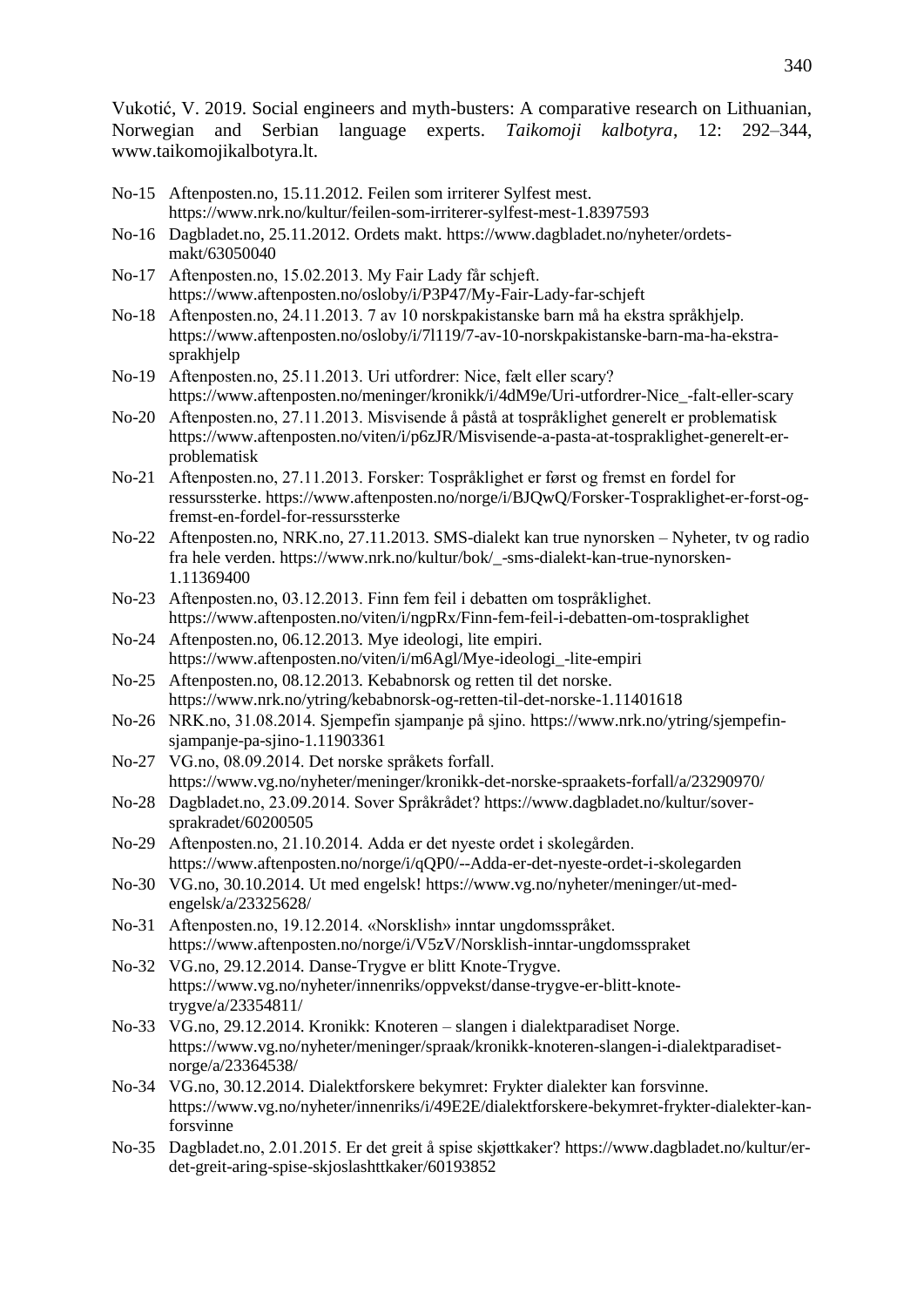Vukotić, V. 2019. Social engineers and myth-busters: A comparative research on Lithuanian, Norwegian and Serbian language experts. *Taikomoji kalbotyra*, 12: 292–344, www.taikomojikalbotyra.lt.

No-15 Aftenposten.no, 15.11.2012. Feilen som irriterer Sylfest mest. https://www.nrk.no/kultur/feilen-som-irriterer-sylfest-mest-1.8397593

No-16 Dagbladet.no, 25.11.2012. Ordets makt. https://www.dagbladet.no/nyheter/ordets-makt/63050040

No-17 Aftenposten.no, 15.02.2013. My Fair Lady får schjeft. https://www.aftenposten.no/osloby/i/P3P47/My-Fair-Lady-far-schjeft

No-18 Aftenposten.no, 24.11.2013. 7 av 10 norskpakistanske barn må ha ekstra språkhjelp. https://www.aftenposten.no/osloby/i/7l119/7-av-10-norskpakistanske-barn-ma-ha-ekstra-sprakhjelp

No-19 Aftenposten.no, 25.11.2013. Uri utfordrer: Nice, fælt eller scary? https://www.aftenposten.no/meninger/kronikk/i/4dM9e/Uri-utfordrer-Nice_-falt-eller-scary

No-20 Aftenposten.no, 27.11.2013. Misvisende å påstå at tospråklighet generelt er problematisk https://www.aftenposten.no/viten/i/p6zJR/Misvisende-a-pasta-at-tospraklighet-generelt-er-problematisk

No-21 Aftenposten.no, 27.11.2013. Forsker: Tospråklighet er først og fremst en fordel for ressurssterke. https://www.aftenposten.no/norge/i/BJQwQ/Forsker-Tospraklighet-er-forst-og-fremst-en-fordel-for-ressurssterke

No-22 Aftenposten.no, NRK.no, 27.11.2013. SMS-dialekt kan true nynorsken – Nyheter, tv og radio fra hele verden. https://www.nrk.no/kultur/bok/_-sms-dialekt-kan-true-nynorsken-1.11369400

No-23 Aftenposten.no, 03.12.2013. Finn fem feil i debatten om tospråklighet. https://www.aftenposten.no/viten/i/ngpRx/Finn-fem-feil-i-debatten-om-tospraklighet

No-24 Aftenposten.no, 06.12.2013. Mye ideologi, lite empiri. https://www.aftenposten.no/viten/i/m6Agl/Mye-ideologi_-lite-empiri

No-25 Aftenposten.no, 08.12.2013. Kebabnorsk og retten til det norske. https://www.nrk.no/ytring/kebabnorsk-og-retten-til-det-norske-1.11401618

No-26 NRK.no, 31.08.2014. Sjempefin sjampanje på sjino. https://www.nrk.no/ytring/sjempefin-sjampanje-pa-sjino-1.11903361

No-27 VG.no, 08.09.2014. Det norske språkets forfall. https://www.vg.no/nyheter/meninger/kronikk-det-norske-spraakets-forfall/a/23290970/

No-28 Dagbladet.no, 23.09.2014. Sover Språkrådet? https://www.dagbladet.no/kultur/sover-sprakradet/60200505

No-29 Aftenposten.no, 21.10.2014. Adda er det nyeste ordet i skolegården. https://www.aftenposten.no/norge/i/qQP0/--Adda-er-det-nyeste-ordet-i-skolegarden

No-30 VG.no, 30.10.2014. Ut med engelsk! https://www.vg.no/nyheter/meninger/ut-med-engelsk/a/23325628/

No-31 Aftenposten.no, 19.12.2014. «Norsklish» inntar ungdomsspråket. https://www.aftenposten.no/norge/i/V5zV/Norsklish-inntar-ungdomsspraket

No-32 VG.no, 29.12.2014. Danse-Trygve er blitt Knote-Trygve. https://www.vg.no/nyheter/innenriks/oppvekst/danse-trygve-er-blitt-knote-trygve/a/23354811/

No-33 VG.no, 29.12.2014. Kronikk: Knoteren – slangen i dialektparadiset Norge. https://www.vg.no/nyheter/meninger/spraak/kronikk-knoteren-slangen-i-dialektparadiset-norge/a/23364538/

No-34 VG.no, 30.12.2014. Dialektforskere bekymret: Frykter dialekter kan forsvinne. https://www.vg.no/nyheter/innenriks/i/49E2E/dialektforskere-bekymret-frykter-dialekter-kan-forsvinne

No-35 Dagbladet.no, 2.01.2015. Er det greit å spise skjøttkaker? https://www.dagbladet.no/kultur/er-det-greit-aring-spise-skjoslashttkaker/60193852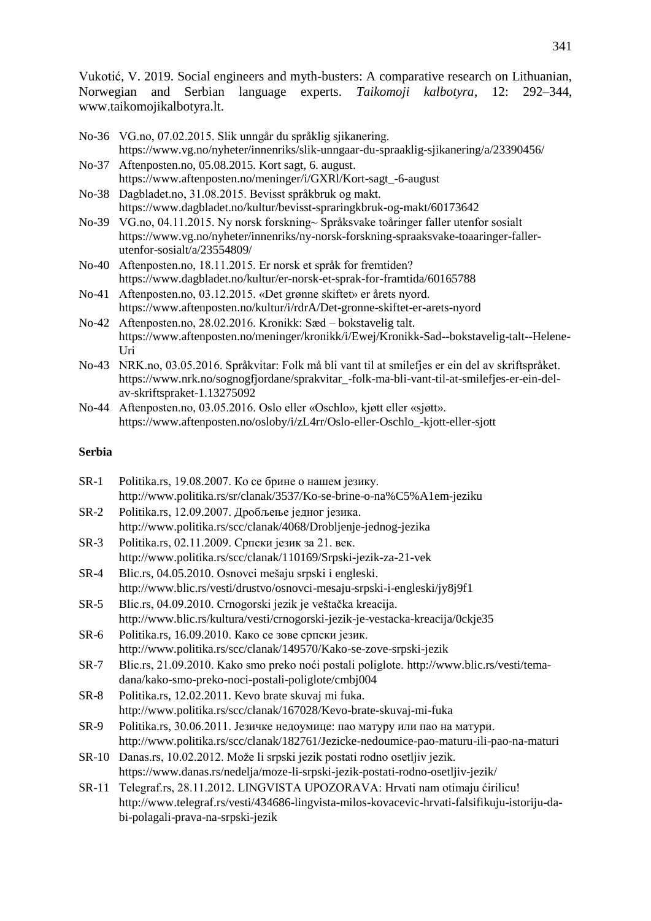Vukotić, V. 2019. Social engineers and myth-busters: A comparative research on Lithuanian, Norwegian and Serbian language experts. *Taikomoji kalbotyra*, 12: 292–344, www.taikomojikalbotyra.lt.

No-36 VG.no, 07.02.2015. Slik unngår du språklig sjikanering. https://www.vg.no/nyheter/innenriks/slik-unngaar-du-spraaklig-sjikanering/a/23390456/

No-37 Aftenposten.no, 05.08.2015. Kort sagt, 6. august. https://www.aftenposten.no/meninger/i/GXRl/Kort-sagt_-6-august

No-38 Dagbladet.no, 31.08.2015. Bevisst språkbruk og makt. https://www.dagbladet.no/kultur/bevisst-spraringkbruk-og-makt/60173642

No-39 VG.no, 04.11.2015. Ny norsk forskning~ Språksvake toåringer faller utenfor sosialt https://www.vg.no/nyheter/innenriks/ny-norsk-forskning-spraaksvake-toaaringer-faller-utenfor-sosialt/a/23554809/

No-40 Aftenposten.no, 18.11.2015. Er norsk et språk for fremtiden? https://www.dagbladet.no/kultur/er-norsk-et-sprak-for-framtida/60165788

No-41 Aftenposten.no, 03.12.2015. «Det grønne skiftet» er årets nyord. https://www.aftenposten.no/kultur/i/rdrA/Det-gronne-skiftet-er-arets-nyord

No-42 Aftenposten.no, 28.02.2016. Kronikk: Sæd – bokstavelig talt. https://www.aftenposten.no/meninger/kronikk/i/Ewej/Kronikk-Sad--bokstavelig-talt--Helene-Uri

No-43 NRK.no, 03.05.2016. Språkvitar: Folk må bli vant til at smilefjes er ein del av skriftspråket. https://www.nrk.no/sognogfjordane/sprakvitar_-folk-ma-bli-vant-til-at-smilefjes-er-ein-del-av-skriftspraket-1.13275092

No-44 Aftenposten.no, 03.05.2016. Oslo eller «Oschlo», kjøtt eller «sjøtt». https://www.aftenposten.no/osloby/i/zL4rr/Oslo-eller-Oschlo_-kjott-eller-sjott

**Serbia**

SR-1 Politika.rs, 19.08.2007. Ко се брине о нашем језику. http://www.politika.rs/sr/clanak/3537/Ko-se-brine-o-na%C5%A1em-jeziku

SR-2 Politika.rs, 12.09.2007. Дробљење једног језика. http://www.politika.rs/scc/clanak/4068/Drobljenje-jednog-jezika

SR-3 Politika.rs, 02.11.2009. Српски језик за 21. век. http://www.politika.rs/scc/clanak/110169/Srpski-jezik-za-21-vek

SR-4 Blic.rs, 04.05.2010. Osnovci mešaju srpski i engleski. http://www.blic.rs/vesti/drustvo/osnovci-mesaju-srpski-i-engleski/jy8j9f1

SR-5 Blic.rs, 04.09.2010. Crnogorski jezik je veštačka kreacija. http://www.blic.rs/kultura/vesti/crnogorski-jezik-je-vestacka-kreacija/0ckje35

SR-6 Politika.rs, 16.09.2010. Како се зове српски језик. http://www.politika.rs/scc/clanak/149570/Kako-se-zove-srpski-jezik

SR-7 Blic.rs, 21.09.2010. Kako smo preko noći postali poliglote. http://www.blic.rs/vesti/tema-dana/kako-smo-preko-noci-postali-poliglote/cmbj004

SR-8 Politika.rs, 12.02.2011. Kevo brate skuvaj mi fuka. http://www.politika.rs/scc/clanak/167028/Kevo-brate-skuvaj-mi-fuka

SR-9 Politika.rs, 30.06.2011. Језичке недоумице: пао матуру или пао на матури. http://www.politika.rs/scc/clanak/182761/Jezicke-nedoumice-pao-maturu-ili-pao-na-maturi

SR-10 Danas.rs, 10.02.2012. Može li srpski jezik postati rodno osetljiv jezik. https://www.danas.rs/nedelja/moze-li-srpski-jezik-postati-rodno-osetljiv-jezik/

SR-11 Telegraf.rs, 28.11.2012. LINGVISTA UPOZORAVA: Hrvati nam otimaju ćirilicu! http://www.telegraf.rs/vesti/434686-lingvista-milos-kovacevic-hrvati-falsifikuju-istoriju-da-bi-polagali-prava-na-srpski-jezik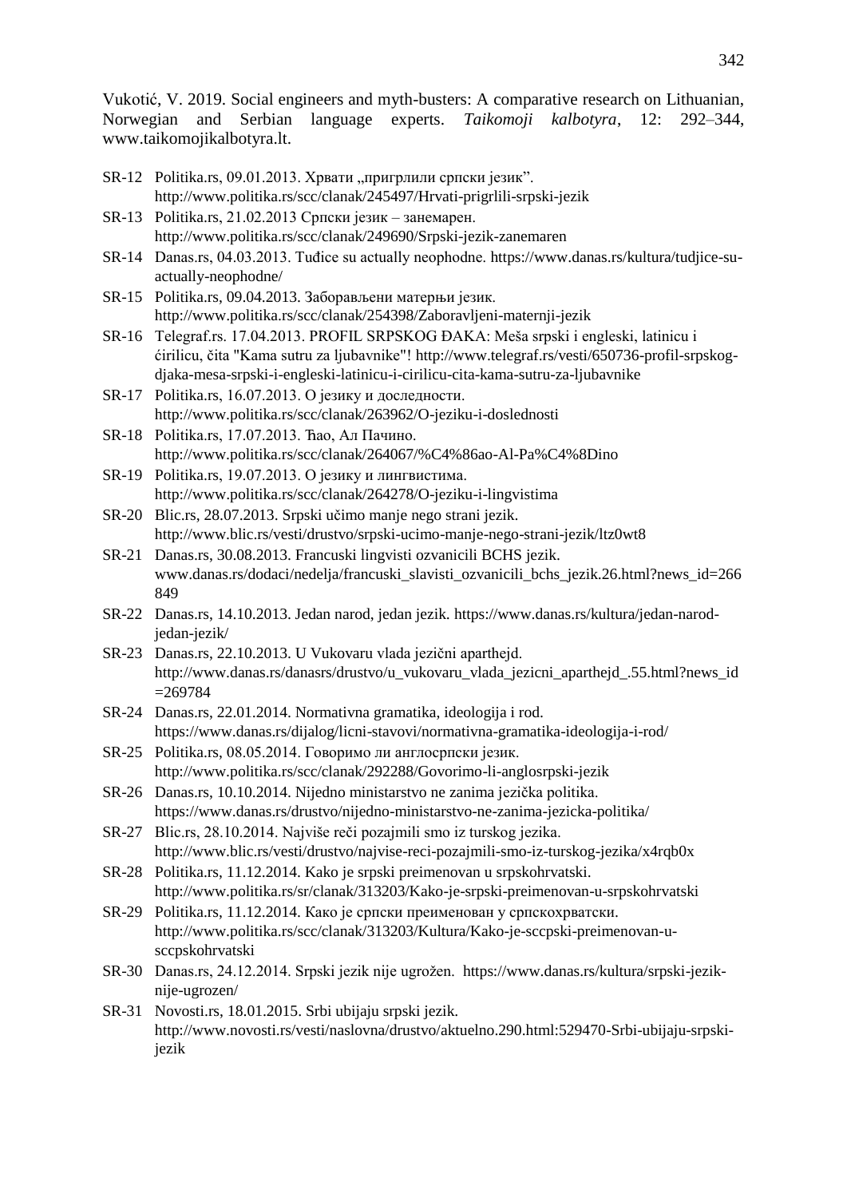Vukotić, V. 2019. Social engineers and myth-busters: A comparative research on Lithuanian, Norwegian and Serbian language experts. *Taikomoji kalbotyra*, 12: 292–344, www.taikomojikalbotyra.lt.

SR-12 Politika.rs, 09.01.2013. Хрвати „пригрлили српски језик". http://www.politika.rs/scc/clanak/245497/Hrvati-prigrlili-srpski-jezik

SR-13 Politika.rs, 21.02.2013 Српски језик – занемарен. http://www.politika.rs/scc/clanak/249690/Srpski-jezik-zanemaren

SR-14 Danas.rs, 04.03.2013. Tuđice su actually neophodne. https://www.danas.rs/kultura/tudjice-su-actually-neophodne/

SR-15 Politika.rs, 09.04.2013. Заборављени матерњи језик. http://www.politika.rs/scc/clanak/254398/Zaboravljeni-maternji-jezik

SR-16 Telegraf.rs. 17.04.2013. PROFIL SRPSKOG ĐAKA: Meša srpski i engleski, latinicu i ćirilicu, čita "Kama sutru za ljubavnike"! http://www.telegraf.rs/vesti/650736-profil-srpskog-djaka-mesa-srpski-i-engleski-latinicu-i-cirilicu-cita-kama-sutru-za-ljubavnike

SR-17 Politika.rs, 16.07.2013. О језику и доследности. http://www.politika.rs/scc/clanak/263962/O-jeziku-i-doslednosti

SR-18 Politika.rs, 17.07.2013. Ћао, Ал Пачино. http://www.politika.rs/scc/clanak/264067/%C4%86ao-Al-Pa%C4%8Dino

SR-19 Politika.rs, 19.07.2013. О језику и лингвистима. http://www.politika.rs/scc/clanak/264278/O-jeziku-i-lingvistima

SR-20 Blic.rs, 28.07.2013. Srpski učimo manje nego strani jezik. http://www.blic.rs/vesti/drustvo/srpski-ucimo-manje-nego-strani-jezik/ltz0wt8

SR-21 Danas.rs, 30.08.2013. Francuski lingvisti ozvanicili BCHS jezik. www.danas.rs/dodaci/nedelja/francuski_slavisti_ozvanicili_bchs_jezik.26.html?news_id=266849

SR-22 Danas.rs, 14.10.2013. Jedan narod, jedan jezik. https://www.danas.rs/kultura/jedan-narod-jedan-jezik/

SR-23 Danas.rs, 22.10.2013. U Vukovaru vlada jezični aparthejd. http://www.danas.rs/danasrs/drustvo/u_vukovaru_vlada_jezicni_aparthejd_.55.html?news_id=269784

SR-24 Danas.rs, 22.01.2014. Normativna gramatika, ideologija i rod. https://www.danas.rs/dijalog/licni-stavovi/normativna-gramatika-ideologija-i-rod/

SR-25 Politika.rs, 08.05.2014. Говоримо ли англосрпски језик. http://www.politika.rs/scc/clanak/292288/Govorimo-li-anglosrpski-jezik

SR-26 Danas.rs, 10.10.2014. Nijedno ministarstvo ne zanima jezička politika. https://www.danas.rs/drustvo/nijedno-ministarstvo-ne-zanima-jezicka-politika/

SR-27 Blic.rs, 28.10.2014. Najviše reči pozajmili smo iz turskog jezika. http://www.blic.rs/vesti/drustvo/najvise-reci-pozajmili-smo-iz-turskog-jezika/x4rqb0x

SR-28 Politika.rs, 11.12.2014. Kako je srpski preimenovan u srpskohrvatski. http://www.politika.rs/sr/clanak/313203/Kako-je-srpski-preimenovan-u-srpskohrvatski

SR-29 Politika.rs, 11.12.2014. Како је српски преименован у српскохрватски. http://www.politika.rs/scc/clanak/313203/Kultura/Kako-je-sccpski-preimenovan-u-sccpskohrvatski

SR-30 Danas.rs, 24.12.2014. Srpski jezik nije ugrožen. https://www.danas.rs/kultura/srpski-jezik-nije-ugrozen/

SR-31 Novosti.rs, 18.01.2015. Srbi ubijaju srpski jezik. http://www.novosti.rs/vesti/naslovna/drustvo/aktuelno.290.html:529470-Srbi-ubijaju-srpski-jezik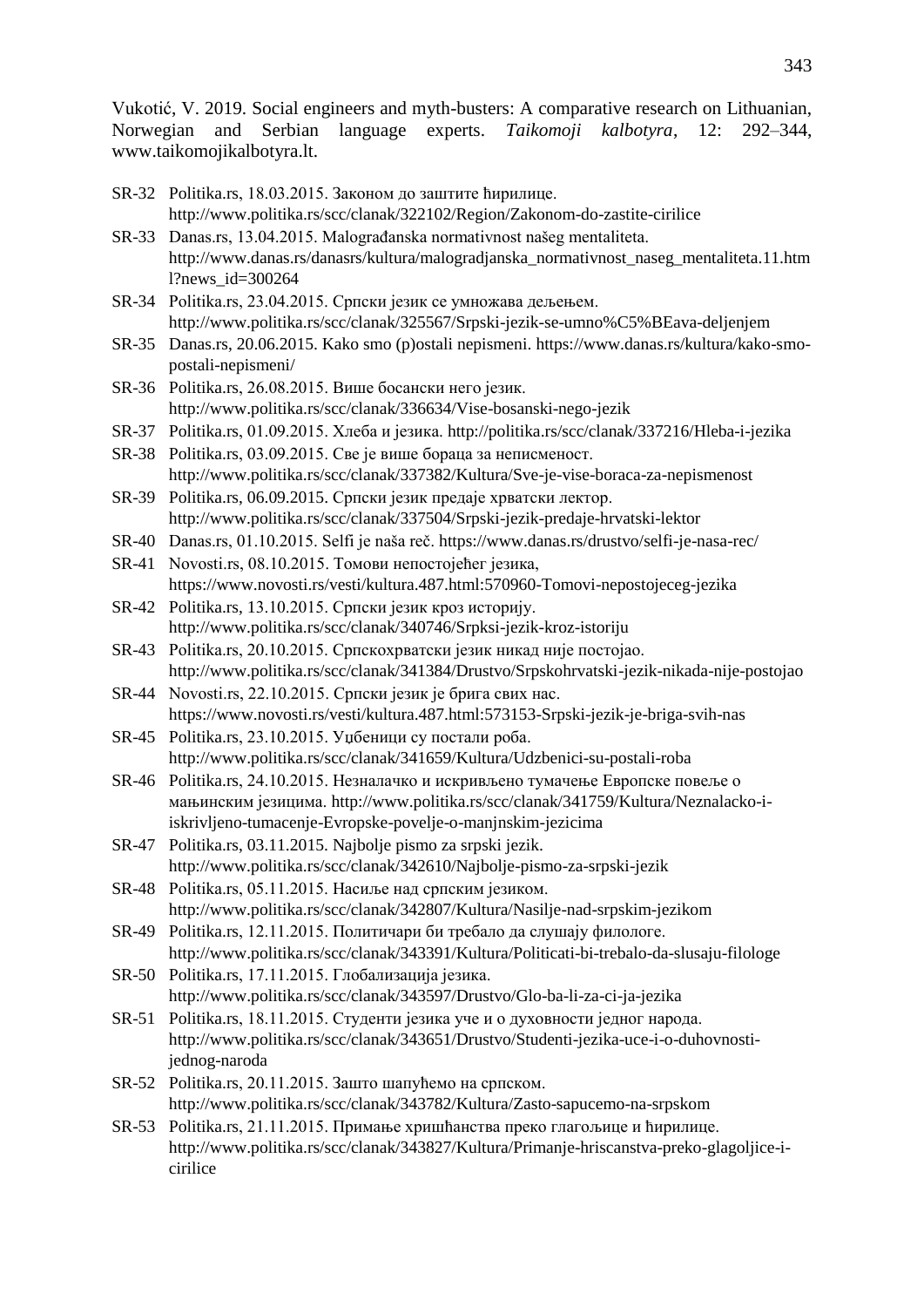Vukotić, V. 2019. Social engineers and myth-busters: A comparative research on Lithuanian, Norwegian and Serbian language experts. *Taikomoji kalbotyra*, 12: 292–344, www.taikomojikalbotyra.lt.

SR-32 Politika.rs, 18.03.2015. Законом до заштите ћирилице. http://www.politika.rs/scc/clanak/322102/Region/Zakonom-do-zastite-cirilice

SR-33 Danas.rs, 13.04.2015. Malograđanska normativnost našeg mentaliteta. http://www.danas.rs/danasrs/kultura/malogradjanska_normativnost_naseg_mentaliteta.11.html?news_id=300264

SR-34 Politika.rs, 23.04.2015. Српски језик се умножава дељењем. http://www.politika.rs/scc/clanak/325567/Srpski-jezik-se-umno%C5%BEava-deljenjem

SR-35 Danas.rs, 20.06.2015. Kako smo (p)ostali nepismeni. https://www.danas.rs/kultura/kako-smo-postali-nepismeni/

SR-36 Politika.rs, 26.08.2015. Више босански него језик. http://www.politika.rs/scc/clanak/336634/Vise-bosanski-nego-jezik

SR-37 Politika.rs, 01.09.2015. Хлеба и језика. http://politika.rs/scc/clanak/337216/Hleba-i-jezika

SR-38 Politika.rs, 03.09.2015. Све је више бораца за неписменост. http://www.politika.rs/scc/clanak/337382/Kultura/Sve-je-vise-boraca-za-nepismenost

SR-39 Politika.rs, 06.09.2015. Српски језик предаје хрватски лектор. http://www.politika.rs/scc/clanak/337504/Srpski-jezik-predaje-hrvatski-lektor

SR-40 Danas.rs, 01.10.2015. Selfi je naša reč. https://www.danas.rs/drustvo/selfi-je-nasa-rec/

SR-41 Novosti.rs, 08.10.2015. Томови непостојећег језика, https://www.novosti.rs/vesti/kultura.487.html:570960-Tomovi-nepostojeceg-jezika

SR-42 Politika.rs, 13.10.2015. Српски језик кроз историју. http://www.politika.rs/scc/clanak/340746/Srpksi-jezik-kroz-istoriju

SR-43 Politika.rs, 20.10.2015. Српскохрватски језик никад није постојао. http://www.politika.rs/scc/clanak/341384/Drustvo/Srpskohrvatski-jezik-nikada-nije-postojao

SR-44 Novosti.rs, 22.10.2015. Српски језик је брига свих нас. https://www.novosti.rs/vesti/kultura.487.html:573153-Srpski-jezik-je-briga-svih-nas

SR-45 Politika.rs, 23.10.2015. Уџбеници су постали роба. http://www.politika.rs/scc/clanak/341659/Kultura/Udzbenici-su-postali-roba

SR-46 Politika.rs, 24.10.2015. Незналачко и искривљено тумачење Европске повеље о мањинским језицима. http://www.politika.rs/scc/clanak/341759/Kultura/Neznalacko-i-iskrivljeno-tumacenje-Evropske-povelje-o-manjnskim-jezicima

SR-47 Politika.rs, 03.11.2015. Najbolje pismo za srpski jezik. http://www.politika.rs/scc/clanak/342610/Najbolje-pismo-za-srpski-jezik

SR-48 Politika.rs, 05.11.2015. Насиље над српским језиком. http://www.politika.rs/scc/clanak/342807/Kultura/Nasilje-nad-srpskim-jezikom

SR-49 Politika.rs, 12.11.2015. Политичари би требало да слушају филологе. http://www.politika.rs/scc/clanak/343391/Kultura/Politicati-bi-trebalo-da-slusaju-filologe

SR-50 Politika.rs, 17.11.2015. Глобализација језика. http://www.politika.rs/scc/clanak/343597/Drustvo/Glo-ba-li-za-ci-ja-jezika

SR-51 Politika.rs, 18.11.2015. Студенти језика уче и о духовности једног народа. http://www.politika.rs/scc/clanak/343651/Drustvo/Studenti-jezika-uce-i-o-duhovnosti-jednog-naroda

SR-52 Politika.rs, 20.11.2015. Зашто шапућемо на српском. http://www.politika.rs/scc/clanak/343782/Kultura/Zasto-sapucemo-na-srpskom

SR-53 Politika.rs, 21.11.2015. Примање хришћанства преко глагољице и ћирилице. http://www.politika.rs/scc/clanak/343827/Kultura/Primanje-hriscanstva-preko-glagoljice-i-cirilice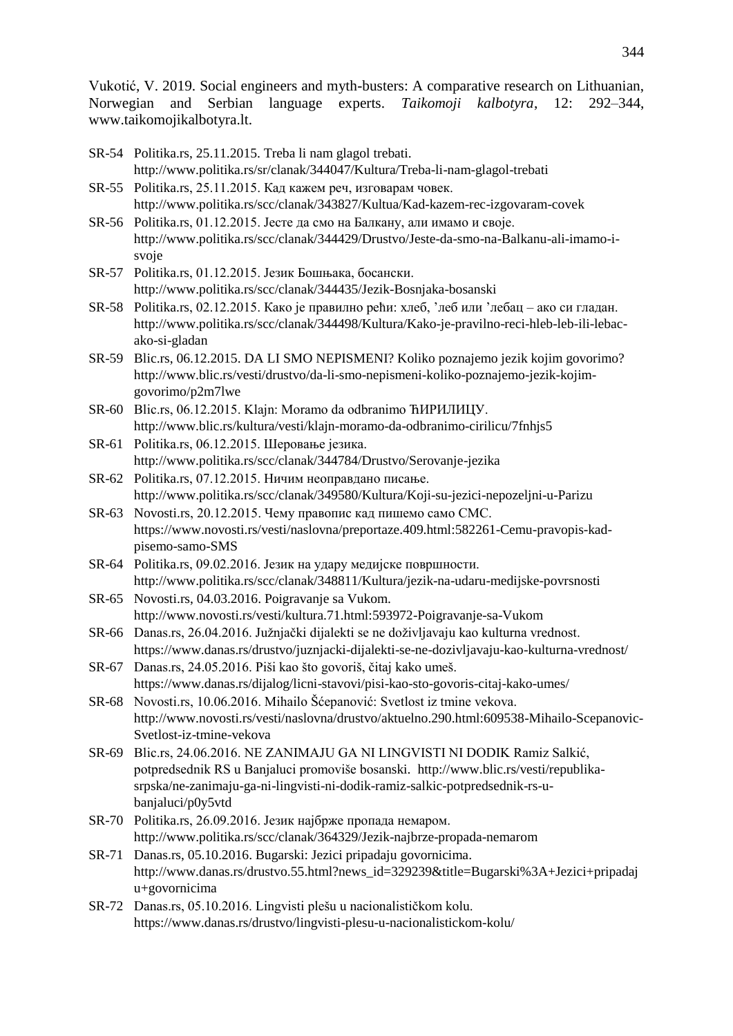Vukotić, V. 2019. Social engineers and myth-busters: A comparative research on Lithuanian, Norwegian and Serbian language experts. *Taikomoji kalbotyra*, 12: 292–344, www.taikomojikalbotyra.lt.

SR-54 Politika.rs, 25.11.2015. Treba li nam glagol trebati. http://www.politika.rs/sr/clanak/344047/Kultura/Treba-li-nam-glagol-trebati

SR-55 Politika.rs, 25.11.2015. Кад кажем реч, изговарам човек. http://www.politika.rs/scc/clanak/343827/Kultua/Kad-kazem-rec-izgovaram-covek

SR-56 Politika.rs, 01.12.2015. Јесте да смо на Балкану, али имамо и своје. http://www.politika.rs/scc/clanak/344429/Drustvo/Jeste-da-smo-na-Balkanu-ali-imamo-i-svoje

SR-57 Politika.rs, 01.12.2015. Језик Бошњака, босански. http://www.politika.rs/scc/clanak/344435/Jezik-Bosnjaka-bosanski

SR-58 Politika.rs, 02.12.2015. Како је правилно рећи: хлеб, ’леб или ’лебац – ако си гладан. http://www.politika.rs/scc/clanak/344498/Kultura/Kako-je-pravilno-reci-hleb-leb-ili-lebac-ako-si-gladan

SR-59 Blic.rs, 06.12.2015. DA LI SMO NEPISMENI? Koliko poznajemo jezik kojim govorimo? http://www.blic.rs/vesti/drustvo/da-li-smo-nepismeni-koliko-poznajemo-jezik-kojim-govorimo/p2m7lwe

SR-60 Blic.rs, 06.12.2015. Klajn: Moramo da odbranimo ЋИРИЛИЦУ. http://www.blic.rs/kultura/vesti/klajn-moramo-da-odbranimo-cirilicu/7fnhjs5

SR-61 Politika.rs, 06.12.2015. Шеровање језика. http://www.politika.rs/scc/clanak/344784/Drustvo/Serovanje-jezika

SR-62 Politika.rs, 07.12.2015. Ничим неоправдано писање. http://www.politika.rs/scc/clanak/349580/Kultura/Koji-su-jezici-nepozeljni-u-Parizu

SR-63 Novosti.rs, 20.12.2015. Чему правопис кад пишемо само СМС. https://www.novosti.rs/vesti/naslovna/preportaze.409.html:582261-Cemu-pravopis-kad-pisemo-samo-SMS

SR-64 Politika.rs, 09.02.2016. Језик на удару медијске површности. http://www.politika.rs/scc/clanak/348811/Kultura/jezik-na-udaru-medijske-povrsnosti

SR-65 Novosti.rs, 04.03.2016. Poigravanje sa Vukom. http://www.novosti.rs/vesti/kultura.71.html:593972-Poigravanje-sa-Vukom

SR-66 Danas.rs, 26.04.2016. Južnjački dijalekti se ne doživljavaju kao kulturna vrednost. https://www.danas.rs/drustvo/juznjacki-dijalekti-se-ne-dozivljavaju-kao-kulturna-vrednost/

SR-67 Danas.rs, 24.05.2016. Piši kao što govoriš, čitaj kako umeš. https://www.danas.rs/dijalog/licni-stavovi/pisi-kao-sto-govoris-citaj-kako-umes/

SR-68 Novosti.rs, 10.06.2016. Mihailo Šćepanović: Svetlost iz tmine vekova. http://www.novosti.rs/vesti/naslovna/drustvo/aktuelno.290.html:609538-Mihailo-Scepanovic-Svetlost-iz-tmine-vekova

SR-69 Blic.rs, 24.06.2016. NE ZANIMAJU GA NI LINGVISTI NI DODIK Ramiz Salkić, potpredsednik RS u Banjaluci promoviše bosanski. http://www.blic.rs/vesti/republika-srpska/ne-zanimaju-ga-ni-lingvisti-ni-dodik-ramiz-salkic-potpredsednik-rs-u-banjaluci/p0y5vtd

SR-70 Politika.rs, 26.09.2016. Језик најбрже пропада немаром. http://www.politika.rs/scc/clanak/364329/Jezik-najbrze-propada-nemarom

SR-71 Danas.rs, 05.10.2016. Bugarski: Jezici pripadaju govornicima. http://www.danas.rs/drustvo.55.html?news_id=329239&title=Bugarski%3A+Jezici+pripadaju+govornicima

SR-72 Danas.rs, 05.10.2016. Lingvisti plešu u nacionalističkom kolu. https://www.danas.rs/drustvo/lingvisti-plesu-u-nacionalistickom-kolu/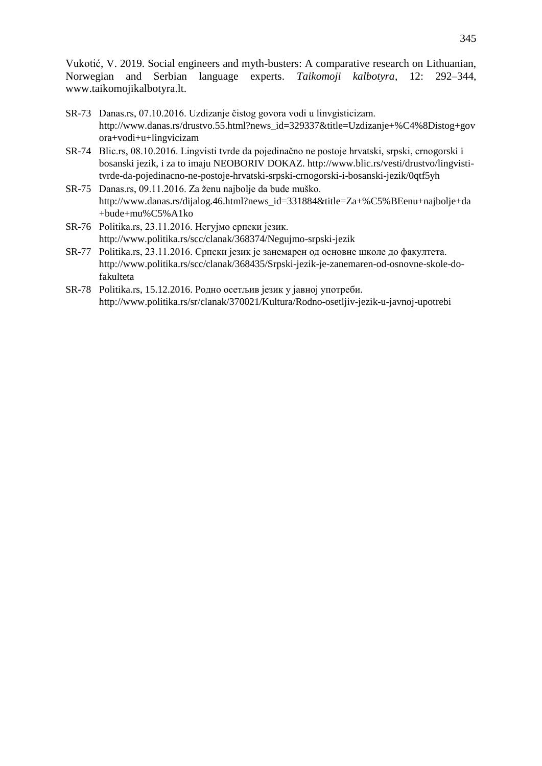Vukotić, V. 2019. Social engineers and myth-busters: A comparative research on Lithuanian, Norwegian and Serbian language experts. *Taikomoji kalbotyra*, 12: 292–344, www.taikomojikalbotyra.lt.

SR-73 Danas.rs, 07.10.2016. Uzdizanje čistog govora vodi u linvgisticizam. http://www.danas.rs/drustvo.55.html?news_id=329337&title=Uzdizanje+%C4%8Distog+govora+vodi+u+lingvicizam

SR-74 Blic.rs, 08.10.2016. Lingvisti tvrde da pojedinačno ne postoje hrvatski, srpski, crnogorski i bosanski jezik, i za to imaju NEOBORIV DOKAZ. http://www.blic.rs/vesti/drustvo/lingvisti-tvrde-da-pojedinacno-ne-postoje-hrvatski-srpski-crnogorski-i-bosanski-jezik/0qtf5yh

SR-75 Danas.rs, 09.11.2016. Za ženu najbolje da bude muško. http://www.danas.rs/dijalog.46.html?news_id=331884&title=Za+%C5%BEenu+najbolje+da+bude+mu%C5%A1ko

SR-76 Politika.rs, 23.11.2016. Негујмо српски језик. http://www.politika.rs/scc/clanak/368374/Negujmo-srpski-jezik

SR-77 Politika.rs, 23.11.2016. Српски језик је занемарен од основне школе до факултета. http://www.politika.rs/scc/clanak/368435/Srpski-jezik-je-zanemaren-od-osnovne-skole-do-fakulteta

SR-78 Politika.rs, 15.12.2016. Родно осетљив језик у јавној употреби. http://www.politika.rs/sr/clanak/370021/Kultura/Rodno-osetljiv-jezik-u-javnoj-upotrebi